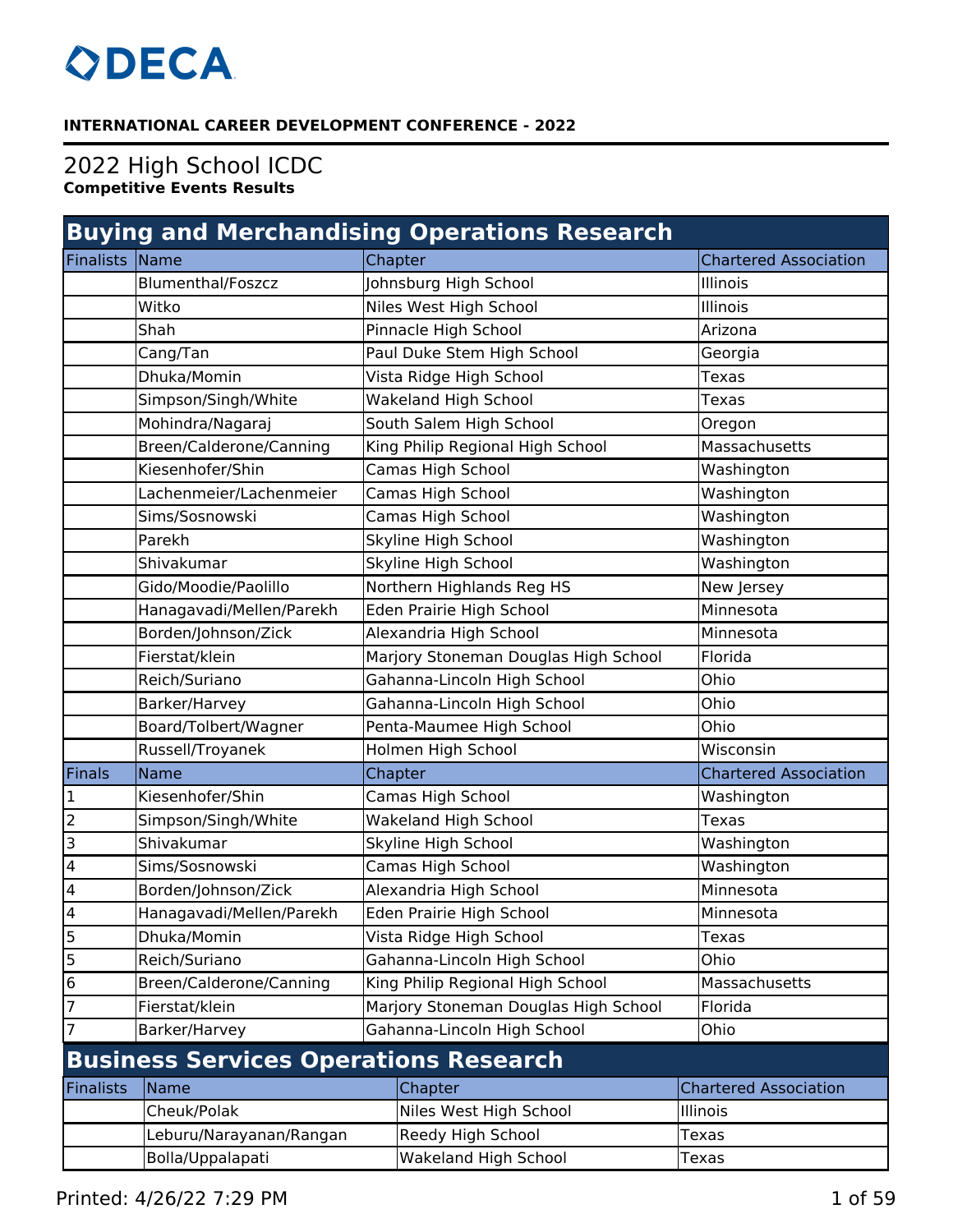DECA

**INTERNATIONAL CAREER DEVELOPMENT CONFERENCE - 2022**

# 2022 High School ICDC

**Competitive Events Results**

## Buying and Merchandising Operations Research

| Finalists | Name | Chapter | Chartered Association |
|---|---|---|---|
| | Blumenthal/Foszcz | Johnsburg High School | Illinois |
| | Witko | Niles West High School | Illinois |
| | Shah | Pinnacle High School | Arizona |
| | Cang/Tan | Paul Duke Stem High School | Georgia |
| | Dhuka/Momin | Vista Ridge High School | Texas |
| | Simpson/Singh/White | Wakeland High School | Texas |
| | Mohindra/Nagaraj | South Salem High School | Oregon |
| | Breen/Calderone/Canning | King Philip Regional High School | Massachusetts |
| | Kiesenhofer/Shin | Camas High School | Washington |
| | Lachenmeier/Lachenmeier | Camas High School | Washington |
| | Sims/Sosnowski | Camas High School | Washington |
| | Parekh | Skyline High School | Washington |
| | Shivakumar | Skyline High School | Washington |
| | Gido/Moodie/Paolillo | Northern Highlands Reg HS | New Jersey |
| | Hanagavadi/Mellen/Parekh | Eden Prairie High School | Minnesota |
| | Borden/Johnson/Zick | Alexandria High School | Minnesota |
| | Fierstat/klein | Marjory Stoneman Douglas High School | Florida |
| | Reich/Suriano | Gahanna-Lincoln High School | Ohio |
| | Barker/Harvey | Gahanna-Lincoln High School | Ohio |
| | Board/Tolbert/Wagner | Penta-Maumee High School | Ohio |
| | Russell/Troyanek | Holmen High School | Wisconsin |

| Finals | Name | Chapter | Chartered Association |
|---|---|---|---|
| 1 | Kiesenhofer/Shin | Camas High School | Washington |
| 2 | Simpson/Singh/White | Wakeland High School | Texas |
| 3 | Shivakumar | Skyline High School | Washington |
| 4 | Sims/Sosnowski | Camas High School | Washington |
| 4 | Borden/Johnson/Zick | Alexandria High School | Minnesota |
| 4 | Hanagavadi/Mellen/Parekh | Eden Prairie High School | Minnesota |
| 5 | Dhuka/Momin | Vista Ridge High School | Texas |
| 5 | Reich/Suriano | Gahanna-Lincoln High School | Ohio |
| 6 | Breen/Calderone/Canning | King Philip Regional High School | Massachusetts |
| 7 | Fierstat/klein | Marjory Stoneman Douglas High School | Florida |
| 7 | Barker/Harvey | Gahanna-Lincoln High School | Ohio |

## Business Services Operations Research

| Finalists | Name | Chapter | Chartered Association |
|---|---|---|---|
| | Cheuk/Polak | Niles West High School | Illinois |
| | Leburu/Narayanan/Rangan | Reedy High School | Texas |
| | Bolla/Uppalapati | Wakeland High School | Texas |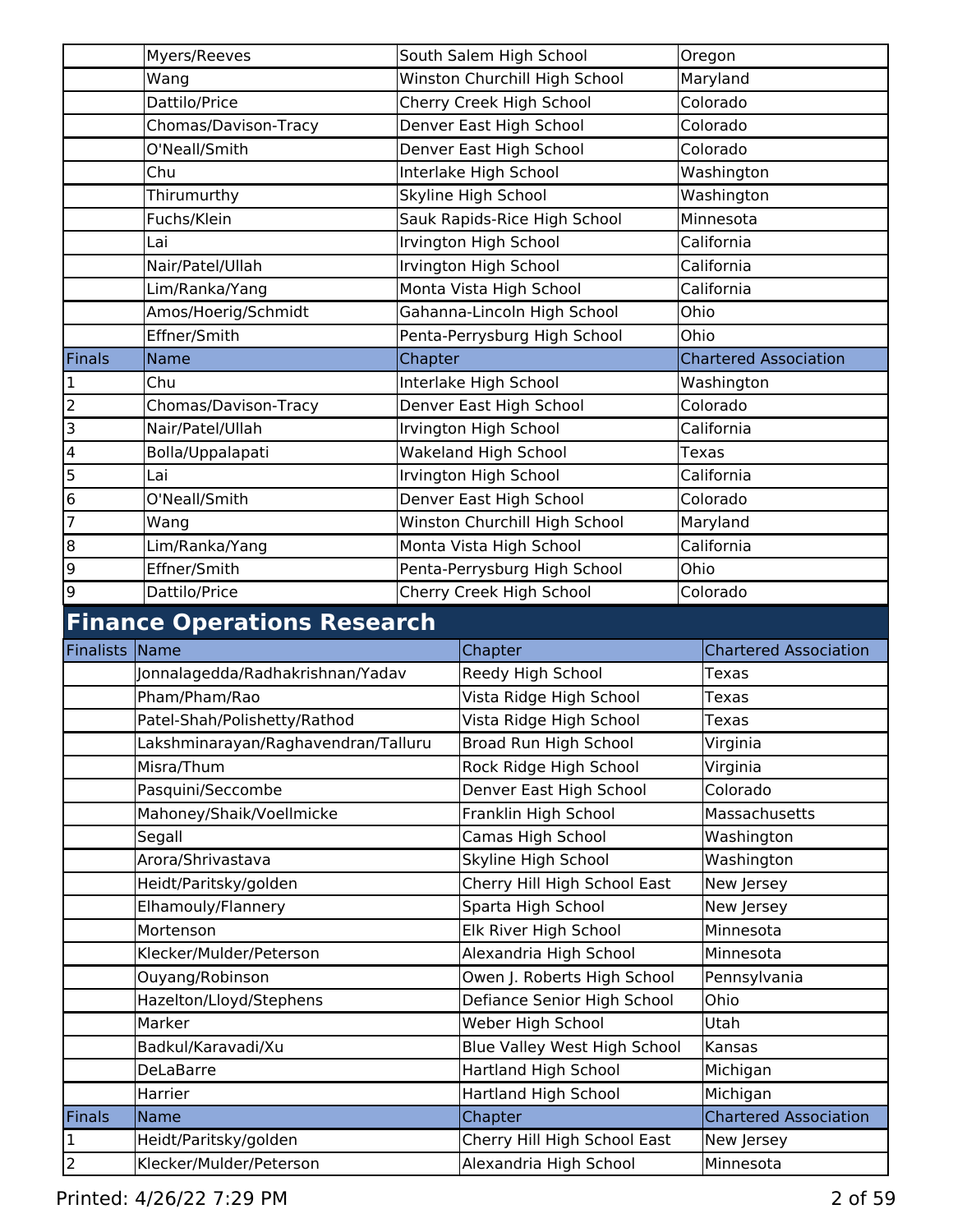| | Name | Chapter | Chartered Association |
|---|---|---|---|
| | Myers/Reeves | South Salem High School | Oregon |
| | Wang | Winston Churchill High School | Maryland |
| | Dattilo/Price | Cherry Creek High School | Colorado |
| | Chomas/Davison-Tracy | Denver East High School | Colorado |
| | O'Neall/Smith | Denver East High School | Colorado |
| | Chu | Interlake High School | Washington |
| | Thirumurthy | Skyline High School | Washington |
| | Fuchs/Klein | Sauk Rapids-Rice High School | Minnesota |
| | Lai | Irvington High School | California |
| | Nair/Patel/Ullah | Irvington High School | California |
| | Lim/Ranka/Yang | Monta Vista High School | California |
| | Amos/Hoerig/Schmidt | Gahanna-Lincoln High School | Ohio |
| | Effner/Smith | Penta-Perrysburg High School | Ohio |

| Finals | Name | Chapter | Chartered Association |
|---|---|---|---|
| 1 | Chu | Interlake High School | Washington |
| 2 | Chomas/Davison-Tracy | Denver East High School | Colorado |
| 3 | Nair/Patel/Ullah | Irvington High School | California |
| 4 | Bolla/Uppalapati | Wakeland High School | Texas |
| 5 | Lai | Irvington High School | California |
| 6 | O'Neall/Smith | Denver East High School | Colorado |
| 7 | Wang | Winston Churchill High School | Maryland |
| 8 | Lim/Ranka/Yang | Monta Vista High School | California |
| 9 | Effner/Smith | Penta-Perrysburg High School | Ohio |
| 9 | Dattilo/Price | Cherry Creek High School | Colorado |

## Finance Operations Research

| Finalists | Name | Chapter | Chartered Association |
|---|---|---|---|
| | Jonnalagedda/Radhakrishnan/Yadav | Reedy High School | Texas |
| | Pham/Pham/Rao | Vista Ridge High School | Texas |
| | Patel-Shah/Polishetty/Rathod | Vista Ridge High School | Texas |
| | Lakshminarayan/Raghavendran/Talluru | Broad Run High School | Virginia |
| | Misra/Thum | Rock Ridge High School | Virginia |
| | Pasquini/Seccombe | Denver East High School | Colorado |
| | Mahoney/Shaik/Voellmicke | Franklin High School | Massachusetts |
| | Segall | Camas High School | Washington |
| | Arora/Shrivastava | Skyline High School | Washington |
| | Heidt/Paritsky/golden | Cherry Hill High School East | New Jersey |
| | Elhamouly/Flannery | Sparta High School | New Jersey |
| | Mortenson | Elk River High School | Minnesota |
| | Klecker/Mulder/Peterson | Alexandria High School | Minnesota |
| | Ouyang/Robinson | Owen J. Roberts High School | Pennsylvania |
| | Hazelton/Lloyd/Stephens | Defiance Senior High School | Ohio |
| | Marker | Weber High School | Utah |
| | Badkul/Karavadi/Xu | Blue Valley West High School | Kansas |
| | DeLaBarre | Hartland High School | Michigan |
| | Harrier | Hartland High School | Michigan |

| Finals | Name | Chapter | Chartered Association |
|---|---|---|---|
| 1 | Heidt/Paritsky/golden | Cherry Hill High School East | New Jersey |
| 2 | Klecker/Mulder/Peterson | Alexandria High School | Minnesota |

Printed: 4/26/22 7:29 PM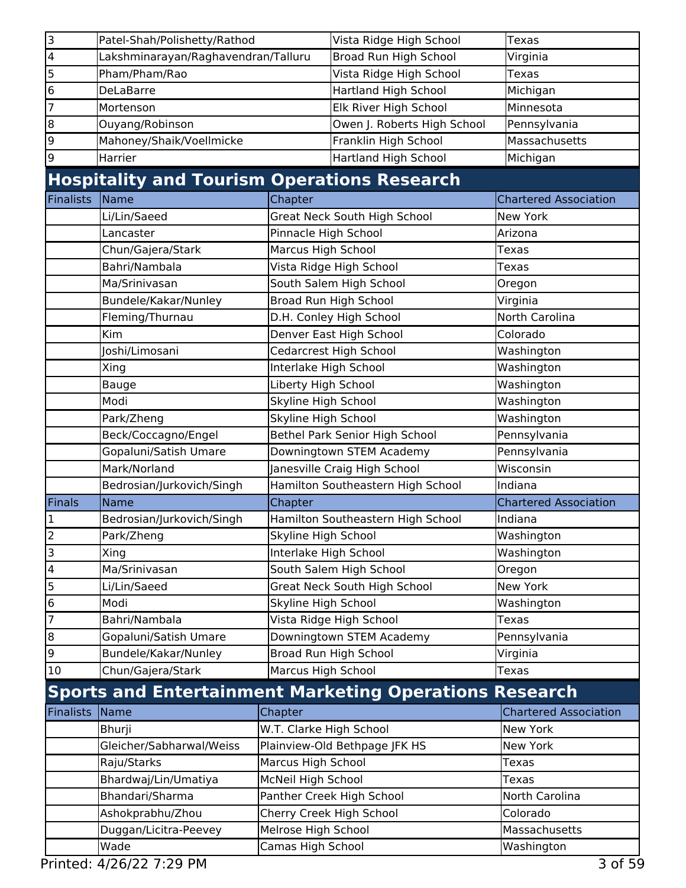| | | | |
|---|---|---|---|
| 3 | Patel-Shah/Polishetty/Rathod | Vista Ridge High School | Texas |
| 4 | Lakshminarayan/Raghavendran/Talluru | Broad Run High School | Virginia |
| 5 | Pham/Pham/Rao | Vista Ridge High School | Texas |
| 6 | DeLaBarre | Hartland High School | Michigan |
| 7 | Mortenson | Elk River High School | Minnesota |
| 8 | Ouyang/Robinson | Owen J. Roberts High School | Pennsylvania |
| 9 | Mahoney/Shaik/Voellmicke | Franklin High School | Massachusetts |
| 9 | Harrier | Hartland High School | Michigan |

## Hospitality and Tourism Operations Research

| Finalists | Name | Chapter | Chartered Association |
|---|---|---|---|
| | Li/Lin/Saeed | Great Neck South High School | New York |
| | Lancaster | Pinnacle High School | Arizona |
| | Chun/Gajera/Stark | Marcus High School | Texas |
| | Bahri/Nambala | Vista Ridge High School | Texas |
| | Ma/Srinivasan | South Salem High School | Oregon |
| | Bundele/Kakar/Nunley | Broad Run High School | Virginia |
| | Fleming/Thurnau | D.H. Conley High School | North Carolina |
| | Kim | Denver East High School | Colorado |
| | Joshi/Limosani | Cedarcrest High School | Washington |
| | Xing | Interlake High School | Washington |
| | Bauge | Liberty High School | Washington |
| | Modi | Skyline High School | Washington |
| | Park/Zheng | Skyline High School | Washington |
| | Beck/Coccagno/Engel | Bethel Park Senior High School | Pennsylvania |
| | Gopaluni/Satish Umare | Downingtown STEM Academy | Pennsylvania |
| | Mark/Norland | Janesville Craig High School | Wisconsin |
| | Bedrosian/Jurkovich/Singh | Hamilton Southeastern High School | Indiana |

| Finals | Name | Chapter | Chartered Association |
|---|---|---|---|
| 1 | Bedrosian/Jurkovich/Singh | Hamilton Southeastern High School | Indiana |
| 2 | Park/Zheng | Skyline High School | Washington |
| 3 | Xing | Interlake High School | Washington |
| 4 | Ma/Srinivasan | South Salem High School | Oregon |
| 5 | Li/Lin/Saeed | Great Neck South High School | New York |
| 6 | Modi | Skyline High School | Washington |
| 7 | Bahri/Nambala | Vista Ridge High School | Texas |
| 8 | Gopaluni/Satish Umare | Downingtown STEM Academy | Pennsylvania |
| 9 | Bundele/Kakar/Nunley | Broad Run High School | Virginia |
| 10 | Chun/Gajera/Stark | Marcus High School | Texas |

## Sports and Entertainment Marketing Operations Research

| Finalists | Name | Chapter | Chartered Association |
|---|---|---|---|
| | Bhurji | W.T. Clarke High School | New York |
| | Gleicher/Sabharwal/Weiss | Plainview-Old Bethpage JFK HS | New York |
| | Raju/Starks | Marcus High School | Texas |
| | Bhardwaj/Lin/Umatiya | McNeil High School | Texas |
| | Bhandari/Sharma | Panther Creek High School | North Carolina |
| | Ashokprabhu/Zhou | Cherry Creek High School | Colorado |
| | Duggan/Licitra-Peevey | Melrose High School | Massachusetts |
| | Wade | Camas High School | Washington |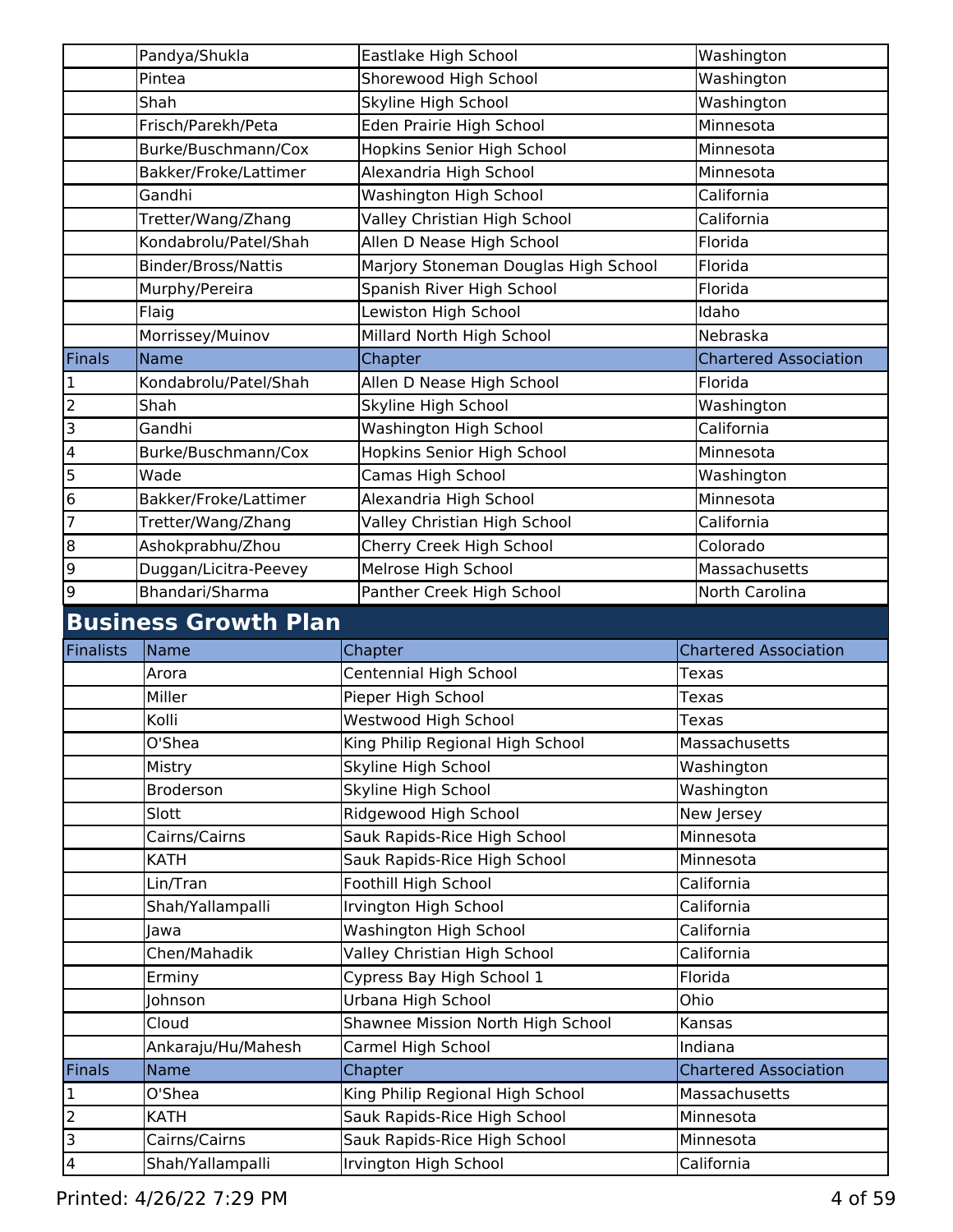| | Name | Chapter | Chartered Association |
|---|---|---|---|
| | Pandya/Shukla | Eastlake High School | Washington |
| | Pintea | Shorewood High School | Washington |
| | Shah | Skyline High School | Washington |
| | Frisch/Parekh/Peta | Eden Prairie High School | Minnesota |
| | Burke/Buschmann/Cox | Hopkins Senior High School | Minnesota |
| | Bakker/Froke/Lattimer | Alexandria High School | Minnesota |
| | Gandhi | Washington High School | California |
| | Tretter/Wang/Zhang | Valley Christian High School | California |
| | Kondabrolu/Patel/Shah | Allen D Nease High School | Florida |
| | Binder/Bross/Nattis | Marjory Stoneman Douglas High School | Florida |
| | Murphy/Pereira | Spanish River High School | Florida |
| | Flaig | Lewiston High School | Idaho |
| | Morrissey/Muinov | Millard North High School | Nebraska |

| Finals | Name | Chapter | Chartered Association |
|---|---|---|---|
| 1 | Kondabrolu/Patel/Shah | Allen D Nease High School | Florida |
| 2 | Shah | Skyline High School | Washington |
| 3 | Gandhi | Washington High School | California |
| 4 | Burke/Buschmann/Cox | Hopkins Senior High School | Minnesota |
| 5 | Wade | Camas High School | Washington |
| 6 | Bakker/Froke/Lattimer | Alexandria High School | Minnesota |
| 7 | Tretter/Wang/Zhang | Valley Christian High School | California |
| 8 | Ashokprabhu/Zhou | Cherry Creek High School | Colorado |
| 9 | Duggan/Licitra-Peevey | Melrose High School | Massachusetts |
| 9 | Bhandari/Sharma | Panther Creek High School | North Carolina |

## Business Growth Plan

| Finalists | Name | Chapter | Chartered Association |
|---|---|---|---|
| | Arora | Centennial High School | Texas |
| | Miller | Pieper High School | Texas |
| | Kolli | Westwood High School | Texas |
| | O'Shea | King Philip Regional High School | Massachusetts |
| | Mistry | Skyline High School | Washington |
| | Broderson | Skyline High School | Washington |
| | Slott | Ridgewood High School | New Jersey |
| | Cairns/Cairns | Sauk Rapids-Rice High School | Minnesota |
| | KATH | Sauk Rapids-Rice High School | Minnesota |
| | Lin/Tran | Foothill High School | California |
| | Shah/Yallampalli | Irvington High School | California |
| | Jawa | Washington High School | California |
| | Chen/Mahadik | Valley Christian High School | California |
| | Erminy | Cypress Bay High School 1 | Florida |
| | Johnson | Urbana High School | Ohio |
| | Cloud | Shawnee Mission North High School | Kansas |
| | Ankaraju/Hu/Mahesh | Carmel High School | Indiana |

| Finals | Name | Chapter | Chartered Association |
|---|---|---|---|
| 1 | O'Shea | King Philip Regional High School | Massachusetts |
| 2 | KATH | Sauk Rapids-Rice High School | Minnesota |
| 3 | Cairns/Cairns | Sauk Rapids-Rice High School | Minnesota |
| 4 | Shah/Yallampalli | Irvington High School | California |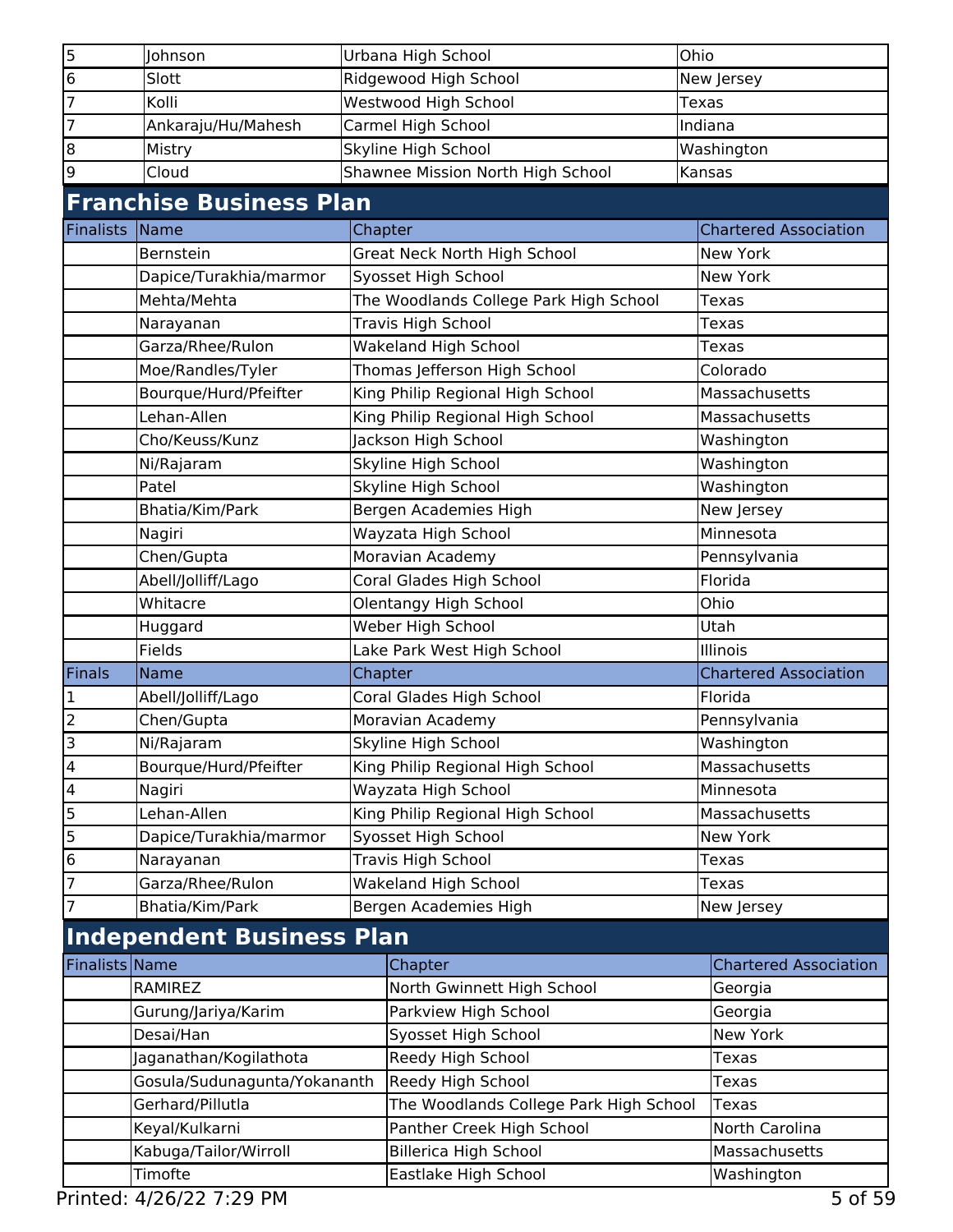| | | | |
|---|---|---|---|
| 5 | Johnson | Urbana High School | Ohio |
| 6 | Slott | Ridgewood High School | New Jersey |
| 7 | Kolli | Westwood High School | Texas |
| 7 | Ankaraju/Hu/Mahesh | Carmel High School | Indiana |
| 8 | Mistry | Skyline High School | Washington |
| 9 | Cloud | Shawnee Mission North High School | Kansas |

## Franchise Business Plan

| Finalists | Name | Chapter | Chartered Association |
|---|---|---|---|
| | Bernstein | Great Neck North High School | New York |
| | Dapice/Turakhia/marmor | Syosset High School | New York |
| | Mehta/Mehta | The Woodlands College Park High School | Texas |
| | Narayanan | Travis High School | Texas |
| | Garza/Rhee/Rulon | Wakeland High School | Texas |
| | Moe/Randles/Tyler | Thomas Jefferson High School | Colorado |
| | Bourque/Hurd/Pfeifter | King Philip Regional High School | Massachusetts |
| | Lehan-Allen | King Philip Regional High School | Massachusetts |
| | Cho/Keuss/Kunz | Jackson High School | Washington |
| | Ni/Rajaram | Skyline High School | Washington |
| | Patel | Skyline High School | Washington |
| | Bhatia/Kim/Park | Bergen Academies High | New Jersey |
| | Nagiri | Wayzata High School | Minnesota |
| | Chen/Gupta | Moravian Academy | Pennsylvania |
| | Abell/Jolliff/Lago | Coral Glades High School | Florida |
| | Whitacre | Olentangy High School | Ohio |
| | Huggard | Weber High School | Utah |
| | Fields | Lake Park West High School | Illinois |

| Finals | Name | Chapter | Chartered Association |
|---|---|---|---|
| 1 | Abell/Jolliff/Lago | Coral Glades High School | Florida |
| 2 | Chen/Gupta | Moravian Academy | Pennsylvania |
| 3 | Ni/Rajaram | Skyline High School | Washington |
| 4 | Bourque/Hurd/Pfeifter | King Philip Regional High School | Massachusetts |
| 4 | Nagiri | Wayzata High School | Minnesota |
| 5 | Lehan-Allen | King Philip Regional High School | Massachusetts |
| 5 | Dapice/Turakhia/marmor | Syosset High School | New York |
| 6 | Narayanan | Travis High School | Texas |
| 7 | Garza/Rhee/Rulon | Wakeland High School | Texas |
| 7 | Bhatia/Kim/Park | Bergen Academies High | New Jersey |

## Independent Business Plan

| Finalists | Name | Chapter | Chartered Association |
|---|---|---|---|
| | RAMIREZ | North Gwinnett High School | Georgia |
| | Gurung/Jariya/Karim | Parkview High School | Georgia |
| | Desai/Han | Syosset High School | New York |
| | Jaganathan/Kogilathota | Reedy High School | Texas |
| | Gosula/Sudunagunta/Yokananth | Reedy High School | Texas |
| | Gerhard/Pillutla | The Woodlands College Park High School | Texas |
| | Keyal/Kulkarni | Panther Creek High School | North Carolina |
| | Kabuga/Tailor/Wirroll | Billerica High School | Massachusetts |
| | Timofte | Eastlake High School | Washington |

Printed: 4/26/22 7:29 PM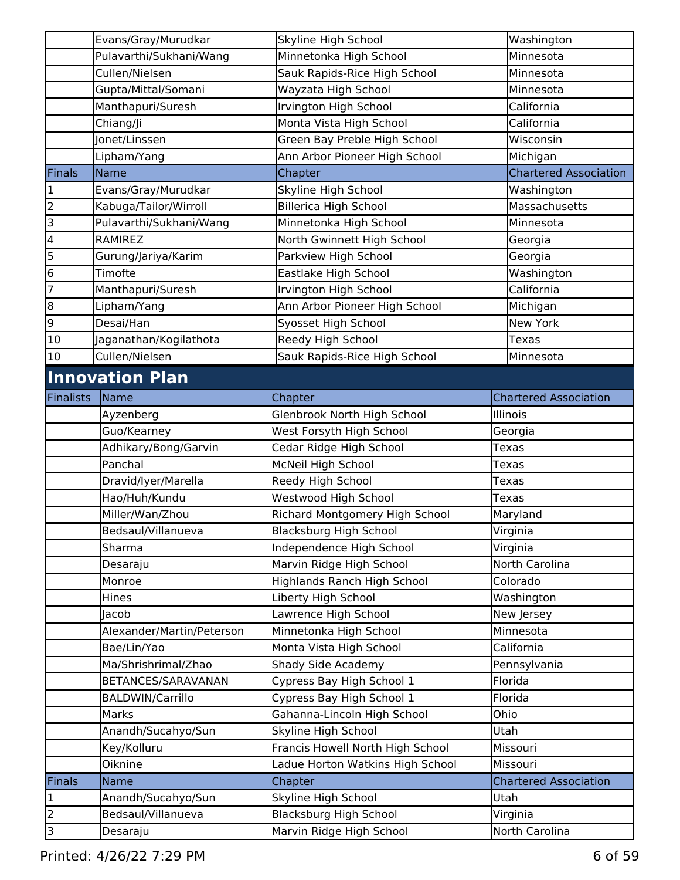| | Evans/Gray/Murudkar | Skyline High School | Washington |
|---|---|---|---|
| | Pulavarthi/Sukhani/Wang | Minnetonka High School | Minnesota |
| | Cullen/Nielsen | Sauk Rapids-Rice High School | Minnesota |
| | Gupta/Mittal/Somani | Wayzata High School | Minnesota |
| | Manthapuri/Suresh | Irvington High School | California |
| | Chiang/Ji | Monta Vista High School | California |
| | Jonet/Linssen | Green Bay Preble High School | Wisconsin |
| | Lipham/Yang | Ann Arbor Pioneer High School | Michigan |

| Finals | Name | Chapter | Chartered Association |
|---|---|---|---|
| 1 | Evans/Gray/Murudkar | Skyline High School | Washington |
| 2 | Kabuga/Tailor/Wirroll | Billerica High School | Massachusetts |
| 3 | Pulavarthi/Sukhani/Wang | Minnetonka High School | Minnesota |
| 4 | RAMIREZ | North Gwinnett High School | Georgia |
| 5 | Gurung/Jariya/Karim | Parkview High School | Georgia |
| 6 | Timofte | Eastlake High School | Washington |
| 7 | Manthapuri/Suresh | Irvington High School | California |
| 8 | Lipham/Yang | Ann Arbor Pioneer High School | Michigan |
| 9 | Desai/Han | Syosset High School | New York |
| 10 | Jaganathan/Kogilathota | Reedy High School | Texas |
| 10 | Cullen/Nielsen | Sauk Rapids-Rice High School | Minnesota |

## Innovation Plan

| Finalists | Name | Chapter | Chartered Association |
|---|---|---|---|
| | Ayzenberg | Glenbrook North High School | Illinois |
| | Guo/Kearney | West Forsyth High School | Georgia |
| | Adhikary/Bong/Garvin | Cedar Ridge High School | Texas |
| | Panchal | McNeil High School | Texas |
| | Dravid/Iyer/Marella | Reedy High School | Texas |
| | Hao/Huh/Kundu | Westwood High School | Texas |
| | Miller/Wan/Zhou | Richard Montgomery High School | Maryland |
| | Bedsaul/Villanueva | Blacksburg High School | Virginia |
| | Sharma | Independence High School | Virginia |
| | Desaraju | Marvin Ridge High School | North Carolina |
| | Monroe | Highlands Ranch High School | Colorado |
| | Hines | Liberty High School | Washington |
| | Jacob | Lawrence High School | New Jersey |
| | Alexander/Martin/Peterson | Minnetonka High School | Minnesota |
| | Bae/Lin/Yao | Monta Vista High School | California |
| | Ma/Shrishrimal/Zhao | Shady Side Academy | Pennsylvania |
| | BETANCES/SARAVANAN | Cypress Bay High School 1 | Florida |
| | BALDWIN/Carrillo | Cypress Bay High School 1 | Florida |
| | Marks | Gahanna-Lincoln High School | Ohio |
| | Anandh/Sucahyo/Sun | Skyline High School | Utah |
| | Key/Kolluru | Francis Howell North High School | Missouri |
| | Oiknine | Ladue Horton Watkins High School | Missouri |

| Finals | Name | Chapter | Chartered Association |
|---|---|---|---|
| 1 | Anandh/Sucahyo/Sun | Skyline High School | Utah |
| 2 | Bedsaul/Villanueva | Blacksburg High School | Virginia |
| 3 | Desaraju | Marvin Ridge High School | North Carolina |

Printed: 4/26/22 7:29 PM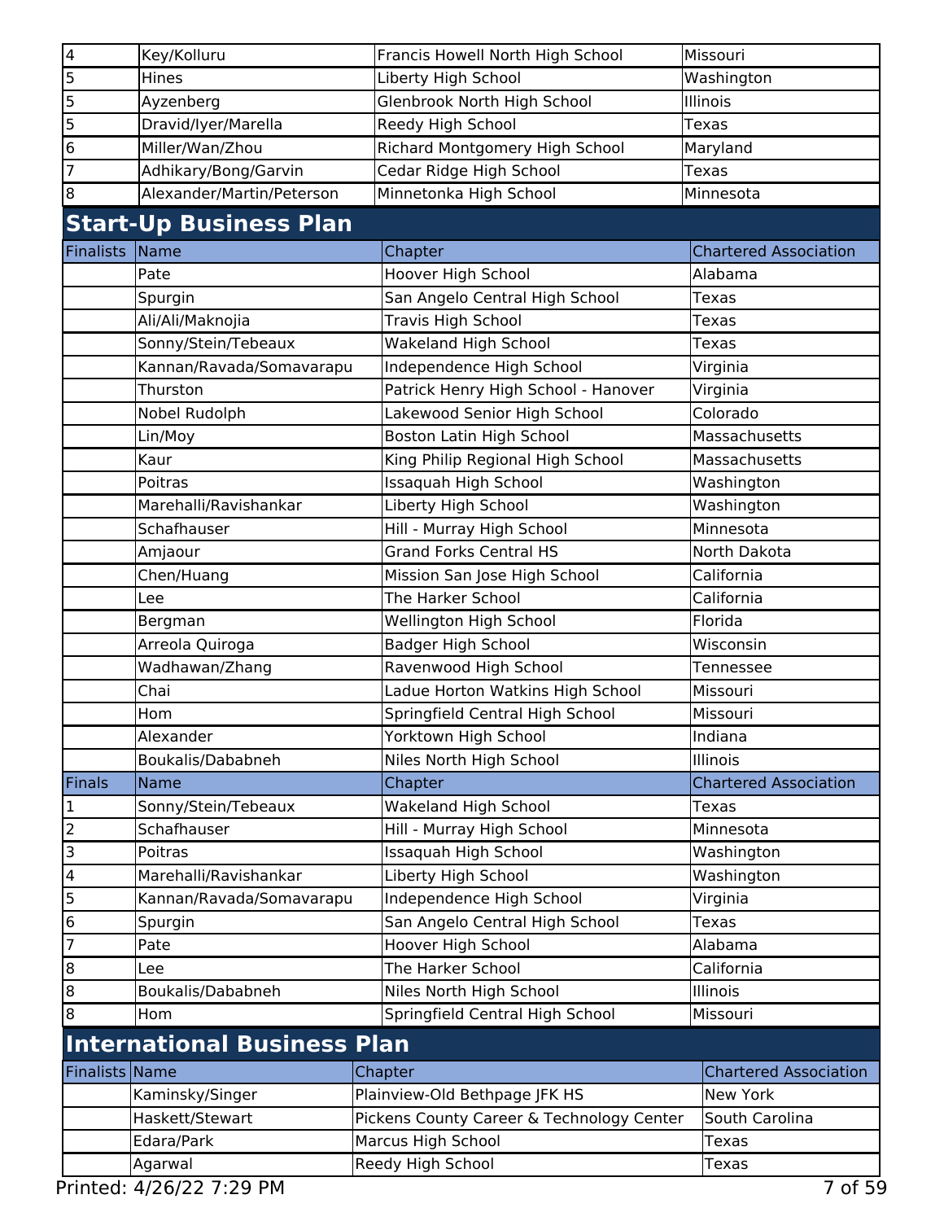| | | | |
|---|---|---|---|
| 4 | Key/Kolluru | Francis Howell North High School | Missouri |
| 5 | Hines | Liberty High School | Washington |
| 5 | Ayzenberg | Glenbrook North High School | Illinois |
| 5 | Dravid/Iyer/Marella | Reedy High School | Texas |
| 6 | Miller/Wan/Zhou | Richard Montgomery High School | Maryland |
| 7 | Adhikary/Bong/Garvin | Cedar Ridge High School | Texas |
| 8 | Alexander/Martin/Peterson | Minnetonka High School | Minnesota |

## Start-Up Business Plan

| Finalists | Name | Chapter | Chartered Association |
|---|---|---|---|
| | Pate | Hoover High School | Alabama |
| | Spurgin | San Angelo Central High School | Texas |
| | Ali/Ali/Maknojia | Travis High School | Texas |
| | Sonny/Stein/Tebeaux | Wakeland High School | Texas |
| | Kannan/Ravada/Somavarapu | Independence High School | Virginia |
| | Thurston | Patrick Henry High School - Hanover | Virginia |
| | Nobel Rudolph | Lakewood Senior High School | Colorado |
| | Lin/Moy | Boston Latin High School | Massachusetts |
| | Kaur | King Philip Regional High School | Massachusetts |
| | Poitras | Issaquah High School | Washington |
| | Marehalli/Ravishankar | Liberty High School | Washington |
| | Schafhauser | Hill - Murray High School | Minnesota |
| | Amjaour | Grand Forks Central HS | North Dakota |
| | Chen/Huang | Mission San Jose High School | California |
| | Lee | The Harker School | California |
| | Bergman | Wellington High School | Florida |
| | Arreola Quiroga | Badger High School | Wisconsin |
| | Wadhawan/Zhang | Ravenwood High School | Tennessee |
| | Chai | Ladue Horton Watkins High School | Missouri |
| | Hom | Springfield Central High School | Missouri |
| | Alexander | Yorktown High School | Indiana |
| | Boukalis/Dababneh | Niles North High School | Illinois |

| Finals | Name | Chapter | Chartered Association |
|---|---|---|---|
| 1 | Sonny/Stein/Tebeaux | Wakeland High School | Texas |
| 2 | Schafhauser | Hill - Murray High School | Minnesota |
| 3 | Poitras | Issaquah High School | Washington |
| 4 | Marehalli/Ravishankar | Liberty High School | Washington |
| 5 | Kannan/Ravada/Somavarapu | Independence High School | Virginia |
| 6 | Spurgin | San Angelo Central High School | Texas |
| 7 | Pate | Hoover High School | Alabama |
| 8 | Lee | The Harker School | California |
| 8 | Boukalis/Dababneh | Niles North High School | Illinois |
| 8 | Hom | Springfield Central High School | Missouri |

## International Business Plan

| Finalists | Name | Chapter | Chartered Association |
|---|---|---|---|
| | Kaminsky/Singer | Plainview-Old Bethpage JFK HS | New York |
| | Haskett/Stewart | Pickens County Career & Technology Center | South Carolina |
| | Edara/Park | Marcus High School | Texas |
| | Agarwal | Reedy High School | Texas |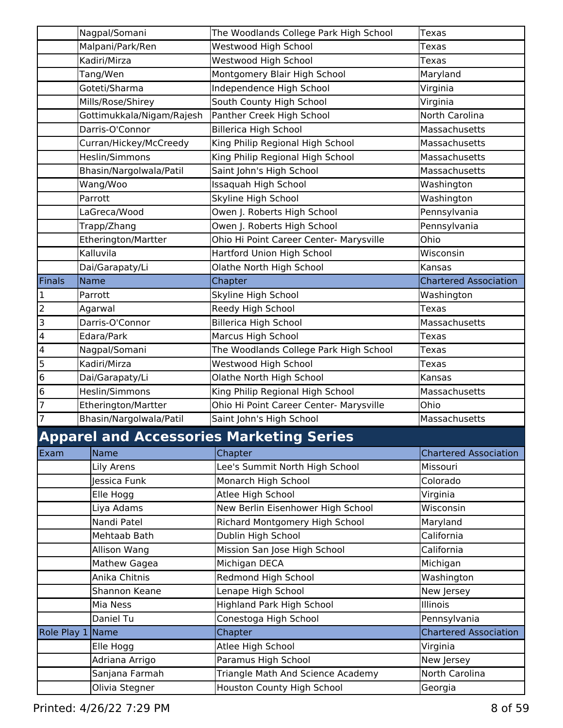|  | Name | Chapter | Chartered Association |
|---|---|---|---|
|  | Nagpal/Somani | The Woodlands College Park High School | Texas |
|  | Malpani/Park/Ren | Westwood High School | Texas |
|  | Kadiri/Mirza | Westwood High School | Texas |
|  | Tang/Wen | Montgomery Blair High School | Maryland |
|  | Goteti/Sharma | Independence High School | Virginia |
|  | Mills/Rose/Shirey | South County High School | Virginia |
|  | Gottimukkala/Nigam/Rajesh | Panther Creek High School | North Carolina |
|  | Darris-O'Connor | Billerica High School | Massachusetts |
|  | Curran/Hickey/McCreedy | King Philip Regional High School | Massachusetts |
|  | Heslin/Simmons | King Philip Regional High School | Massachusetts |
|  | Bhasin/Nargolwala/Patil | Saint John's High School | Massachusetts |
|  | Wang/Woo | Issaquah High School | Washington |
|  | Parrott | Skyline High School | Washington |
|  | LaGreca/Wood | Owen J. Roberts High School | Pennsylvania |
|  | Trapp/Zhang | Owen J. Roberts High School | Pennsylvania |
|  | Etherington/Martter | Ohio Hi Point Career Center- Marysville | Ohio |
|  | Kalluvila | Hartford Union High School | Wisconsin |
|  | Dai/Garapaty/Li | Olathe North High School | Kansas |

| Finals | Name | Chapter | Chartered Association |
|---|---|---|---|
| 1 | Parrott | Skyline High School | Washington |
| 2 | Agarwal | Reedy High School | Texas |
| 3 | Darris-O'Connor | Billerica High School | Massachusetts |
| 4 | Edara/Park | Marcus High School | Texas |
| 4 | Nagpal/Somani | The Woodlands College Park High School | Texas |
| 5 | Kadiri/Mirza | Westwood High School | Texas |
| 6 | Dai/Garapaty/Li | Olathe North High School | Kansas |
| 6 | Heslin/Simmons | King Philip Regional High School | Massachusetts |
| 7 | Etherington/Martter | Ohio Hi Point Career Center- Marysville | Ohio |
| 7 | Bhasin/Nargolwala/Patil | Saint John's High School | Massachusetts |

## Apparel and Accessories Marketing Series

| Exam | Name | Chapter | Chartered Association |
|---|---|---|---|
|  | Lily Arens | Lee's Summit North High School | Missouri |
|  | Jessica Funk | Monarch High School | Colorado |
|  | Elle Hogg | Atlee High School | Virginia |
|  | Liya Adams | New Berlin Eisenhower High School | Wisconsin |
|  | Nandi Patel | Richard Montgomery High School | Maryland |
|  | Mehtaab Bath | Dublin High School | California |
|  | Allison Wang | Mission San Jose High School | California |
|  | Mathew Gagea | Michigan DECA | Michigan |
|  | Anika Chitnis | Redmond High School | Washington |
|  | Shannon Keane | Lenape High School | New Jersey |
|  | Mia Ness | Highland Park High School | Illinois |
|  | Daniel Tu | Conestoga High School | Pennsylvania |

| Role Play 1 | Name | Chapter | Chartered Association |
|---|---|---|---|
|  | Elle Hogg | Atlee High School | Virginia |
|  | Adriana Arrigo | Paramus High School | New Jersey |
|  | Sanjana Farmah | Triangle Math And Science Academy | North Carolina |
|  | Olivia Stegner | Houston County High School | Georgia |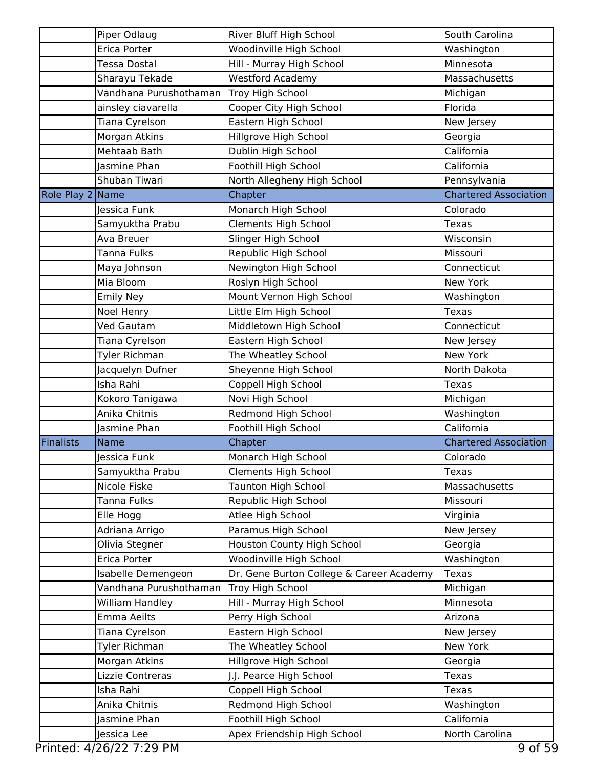| | | | |
|---|---|---|---|
| | Piper Odlaug | River Bluff High School | South Carolina |
| | Erica Porter | Woodinville High School | Washington |
| | Tessa Dostal | Hill - Murray High School | Minnesota |
| | Sharayu Tekade | Westford Academy | Massachusetts |
| | Vandhana Purushothaman | Troy High School | Michigan |
| | ainsley ciavarella | Cooper City High School | Florida |
| | Tiana Cyrelson | Eastern High School | New Jersey |
| | Morgan Atkins | Hillgrove High School | Georgia |
| | Mehtaab Bath | Dublin High School | California |
| | Jasmine Phan | Foothill High School | California |
| | Shuban Tiwari | North Allegheny High School | Pennsylvania |
| Role Play 2 | Name | Chapter | Chartered Association |
| | Jessica Funk | Monarch High School | Colorado |
| | Samyuktha Prabu | Clements High School | Texas |
| | Ava Breuer | Slinger High School | Wisconsin |
| | Tanna Fulks | Republic High School | Missouri |
| | Maya Johnson | Newington High School | Connecticut |
| | Mia Bloom | Roslyn High School | New York |
| | Emily Ney | Mount Vernon High School | Washington |
| | Noel Henry | Little Elm High School | Texas |
| | Ved Gautam | Middletown High School | Connecticut |
| | Tiana Cyrelson | Eastern High School | New Jersey |
| | Tyler Richman | The Wheatley School | New York |
| | Jacquelyn Dufner | Sheyenne High School | North Dakota |
| | Isha Rahi | Coppell High School | Texas |
| | Kokoro Tanigawa | Novi High School | Michigan |
| | Anika Chitnis | Redmond High School | Washington |
| | Jasmine Phan | Foothill High School | California |
| Finalists | Name | Chapter | Chartered Association |
| | Jessica Funk | Monarch High School | Colorado |
| | Samyuktha Prabu | Clements High School | Texas |
| | Nicole Fiske | Taunton High School | Massachusetts |
| | Tanna Fulks | Republic High School | Missouri |
| | Elle Hogg | Atlee High School | Virginia |
| | Adriana Arrigo | Paramus High School | New Jersey |
| | Olivia Stegner | Houston County High School | Georgia |
| | Erica Porter | Woodinville High School | Washington |
| | Isabelle Demengeon | Dr. Gene Burton College & Career Academy | Texas |
| | Vandhana Purushothaman | Troy High School | Michigan |
| | William Handley | Hill - Murray High School | Minnesota |
| | Emma Aeilts | Perry High School | Arizona |
| | Tiana Cyrelson | Eastern High School | New Jersey |
| | Tyler Richman | The Wheatley School | New York |
| | Morgan Atkins | Hillgrove High School | Georgia |
| | Lizzie Contreras | J.J. Pearce High School | Texas |
| | Isha Rahi | Coppell High School | Texas |
| | Anika Chitnis | Redmond High School | Washington |
| | Jasmine Phan | Foothill High School | California |
| | Jessica Lee | Apex Friendship High School | North Carolina |

Printed: 4/26/22 7:29 PM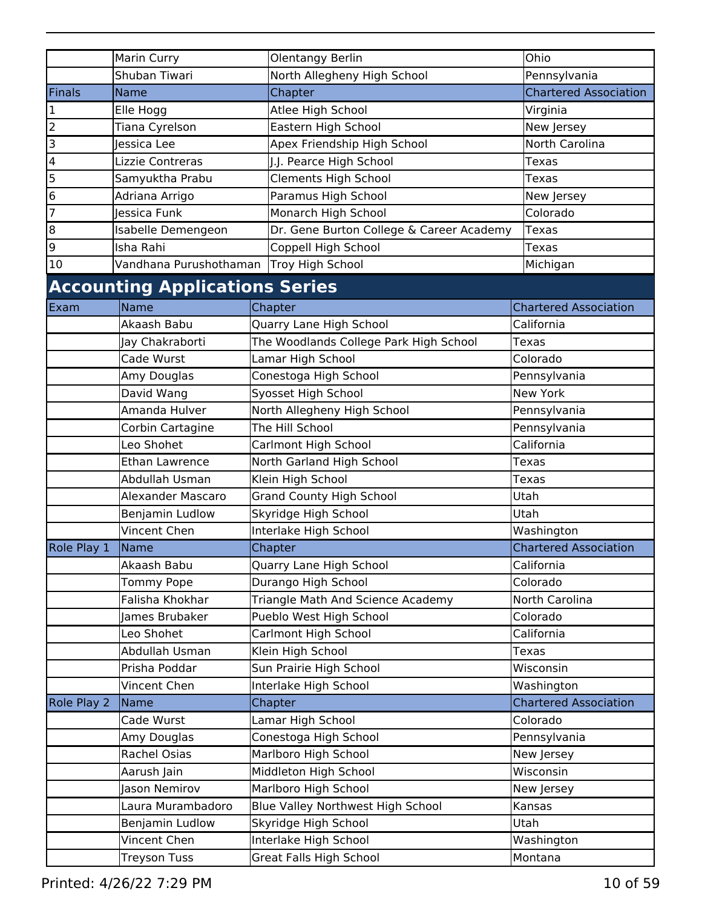| | Name | Chapter | Chartered Association |
|---|---|---|---|
| | Marin Curry | Olentangy Berlin | Ohio |
| | Shuban Tiwari | North Allegheny High School | Pennsylvania |
| Finals | Name | Chapter | Chartered Association |
| 1 | Elle Hogg | Atlee High School | Virginia |
| 2 | Tiana Cyrelson | Eastern High School | New Jersey |
| 3 | Jessica Lee | Apex Friendship High School | North Carolina |
| 4 | Lizzie Contreras | J.J. Pearce High School | Texas |
| 5 | Samyuktha Prabu | Clements High School | Texas |
| 6 | Adriana Arrigo | Paramus High School | New Jersey |
| 7 | Jessica Funk | Monarch High School | Colorado |
| 8 | Isabelle Demengeon | Dr. Gene Burton College & Career Academy | Texas |
| 9 | Isha Rahi | Coppell High School | Texas |
| 10 | Vandhana Purushothaman | Troy High School | Michigan |

## Accounting Applications Series

| Exam | Name | Chapter | Chartered Association |
|---|---|---|---|
| | Akaash Babu | Quarry Lane High School | California |
| | Jay Chakraborti | The Woodlands College Park High School | Texas |
| | Cade Wurst | Lamar High School | Colorado |
| | Amy Douglas | Conestoga High School | Pennsylvania |
| | David Wang | Syosset High School | New York |
| | Amanda Hulver | North Allegheny High School | Pennsylvania |
| | Corbin Cartagine | The Hill School | Pennsylvania |
| | Leo Shohet | Carlmont High School | California |
| | Ethan Lawrence | North Garland High School | Texas |
| | Abdullah Usman | Klein High School | Texas |
| | Alexander Mascaro | Grand County High School | Utah |
| | Benjamin Ludlow | Skyridge High School | Utah |
| | Vincent Chen | Interlake High School | Washington |
| Role Play 1 | Name | Chapter | Chartered Association |
| | Akaash Babu | Quarry Lane High School | California |
| | Tommy Pope | Durango High School | Colorado |
| | Falisha Khokhar | Triangle Math And Science Academy | North Carolina |
| | James Brubaker | Pueblo West High School | Colorado |
| | Leo Shohet | Carlmont High School | California |
| | Abdullah Usman | Klein High School | Texas |
| | Prisha Poddar | Sun Prairie High School | Wisconsin |
| | Vincent Chen | Interlake High School | Washington |
| Role Play 2 | Name | Chapter | Chartered Association |
| | Cade Wurst | Lamar High School | Colorado |
| | Amy Douglas | Conestoga High School | Pennsylvania |
| | Rachel Osias | Marlboro High School | New Jersey |
| | Aarush Jain | Middleton High School | Wisconsin |
| | Jason Nemirov | Marlboro High School | New Jersey |
| | Laura Murambadoro | Blue Valley Northwest High School | Kansas |
| | Benjamin Ludlow | Skyridge High School | Utah |
| | Vincent Chen | Interlake High School | Washington |
| | Treyson Tuss | Great Falls High School | Montana |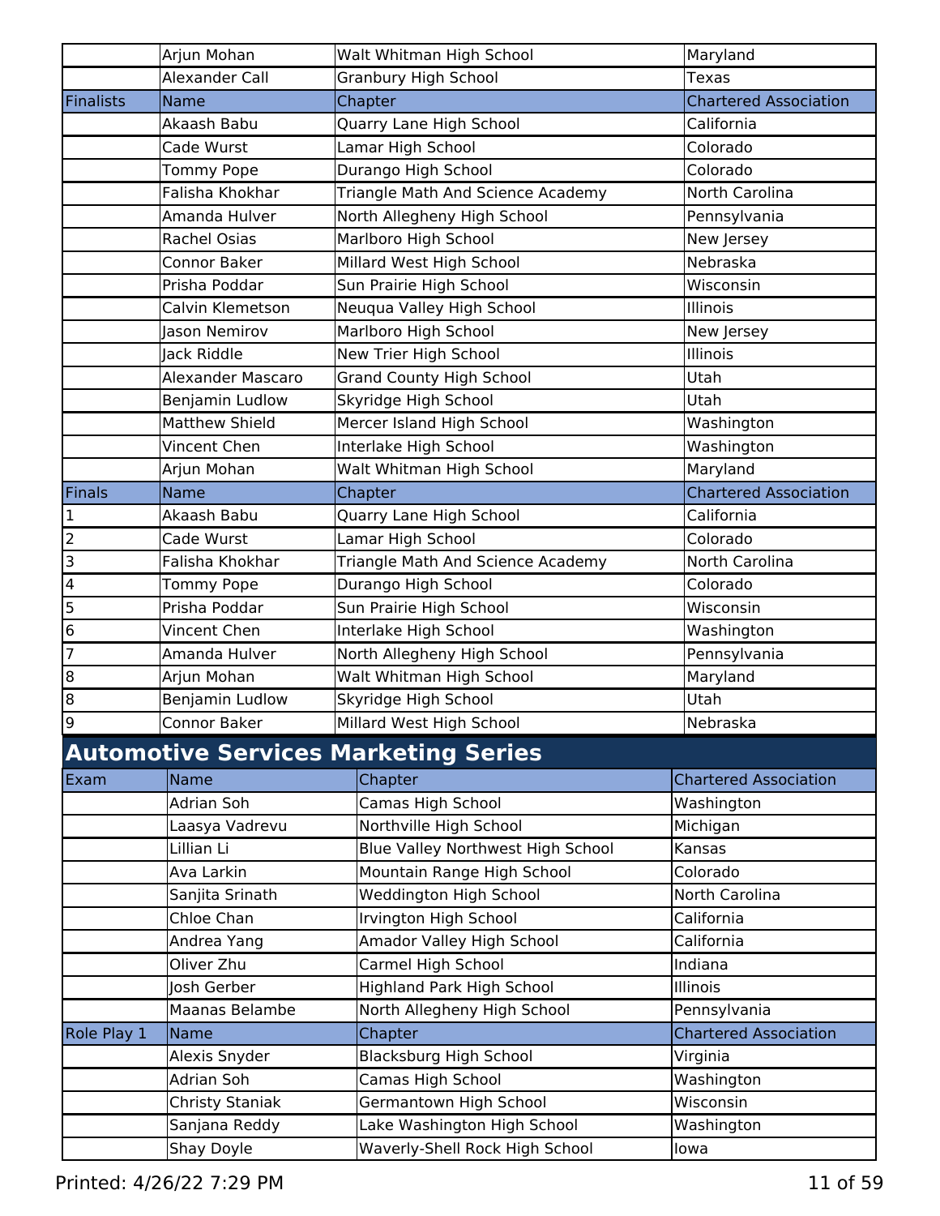| | Name | Chapter | Chartered Association |
|---|---|---|---|
| | Arjun Mohan | Walt Whitman High School | Maryland |
| | Alexander Call | Granbury High School | Texas |
| Finalists | Name | Chapter | Chartered Association |
| | Akaash Babu | Quarry Lane High School | California |
| | Cade Wurst | Lamar High School | Colorado |
| | Tommy Pope | Durango High School | Colorado |
| | Falisha Khokhar | Triangle Math And Science Academy | North Carolina |
| | Amanda Hulver | North Allegheny High School | Pennsylvania |
| | Rachel Osias | Marlboro High School | New Jersey |
| | Connor Baker | Millard West High School | Nebraska |
| | Prisha Poddar | Sun Prairie High School | Wisconsin |
| | Calvin Klemetson | Neuqua Valley High School | Illinois |
| | Jason Nemirov | Marlboro High School | New Jersey |
| | Jack Riddle | New Trier High School | Illinois |
| | Alexander Mascaro | Grand County High School | Utah |
| | Benjamin Ludlow | Skyridge High School | Utah |
| | Matthew Shield | Mercer Island High School | Washington |
| | Vincent Chen | Interlake High School | Washington |
| | Arjun Mohan | Walt Whitman High School | Maryland |
| Finals | Name | Chapter | Chartered Association |
| 1 | Akaash Babu | Quarry Lane High School | California |
| 2 | Cade Wurst | Lamar High School | Colorado |
| 3 | Falisha Khokhar | Triangle Math And Science Academy | North Carolina |
| 4 | Tommy Pope | Durango High School | Colorado |
| 5 | Prisha Poddar | Sun Prairie High School | Wisconsin |
| 6 | Vincent Chen | Interlake High School | Washington |
| 7 | Amanda Hulver | North Allegheny High School | Pennsylvania |
| 8 | Arjun Mohan | Walt Whitman High School | Maryland |
| 8 | Benjamin Ludlow | Skyridge High School | Utah |
| 9 | Connor Baker | Millard West High School | Nebraska |

## Automotive Services Marketing Series

| Exam | Name | Chapter | Chartered Association |
|---|---|---|---|
| | Adrian Soh | Camas High School | Washington |
| | Laasya Vadrevu | Northville High School | Michigan |
| | Lillian Li | Blue Valley Northwest High School | Kansas |
| | Ava Larkin | Mountain Range High School | Colorado |
| | Sanjita Srinath | Weddington High School | North Carolina |
| | Chloe Chan | Irvington High School | California |
| | Andrea Yang | Amador Valley High School | California |
| | Oliver Zhu | Carmel High School | Indiana |
| | Josh Gerber | Highland Park High School | Illinois |
| | Maanas Belambe | North Allegheny High School | Pennsylvania |
| Role Play 1 | Name | Chapter | Chartered Association |
| | Alexis Snyder | Blacksburg High School | Virginia |
| | Adrian Soh | Camas High School | Washington |
| | Christy Staniak | Germantown High School | Wisconsin |
| | Sanjana Reddy | Lake Washington High School | Washington |
| | Shay Doyle | Waverly-Shell Rock High School | Iowa |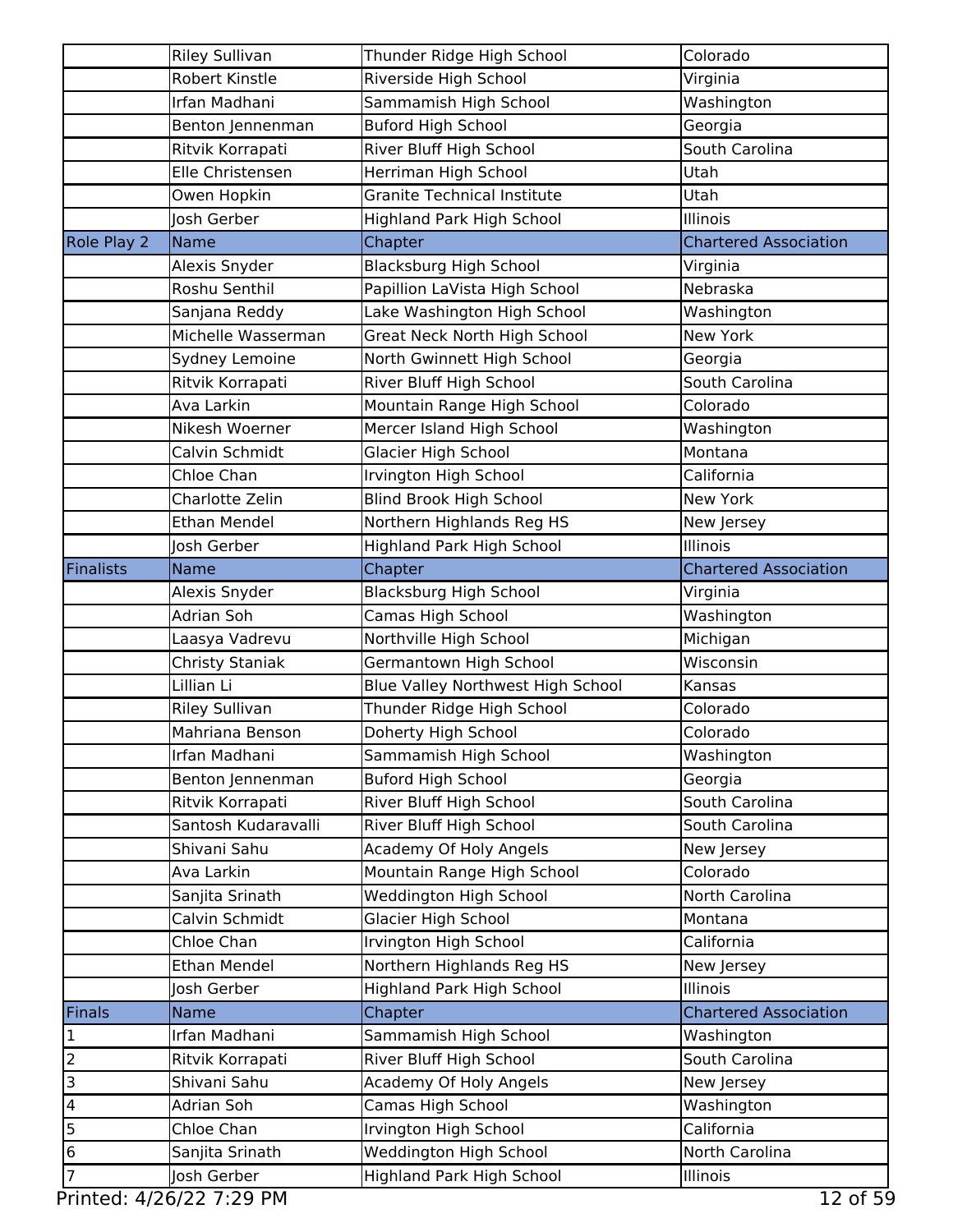| | | | |
|---|---|---|---|
| | Riley Sullivan | Thunder Ridge High School | Colorado |
| | Robert Kinstle | Riverside High School | Virginia |
| | Irfan Madhani | Sammamish High School | Washington |
| | Benton Jennenman | Buford High School | Georgia |
| | Ritvik Korrapati | River Bluff High School | South Carolina |
| | Elle Christensen | Herriman High School | Utah |
| | Owen Hopkin | Granite Technical Institute | Utah |
| | Josh Gerber | Highland Park High School | Illinois |
| Role Play 2 | Name | Chapter | Chartered Association |
| | Alexis Snyder | Blacksburg High School | Virginia |
| | Roshu Senthil | Papillion LaVista High School | Nebraska |
| | Sanjana Reddy | Lake Washington High School | Washington |
| | Michelle Wasserman | Great Neck North High School | New York |
| | Sydney Lemoine | North Gwinnett High School | Georgia |
| | Ritvik Korrapati | River Bluff High School | South Carolina |
| | Ava Larkin | Mountain Range High School | Colorado |
| | Nikesh Woerner | Mercer Island High School | Washington |
| | Calvin Schmidt | Glacier High School | Montana |
| | Chloe Chan | Irvington High School | California |
| | Charlotte Zelin | Blind Brook High School | New York |
| | Ethan Mendel | Northern Highlands Reg HS | New Jersey |
| | Josh Gerber | Highland Park High School | Illinois |
| Finalists | Name | Chapter | Chartered Association |
| | Alexis Snyder | Blacksburg High School | Virginia |
| | Adrian Soh | Camas High School | Washington |
| | Laasya Vadrevu | Northville High School | Michigan |
| | Christy Staniak | Germantown High School | Wisconsin |
| | Lillian Li | Blue Valley Northwest High School | Kansas |
| | Riley Sullivan | Thunder Ridge High School | Colorado |
| | Mahriana Benson | Doherty High School | Colorado |
| | Irfan Madhani | Sammamish High School | Washington |
| | Benton Jennenman | Buford High School | Georgia |
| | Ritvik Korrapati | River Bluff High School | South Carolina |
| | Santosh Kudaravalli | River Bluff High School | South Carolina |
| | Shivani Sahu | Academy Of Holy Angels | New Jersey |
| | Ava Larkin | Mountain Range High School | Colorado |
| | Sanjita Srinath | Weddington High School | North Carolina |
| | Calvin Schmidt | Glacier High School | Montana |
| | Chloe Chan | Irvington High School | California |
| | Ethan Mendel | Northern Highlands Reg HS | New Jersey |
| | Josh Gerber | Highland Park High School | Illinois |
| Finals | Name | Chapter | Chartered Association |
| 1 | Irfan Madhani | Sammamish High School | Washington |
| 2 | Ritvik Korrapati | River Bluff High School | South Carolina |
| 3 | Shivani Sahu | Academy Of Holy Angels | New Jersey |
| 4 | Adrian Soh | Camas High School | Washington |
| 5 | Chloe Chan | Irvington High School | California |
| 6 | Sanjita Srinath | Weddington High School | North Carolina |
| 7 | Josh Gerber | Highland Park High School | Illinois |

Printed: 4/26/22 7:29 PM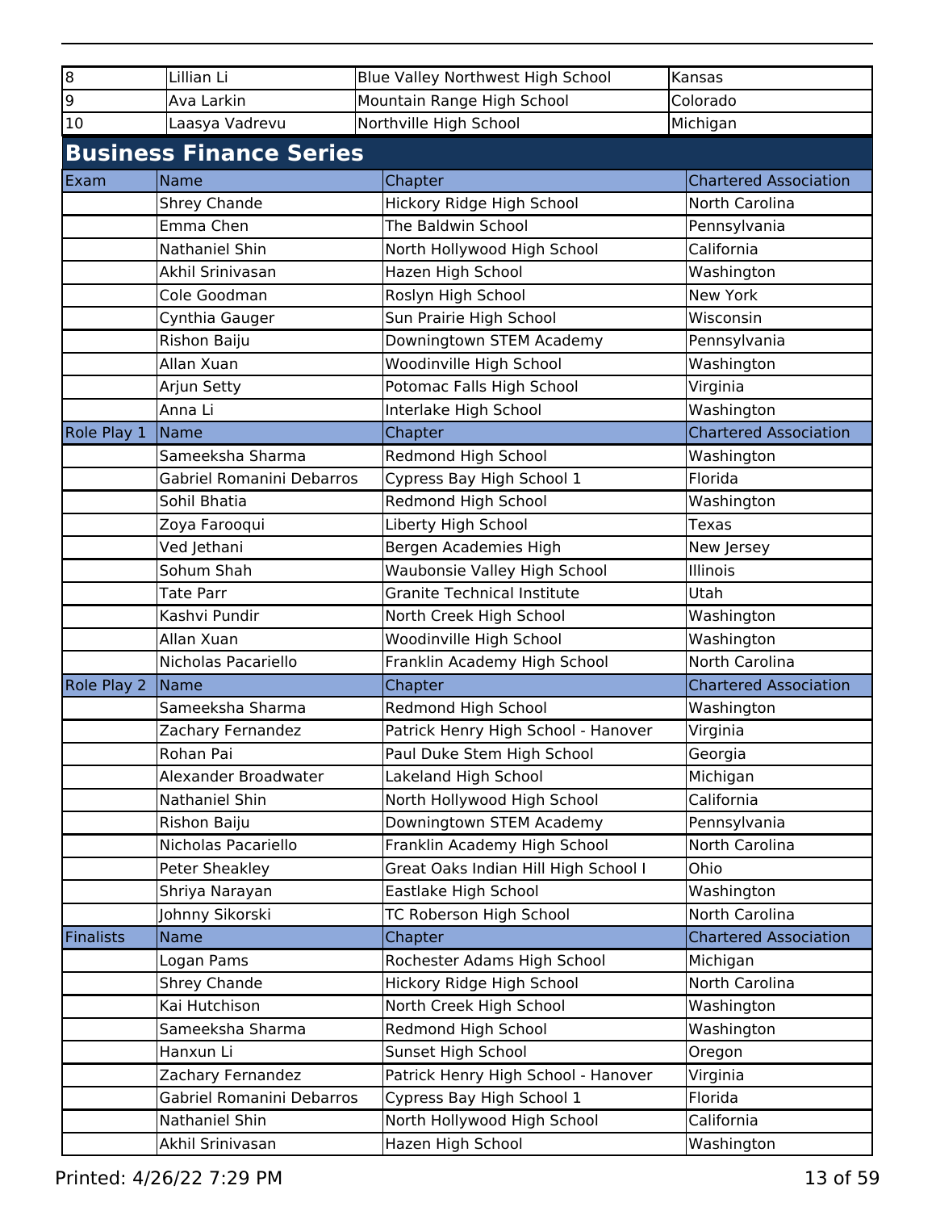| | | | |
|---|---|---|---|
| 8 | Lillian Li | Blue Valley Northwest High School | Kansas |
| 9 | Ava Larkin | Mountain Range High School | Colorado |
| 10 | Laasya Vadrevu | Northville High School | Michigan |

## Business Finance Series

| Exam | Name | Chapter | Chartered Association |
|---|---|---|---|
| | Shrey Chande | Hickory Ridge High School | North Carolina |
| | Emma Chen | The Baldwin School | Pennsylvania |
| | Nathaniel Shin | North Hollywood High School | California |
| | Akhil Srinivasan | Hazen High School | Washington |
| | Cole Goodman | Roslyn High School | New York |
| | Cynthia Gauger | Sun Prairie High School | Wisconsin |
| | Rishon Baiju | Downingtown STEM Academy | Pennsylvania |
| | Allan Xuan | Woodinville High School | Washington |
| | Arjun Setty | Potomac Falls High School | Virginia |
| | Anna Li | Interlake High School | Washington |
| **Role Play 1** | **Name** | **Chapter** | **Chartered Association** |
| | Sameeksha Sharma | Redmond High School | Washington |
| | Gabriel Romanini Debarros | Cypress Bay High School 1 | Florida |
| | Sohil Bhatia | Redmond High School | Washington |
| | Zoya Farooqui | Liberty High School | Texas |
| | Ved Jethani | Bergen Academies High | New Jersey |
| | Sohum Shah | Waubonsie Valley High School | Illinois |
| | Tate Parr | Granite Technical Institute | Utah |
| | Kashvi Pundir | North Creek High School | Washington |
| | Allan Xuan | Woodinville High School | Washington |
| | Nicholas Pacariello | Franklin Academy High School | North Carolina |
| **Role Play 2** | **Name** | **Chapter** | **Chartered Association** |
| | Sameeksha Sharma | Redmond High School | Washington |
| | Zachary Fernandez | Patrick Henry High School - Hanover | Virginia |
| | Rohan Pai | Paul Duke Stem High School | Georgia |
| | Alexander Broadwater | Lakeland High School | Michigan |
| | Nathaniel Shin | North Hollywood High School | California |
| | Rishon Baiju | Downingtown STEM Academy | Pennsylvania |
| | Nicholas Pacariello | Franklin Academy High School | North Carolina |
| | Peter Sheakley | Great Oaks Indian Hill High School I | Ohio |
| | Shriya Narayan | Eastlake High School | Washington |
| | Johnny Sikorski | TC Roberson High School | North Carolina |
| **Finalists** | **Name** | **Chapter** | **Chartered Association** |
| | Logan Pams | Rochester Adams High School | Michigan |
| | Shrey Chande | Hickory Ridge High School | North Carolina |
| | Kai Hutchison | North Creek High School | Washington |
| | Sameeksha Sharma | Redmond High School | Washington |
| | Hanxun Li | Sunset High School | Oregon |
| | Zachary Fernandez | Patrick Henry High School - Hanover | Virginia |
| | Gabriel Romanini Debarros | Cypress Bay High School 1 | Florida |
| | Nathaniel Shin | North Hollywood High School | California |
| | Akhil Srinivasan | Hazen High School | Washington |

Printed: 4/26/22 7:29 PM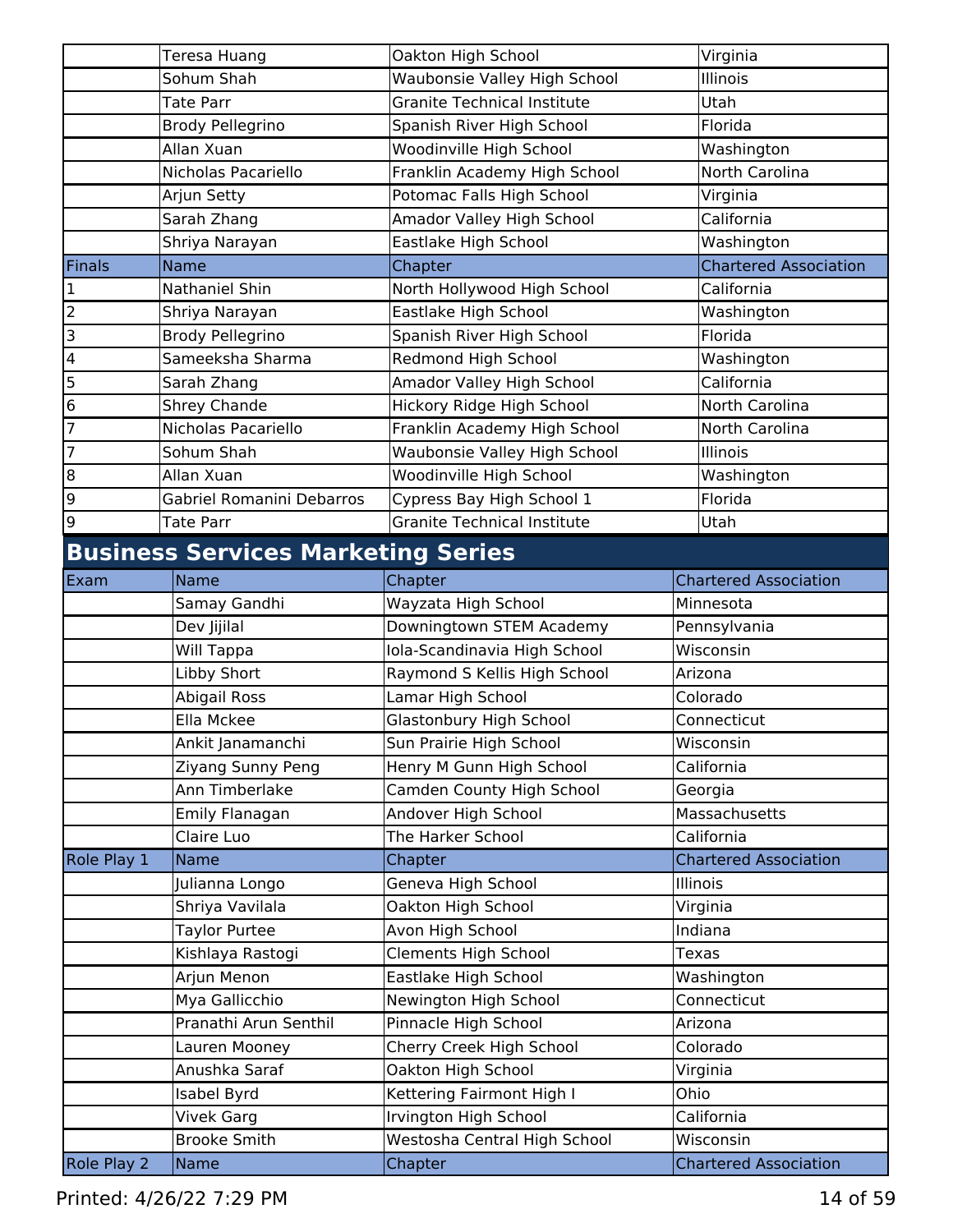| | Name | Chapter | Chartered Association |
|---|---|---|---|
| | Teresa Huang | Oakton High School | Virginia |
| | Sohum Shah | Waubonsie Valley High School | Illinois |
| | Tate Parr | Granite Technical Institute | Utah |
| | Brody Pellegrino | Spanish River High School | Florida |
| | Allan Xuan | Woodinville High School | Washington |
| | Nicholas Pacariello | Franklin Academy High School | North Carolina |
| | Arjun Setty | Potomac Falls High School | Virginia |
| | Sarah Zhang | Amador Valley High School | California |
| | Shriya Narayan | Eastlake High School | Washington |
| Finals | Name | Chapter | Chartered Association |
| 1 | Nathaniel Shin | North Hollywood High School | California |
| 2 | Shriya Narayan | Eastlake High School | Washington |
| 3 | Brody Pellegrino | Spanish River High School | Florida |
| 4 | Sameeksha Sharma | Redmond High School | Washington |
| 5 | Sarah Zhang | Amador Valley High School | California |
| 6 | Shrey Chande | Hickory Ridge High School | North Carolina |
| 7 | Nicholas Pacariello | Franklin Academy High School | North Carolina |
| 7 | Sohum Shah | Waubonsie Valley High School | Illinois |
| 8 | Allan Xuan | Woodinville High School | Washington |
| 9 | Gabriel Romanini Debarros | Cypress Bay High School 1 | Florida |
| 9 | Tate Parr | Granite Technical Institute | Utah |

## Business Services Marketing Series

| Exam | Name | Chapter | Chartered Association |
|---|---|---|---|
| | Samay Gandhi | Wayzata High School | Minnesota |
| | Dev Jijilal | Downingtown STEM Academy | Pennsylvania |
| | Will Tappa | Iola-Scandinavia High School | Wisconsin |
| | Libby Short | Raymond S Kellis High School | Arizona |
| | Abigail Ross | Lamar High School | Colorado |
| | Ella Mckee | Glastonbury High School | Connecticut |
| | Ankit Janamanchi | Sun Prairie High School | Wisconsin |
| | Ziyang Sunny Peng | Henry M Gunn High School | California |
| | Ann Timberlake | Camden County High School | Georgia |
| | Emily Flanagan | Andover High School | Massachusetts |
| | Claire Luo | The Harker School | California |
| Role Play 1 | Name | Chapter | Chartered Association |
| | Julianna Longo | Geneva High School | Illinois |
| | Shriya Vavilala | Oakton High School | Virginia |
| | Taylor Purtee | Avon High School | Indiana |
| | Kishlaya Rastogi | Clements High School | Texas |
| | Arjun Menon | Eastlake High School | Washington |
| | Mya Gallicchio | Newington High School | Connecticut |
| | Pranathi Arun Senthil | Pinnacle High School | Arizona |
| | Lauren Mooney | Cherry Creek High School | Colorado |
| | Anushka Saraf | Oakton High School | Virginia |
| | Isabel Byrd | Kettering Fairmont High I | Ohio |
| | Vivek Garg | Irvington High School | California |
| | Brooke Smith | Westosha Central High School | Wisconsin |
| Role Play 2 | Name | Chapter | Chartered Association |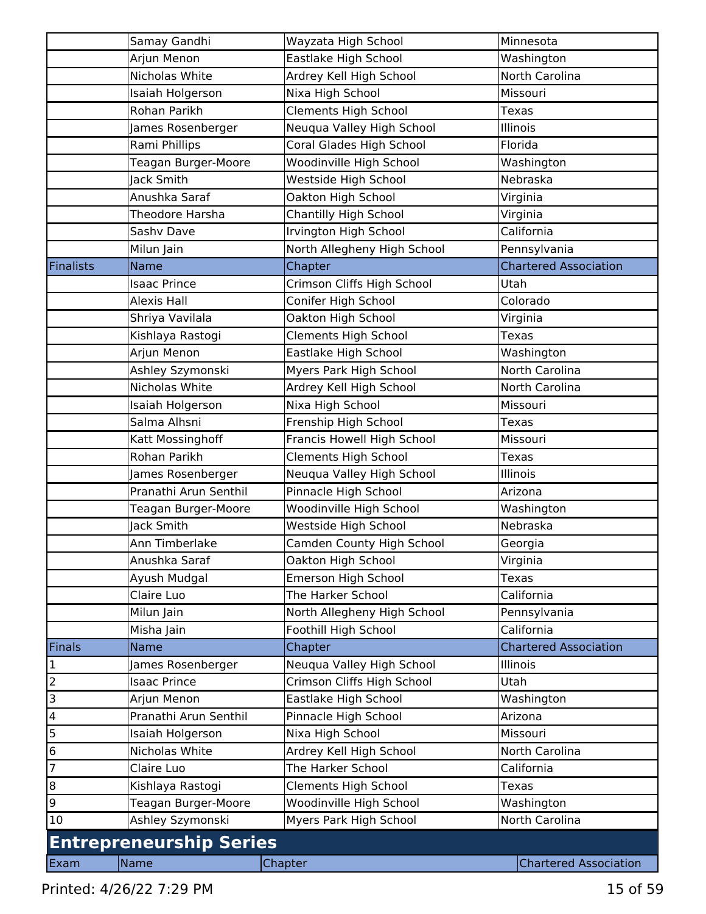| | Name | Chapter | Chartered Association |
|---|---|---|---|
| | Samay Gandhi | Wayzata High School | Minnesota |
| | Arjun Menon | Eastlake High School | Washington |
| | Nicholas White | Ardrey Kell High School | North Carolina |
| | Isaiah Holgerson | Nixa High School | Missouri |
| | Rohan Parikh | Clements High School | Texas |
| | James Rosenberger | Neuqua Valley High School | Illinois |
| | Rami Phillips | Coral Glades High School | Florida |
| | Teagan Burger-Moore | Woodinville High School | Washington |
| | Jack Smith | Westside High School | Nebraska |
| | Anushka Saraf | Oakton High School | Virginia |
| | Theodore Harsha | Chantilly High School | Virginia |
| | Sashv Dave | Irvington High School | California |
| | Milun Jain | North Allegheny High School | Pennsylvania |

| Finalists | Name | Chapter | Chartered Association |
|---|---|---|---|
| | Isaac Prince | Crimson Cliffs High School | Utah |
| | Alexis Hall | Conifer High School | Colorado |
| | Shriya Vavilala | Oakton High School | Virginia |
| | Kishlaya Rastogi | Clements High School | Texas |
| | Arjun Menon | Eastlake High School | Washington |
| | Ashley Szymonski | Myers Park High School | North Carolina |
| | Nicholas White | Ardrey Kell High School | North Carolina |
| | Isaiah Holgerson | Nixa High School | Missouri |
| | Salma Alhsni | Frenship High School | Texas |
| | Katt Mossinghoff | Francis Howell High School | Missouri |
| | Rohan Parikh | Clements High School | Texas |
| | James Rosenberger | Neuqua Valley High School | Illinois |
| | Pranathi Arun Senthil | Pinnacle High School | Arizona |
| | Teagan Burger-Moore | Woodinville High School | Washington |
| | Jack Smith | Westside High School | Nebraska |
| | Ann Timberlake | Camden County High School | Georgia |
| | Anushka Saraf | Oakton High School | Virginia |
| | Ayush Mudgal | Emerson High School | Texas |
| | Claire Luo | The Harker School | California |
| | Milun Jain | North Allegheny High School | Pennsylvania |
| | Misha Jain | Foothill High School | California |

| Finals | Name | Chapter | Chartered Association |
|---|---|---|---|
| 1 | James Rosenberger | Neuqua Valley High School | Illinois |
| 2 | Isaac Prince | Crimson Cliffs High School | Utah |
| 3 | Arjun Menon | Eastlake High School | Washington |
| 4 | Pranathi Arun Senthil | Pinnacle High School | Arizona |
| 5 | Isaiah Holgerson | Nixa High School | Missouri |
| 6 | Nicholas White | Ardrey Kell High School | North Carolina |
| 7 | Claire Luo | The Harker School | California |
| 8 | Kishlaya Rastogi | Clements High School | Texas |
| 9 | Teagan Burger-Moore | Woodinville High School | Washington |
| 10 | Ashley Szymonski | Myers Park High School | North Carolina |

## Entrepreneurship Series

| Exam | Name | Chapter | Chartered Association |
|---|---|---|---|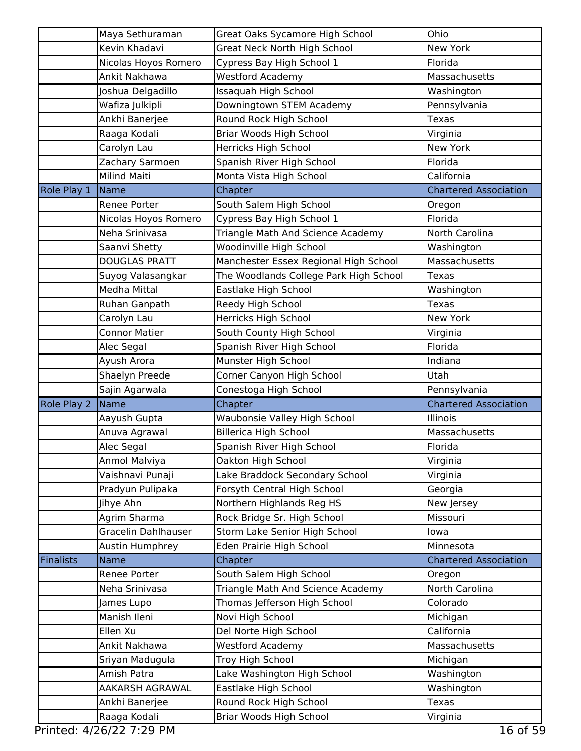| | | | |
|---|---|---|---|
| | Maya Sethuraman | Great Oaks Sycamore High School | Ohio |
| | Kevin Khadavi | Great Neck North High School | New York |
| | Nicolas Hoyos Romero | Cypress Bay High School 1 | Florida |
| | Ankit Nakhawa | Westford Academy | Massachusetts |
| | Joshua Delgadillo | Issaquah High School | Washington |
| | Wafiza Julkipli | Downingtown STEM Academy | Pennsylvania |
| | Ankhi Banerjee | Round Rock High School | Texas |
| | Raaga Kodali | Briar Woods High School | Virginia |
| | Carolyn Lau | Herricks High School | New York |
| | Zachary Sarmoen | Spanish River High School | Florida |
| | Milind Maiti | Monta Vista High School | California |
| Role Play 1 | Name | Chapter | Chartered Association |
| | Renee Porter | South Salem High School | Oregon |
| | Nicolas Hoyos Romero | Cypress Bay High School 1 | Florida |
| | Neha Srinivasa | Triangle Math And Science Academy | North Carolina |
| | Saanvi Shetty | Woodinville High School | Washington |
| | DOUGLAS PRATT | Manchester Essex Regional High School | Massachusetts |
| | Suyog Valasangkar | The Woodlands College Park High School | Texas |
| | Medha Mittal | Eastlake High School | Washington |
| | Ruhan Ganpath | Reedy High School | Texas |
| | Carolyn Lau | Herricks High School | New York |
| | Connor Matier | South County High School | Virginia |
| | Alec Segal | Spanish River High School | Florida |
| | Ayush Arora | Munster High School | Indiana |
| | Shaelyn Preede | Corner Canyon High School | Utah |
| | Sajin Agarwala | Conestoga High School | Pennsylvania |
| Role Play 2 | Name | Chapter | Chartered Association |
| | Aayush Gupta | Waubonsie Valley High School | Illinois |
| | Anuva Agrawal | Billerica High School | Massachusetts |
| | Alec Segal | Spanish River High School | Florida |
| | Anmol Malviya | Oakton High School | Virginia |
| | Vaishnavi Punaji | Lake Braddock Secondary School | Virginia |
| | Pradyun Pulipaka | Forsyth Central High School | Georgia |
| | Jihye Ahn | Northern Highlands Reg HS | New Jersey |
| | Agrim Sharma | Rock Bridge Sr. High School | Missouri |
| | Gracelin Dahlhauser | Storm Lake Senior High School | Iowa |
| | Austin Humphrey | Eden Prairie High School | Minnesota |
| Finalists | Name | Chapter | Chartered Association |
| | Renee Porter | South Salem High School | Oregon |
| | Neha Srinivasa | Triangle Math And Science Academy | North Carolina |
| | James Lupo | Thomas Jefferson High School | Colorado |
| | Manish Ileni | Novi High School | Michigan |
| | Ellen Xu | Del Norte High School | California |
| | Ankit Nakhawa | Westford Academy | Massachusetts |
| | Sriyan Madugula | Troy High School | Michigan |
| | Amish Patra | Lake Washington High School | Washington |
| | AAKARSH AGRAWAL | Eastlake High School | Washington |
| | Ankhi Banerjee | Round Rock High School | Texas |
| | Raaga Kodali | Briar Woods High School | Virginia |

Printed: 4/26/22 7:29 PM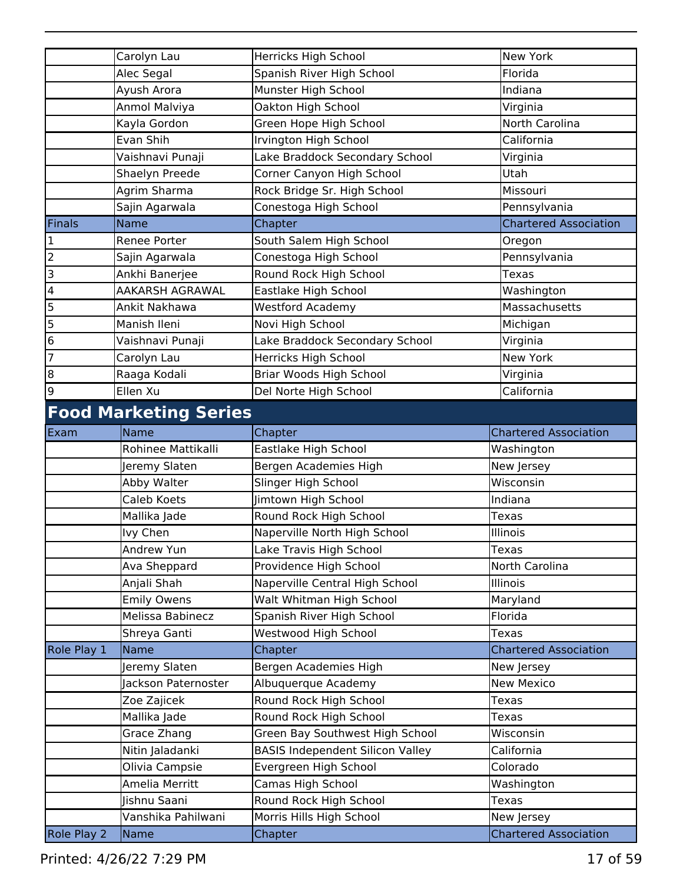| | Carolyn Lau | Herricks High School | New York |
|---|---|---|---|
| | Alec Segal | Spanish River High School | Florida |
| | Ayush Arora | Munster High School | Indiana |
| | Anmol Malviya | Oakton High School | Virginia |
| | Kayla Gordon | Green Hope High School | North Carolina |
| | Evan Shih | Irvington High School | California |
| | Vaishnavi Punaji | Lake Braddock Secondary School | Virginia |
| | Shaelyn Preede | Corner Canyon High School | Utah |
| | Agrim Sharma | Rock Bridge Sr. High School | Missouri |
| | Sajin Agarwala | Conestoga High School | Pennsylvania |
| Finals | Name | Chapter | Chartered Association |
| 1 | Renee Porter | South Salem High School | Oregon |
| 2 | Sajin Agarwala | Conestoga High School | Pennsylvania |
| 3 | Ankhi Banerjee | Round Rock High School | Texas |
| 4 | AAKARSH AGRAWAL | Eastlake High School | Washington |
| 5 | Ankit Nakhawa | Westford Academy | Massachusetts |
| 5 | Manish Ileni | Novi High School | Michigan |
| 6 | Vaishnavi Punaji | Lake Braddock Secondary School | Virginia |
| 7 | Carolyn Lau | Herricks High School | New York |
| 8 | Raaga Kodali | Briar Woods High School | Virginia |
| 9 | Ellen Xu | Del Norte High School | California |

## Food Marketing Series

| Exam | Name | Chapter | Chartered Association |
|---|---|---|---|
| | Rohinee Mattikalli | Eastlake High School | Washington |
| | Jeremy Slaten | Bergen Academies High | New Jersey |
| | Abby Walter | Slinger High School | Wisconsin |
| | Caleb Koets | Jimtown High School | Indiana |
| | Mallika Jade | Round Rock High School | Texas |
| | Ivy Chen | Naperville North High School | Illinois |
| | Andrew Yun | Lake Travis High School | Texas |
| | Ava Sheppard | Providence High School | North Carolina |
| | Anjali Shah | Naperville Central High School | Illinois |
| | Emily Owens | Walt Whitman High School | Maryland |
| | Melissa Babinecz | Spanish River High School | Florida |
| | Shreya Ganti | Westwood High School | Texas |
| Role Play 1 | Name | Chapter | Chartered Association |
| | Jeremy Slaten | Bergen Academies High | New Jersey |
| | Jackson Paternoster | Albuquerque Academy | New Mexico |
| | Zoe Zajicek | Round Rock High School | Texas |
| | Mallika Jade | Round Rock High School | Texas |
| | Grace Zhang | Green Bay Southwest High School | Wisconsin |
| | Nitin Jaladanki | BASIS Independent Silicon Valley | California |
| | Olivia Campsie | Evergreen High School | Colorado |
| | Amelia Merritt | Camas High School | Washington |
| | Jishnu Saani | Round Rock High School | Texas |
| | Vanshika Pahilwani | Morris Hills High School | New Jersey |
| Role Play 2 | Name | Chapter | Chartered Association |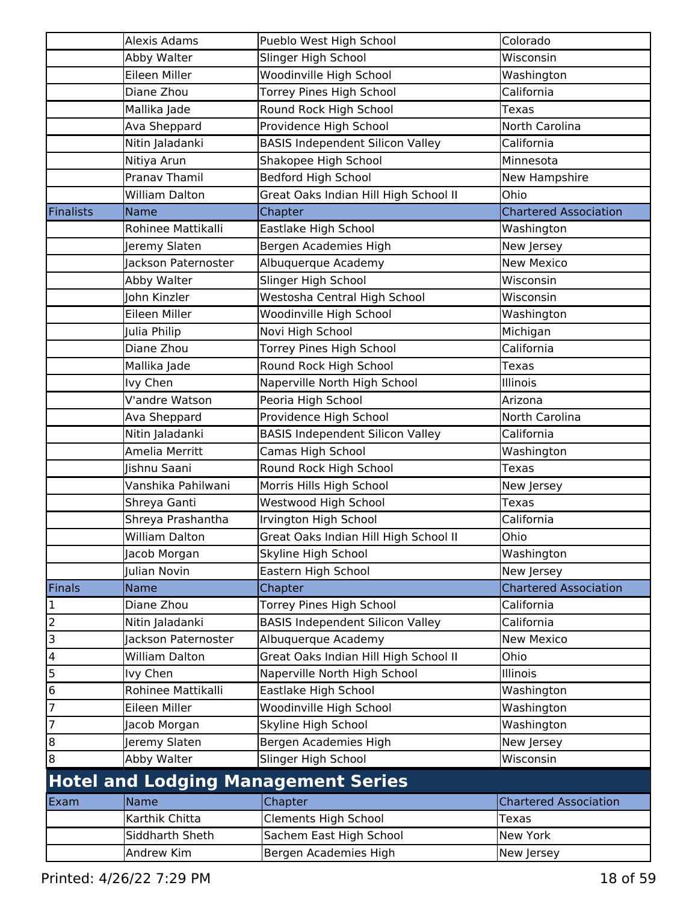| | Name | Chapter | Chartered Association |
|---|---|---|---|
| | Alexis Adams | Pueblo West High School | Colorado |
| | Abby Walter | Slinger High School | Wisconsin |
| | Eileen Miller | Woodinville High School | Washington |
| | Diane Zhou | Torrey Pines High School | California |
| | Mallika Jade | Round Rock High School | Texas |
| | Ava Sheppard | Providence High School | North Carolina |
| | Nitin Jaladanki | BASIS Independent Silicon Valley | California |
| | Nitiya Arun | Shakopee High School | Minnesota |
| | Pranav Thamil | Bedford High School | New Hampshire |
| | William Dalton | Great Oaks Indian Hill High School II | Ohio |
| Finalists | Name | Chapter | Chartered Association |
| | Rohinee Mattikalli | Eastlake High School | Washington |
| | Jeremy Slaten | Bergen Academies High | New Jersey |
| | Jackson Paternoster | Albuquerque Academy | New Mexico |
| | Abby Walter | Slinger High School | Wisconsin |
| | John Kinzler | Westosha Central High School | Wisconsin |
| | Eileen Miller | Woodinville High School | Washington |
| | Julia Philip | Novi High School | Michigan |
| | Diane Zhou | Torrey Pines High School | California |
| | Mallika Jade | Round Rock High School | Texas |
| | Ivy Chen | Naperville North High School | Illinois |
| | V'andre Watson | Peoria High School | Arizona |
| | Ava Sheppard | Providence High School | North Carolina |
| | Nitin Jaladanki | BASIS Independent Silicon Valley | California |
| | Amelia Merritt | Camas High School | Washington |
| | Jishnu Saani | Round Rock High School | Texas |
| | Vanshika Pahilwani | Morris Hills High School | New Jersey |
| | Shreya Ganti | Westwood High School | Texas |
| | Shreya Prashantha | Irvington High School | California |
| | William Dalton | Great Oaks Indian Hill High School II | Ohio |
| | Jacob Morgan | Skyline High School | Washington |
| | Julian Novin | Eastern High School | New Jersey |
| Finals | Name | Chapter | Chartered Association |
| 1 | Diane Zhou | Torrey Pines High School | California |
| 2 | Nitin Jaladanki | BASIS Independent Silicon Valley | California |
| 3 | Jackson Paternoster | Albuquerque Academy | New Mexico |
| 4 | William Dalton | Great Oaks Indian Hill High School II | Ohio |
| 5 | Ivy Chen | Naperville North High School | Illinois |
| 6 | Rohinee Mattikalli | Eastlake High School | Washington |
| 7 | Eileen Miller | Woodinville High School | Washington |
| 7 | Jacob Morgan | Skyline High School | Washington |
| 8 | Jeremy Slaten | Bergen Academies High | New Jersey |
| 8 | Abby Walter | Slinger High School | Wisconsin |

## Hotel and Lodging Management Series

| Exam | Name | Chapter | Chartered Association |
|---|---|---|---|
| | Karthik Chitta | Clements High School | Texas |
| | Siddharth Sheth | Sachem East High School | New York |
| | Andrew Kim | Bergen Academies High | New Jersey |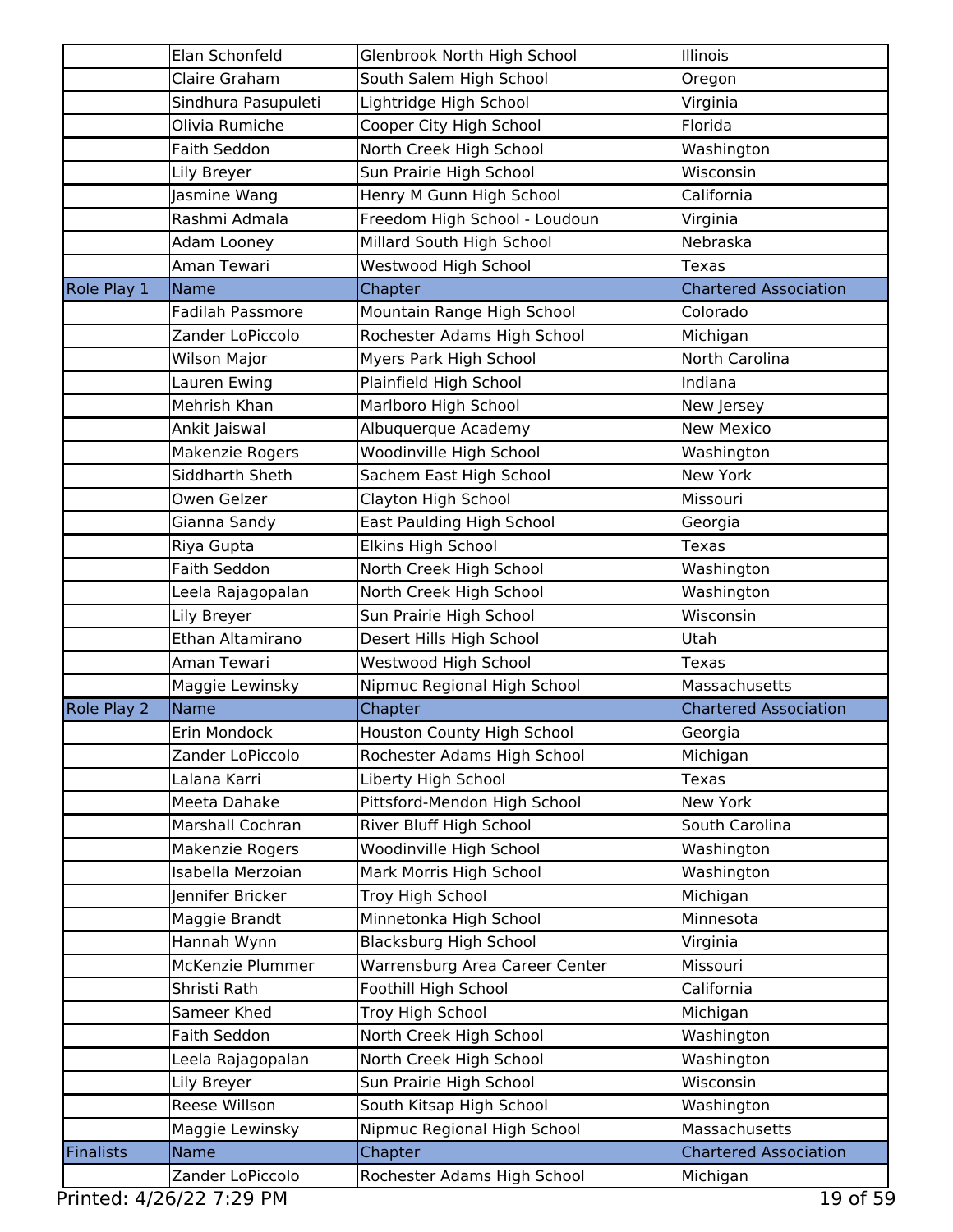| | | | |
|---|---|---|---|
| | Elan Schonfeld | Glenbrook North High School | Illinois |
| | Claire Graham | South Salem High School | Oregon |
| | Sindhura Pasupuleti | Lightridge High School | Virginia |
| | Olivia Rumiche | Cooper City High School | Florida |
| | Faith Seddon | North Creek High School | Washington |
| | Lily Breyer | Sun Prairie High School | Wisconsin |
| | Jasmine Wang | Henry M Gunn High School | California |
| | Rashmi Admala | Freedom High School - Loudoun | Virginia |
| | Adam Looney | Millard South High School | Nebraska |
| | Aman Tewari | Westwood High School | Texas |
| Role Play 1 | Name | Chapter | Chartered Association |
| | Fadilah Passmore | Mountain Range High School | Colorado |
| | Zander LoPiccolo | Rochester Adams High School | Michigan |
| | Wilson Major | Myers Park High School | North Carolina |
| | Lauren Ewing | Plainfield High School | Indiana |
| | Mehrish Khan | Marlboro High School | New Jersey |
| | Ankit Jaiswal | Albuquerque Academy | New Mexico |
| | Makenzie Rogers | Woodinville High School | Washington |
| | Siddharth Sheth | Sachem East High School | New York |
| | Owen Gelzer | Clayton High School | Missouri |
| | Gianna Sandy | East Paulding High School | Georgia |
| | Riya Gupta | Elkins High School | Texas |
| | Faith Seddon | North Creek High School | Washington |
| | Leela Rajagopalan | North Creek High School | Washington |
| | Lily Breyer | Sun Prairie High School | Wisconsin |
| | Ethan Altamirano | Desert Hills High School | Utah |
| | Aman Tewari | Westwood High School | Texas |
| | Maggie Lewinsky | Nipmuc Regional High School | Massachusetts |
| Role Play 2 | Name | Chapter | Chartered Association |
| | Erin Mondock | Houston County High School | Georgia |
| | Zander LoPiccolo | Rochester Adams High School | Michigan |
| | Lalana Karri | Liberty High School | Texas |
| | Meeta Dahake | Pittsford-Mendon High School | New York |
| | Marshall Cochran | River Bluff High School | South Carolina |
| | Makenzie Rogers | Woodinville High School | Washington |
| | Isabella Merzoian | Mark Morris High School | Washington |
| | Jennifer Bricker | Troy High School | Michigan |
| | Maggie Brandt | Minnetonka High School | Minnesota |
| | Hannah Wynn | Blacksburg High School | Virginia |
| | McKenzie Plummer | Warrensburg Area Career Center | Missouri |
| | Shristi Rath | Foothill High School | California |
| | Sameer Khed | Troy High School | Michigan |
| | Faith Seddon | North Creek High School | Washington |
| | Leela Rajagopalan | North Creek High School | Washington |
| | Lily Breyer | Sun Prairie High School | Wisconsin |
| | Reese Willson | South Kitsap High School | Washington |
| | Maggie Lewinsky | Nipmuc Regional High School | Massachusetts |
| Finalists | Name | Chapter | Chartered Association |
| | Zander LoPiccolo | Rochester Adams High School | Michigan |

Printed: 4/26/22 7:29 PM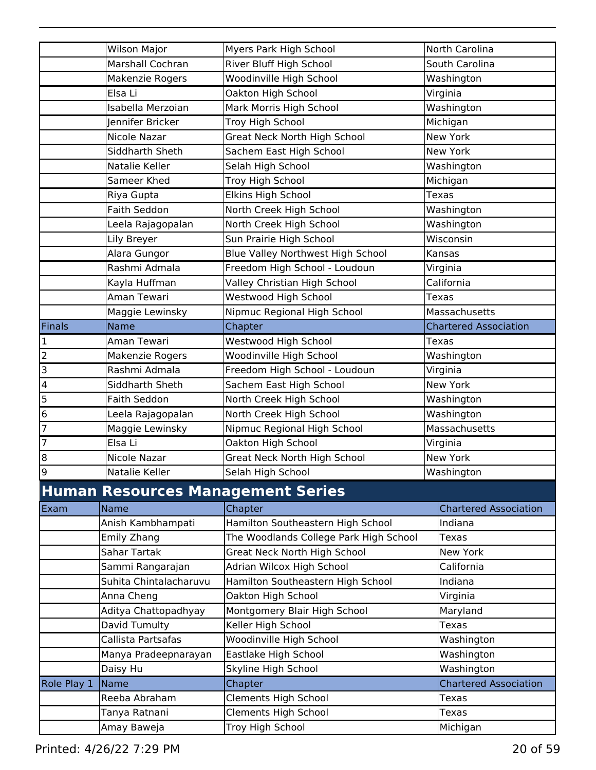| | | | |
|---|---|---|---|
| | Wilson Major | Myers Park High School | North Carolina |
| | Marshall Cochran | River Bluff High School | South Carolina |
| | Makenzie Rogers | Woodinville High School | Washington |
| | Elsa Li | Oakton High School | Virginia |
| | Isabella Merzoian | Mark Morris High School | Washington |
| | Jennifer Bricker | Troy High School | Michigan |
| | Nicole Nazar | Great Neck North High School | New York |
| | Siddharth Sheth | Sachem East High School | New York |
| | Natalie Keller | Selah High School | Washington |
| | Sameer Khed | Troy High School | Michigan |
| | Riya Gupta | Elkins High School | Texas |
| | Faith Seddon | North Creek High School | Washington |
| | Leela Rajagopalan | North Creek High School | Washington |
| | Lily Breyer | Sun Prairie High School | Wisconsin |
| | Alara Gungor | Blue Valley Northwest High School | Kansas |
| | Rashmi Admala | Freedom High School - Loudoun | Virginia |
| | Kayla Huffman | Valley Christian High School | California |
| | Aman Tewari | Westwood High School | Texas |
| | Maggie Lewinsky | Nipmuc Regional High School | Massachusetts |
| **Finals** | **Name** | **Chapter** | **Chartered Association** |
| 1 | Aman Tewari | Westwood High School | Texas |
| 2 | Makenzie Rogers | Woodinville High School | Washington |
| 3 | Rashmi Admala | Freedom High School - Loudoun | Virginia |
| 4 | Siddharth Sheth | Sachem East High School | New York |
| 5 | Faith Seddon | North Creek High School | Washington |
| 6 | Leela Rajagopalan | North Creek High School | Washington |
| 7 | Maggie Lewinsky | Nipmuc Regional High School | Massachusetts |
| 7 | Elsa Li | Oakton High School | Virginia |
| 8 | Nicole Nazar | Great Neck North High School | New York |
| 9 | Natalie Keller | Selah High School | Washington |

## Human Resources Management Series

| Exam | Name | Chapter | Chartered Association |
|---|---|---|---|
| | Anish Kambhampati | Hamilton Southeastern High School | Indiana |
| | Emily Zhang | The Woodlands College Park High School | Texas |
| | Sahar Tartak | Great Neck North High School | New York |
| | Sammi Rangarajan | Adrian Wilcox High School | California |
| | Suhita Chintalacharuvu | Hamilton Southeastern High School | Indiana |
| | Anna Cheng | Oakton High School | Virginia |
| | Aditya Chattopadhyay | Montgomery Blair High School | Maryland |
| | David Tumulty | Keller High School | Texas |
| | Callista Partsafas | Woodinville High School | Washington |
| | Manya Pradeepnarayan | Eastlake High School | Washington |
| | Daisy Hu | Skyline High School | Washington |
| **Role Play 1** | **Name** | **Chapter** | **Chartered Association** |
| | Reeba Abraham | Clements High School | Texas |
| | Tanya Ratnani | Clements High School | Texas |
| | Amay Baweja | Troy High School | Michigan |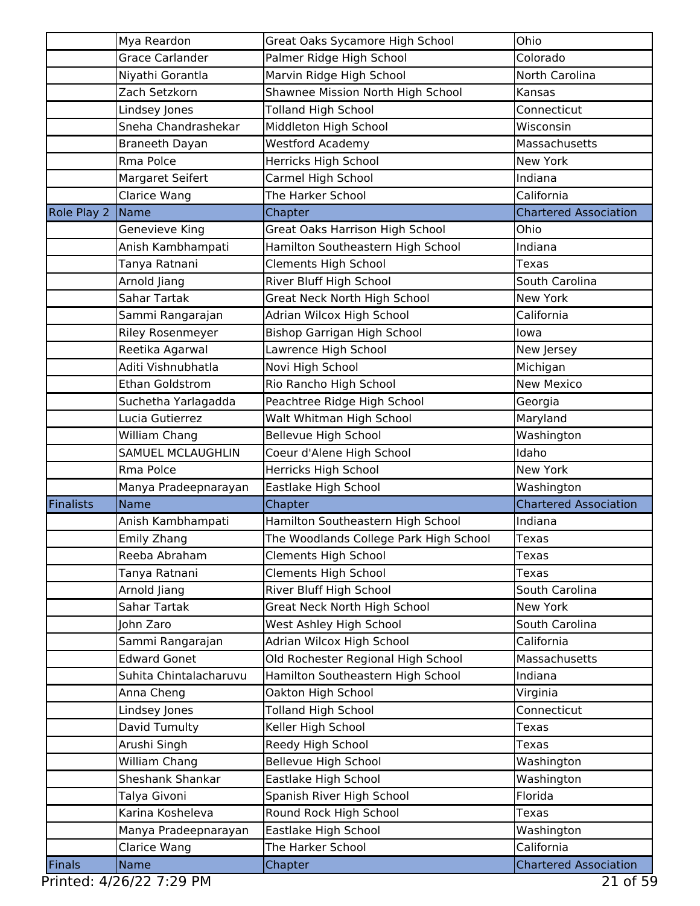| | Name | Chapter | Chartered Association |
|---|---|---|---|
| | Mya Reardon | Great Oaks Sycamore High School | Ohio |
| | Grace Carlander | Palmer Ridge High School | Colorado |
| | Niyathi Gorantla | Marvin Ridge High School | North Carolina |
| | Zach Setzkorn | Shawnee Mission North High School | Kansas |
| | Lindsey Jones | Tolland High School | Connecticut |
| | Sneha Chandrashekar | Middleton High School | Wisconsin |
| | Braneeth Dayan | Westford Academy | Massachusetts |
| | Rma Polce | Herricks High School | New York |
| | Margaret Seifert | Carmel High School | Indiana |
| | Clarice Wang | The Harker School | California |
| Role Play 2 | Name | Chapter | Chartered Association |
| | Genevieve King | Great Oaks Harrison High School | Ohio |
| | Anish Kambhampati | Hamilton Southeastern High School | Indiana |
| | Tanya Ratnani | Clements High School | Texas |
| | Arnold Jiang | River Bluff High School | South Carolina |
| | Sahar Tartak | Great Neck North High School | New York |
| | Sammi Rangarajan | Adrian Wilcox High School | California |
| | Riley Rosenmeyer | Bishop Garrigan High School | Iowa |
| | Reetika Agarwal | Lawrence High School | New Jersey |
| | Aditi Vishnubhatla | Novi High School | Michigan |
| | Ethan Goldstrom | Rio Rancho High School | New Mexico |
| | Suchetha Yarlagadda | Peachtree Ridge High School | Georgia |
| | Lucia Gutierrez | Walt Whitman High School | Maryland |
| | William Chang | Bellevue High School | Washington |
| | SAMUEL MCLAUGHLIN | Coeur d'Alene High School | Idaho |
| | Rma Polce | Herricks High School | New York |
| | Manya Pradeepnarayan | Eastlake High School | Washington |
| Finalists | Name | Chapter | Chartered Association |
| | Anish Kambhampati | Hamilton Southeastern High School | Indiana |
| | Emily Zhang | The Woodlands College Park High School | Texas |
| | Reeba Abraham | Clements High School | Texas |
| | Tanya Ratnani | Clements High School | Texas |
| | Arnold Jiang | River Bluff High School | South Carolina |
| | Sahar Tartak | Great Neck North High School | New York |
| | John Zaro | West Ashley High School | South Carolina |
| | Sammi Rangarajan | Adrian Wilcox High School | California |
| | Edward Gonet | Old Rochester Regional High School | Massachusetts |
| | Suhita Chintalacharuvu | Hamilton Southeastern High School | Indiana |
| | Anna Cheng | Oakton High School | Virginia |
| | Lindsey Jones | Tolland High School | Connecticut |
| | David Tumulty | Keller High School | Texas |
| | Arushi Singh | Reedy High School | Texas |
| | William Chang | Bellevue High School | Washington |
| | Sheshank Shankar | Eastlake High School | Washington |
| | Talya Givoni | Spanish River High School | Florida |
| | Karina Kosheleva | Round Rock High School | Texas |
| | Manya Pradeepnarayan | Eastlake High School | Washington |
| | Clarice Wang | The Harker School | California |
| Finals | Name | Chapter | Chartered Association |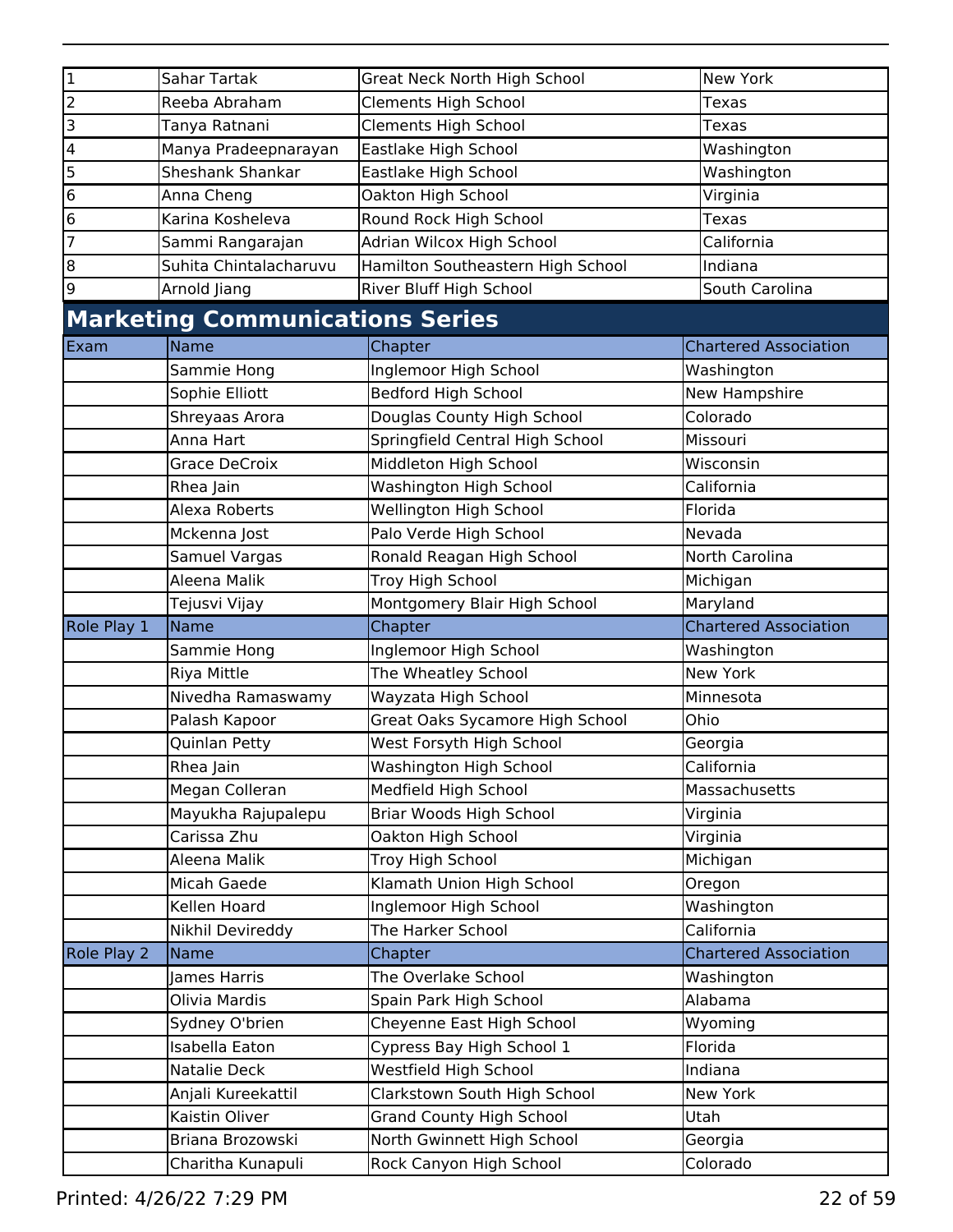| | | | |
|---|---|---|---|
| 1 | Sahar Tartak | Great Neck North High School | New York |
| 2 | Reeba Abraham | Clements High School | Texas |
| 3 | Tanya Ratnani | Clements High School | Texas |
| 4 | Manya Pradeepnarayan | Eastlake High School | Washington |
| 5 | Sheshank Shankar | Eastlake High School | Washington |
| 6 | Anna Cheng | Oakton High School | Virginia |
| 6 | Karina Kosheleva | Round Rock High School | Texas |
| 7 | Sammi Rangarajan | Adrian Wilcox High School | California |
| 8 | Suhita Chintalacharuvu | Hamilton Southeastern High School | Indiana |
| 9 | Arnold Jiang | River Bluff High School | South Carolina |

## Marketing Communications Series

| Exam | Name | Chapter | Chartered Association |
|---|---|---|---|
| | Sammie Hong | Inglemoor High School | Washington |
| | Sophie Elliott | Bedford High School | New Hampshire |
| | Shreyaas Arora | Douglas County High School | Colorado |
| | Anna Hart | Springfield Central High School | Missouri |
| | Grace DeCroix | Middleton High School | Wisconsin |
| | Rhea Jain | Washington High School | California |
| | Alexa Roberts | Wellington High School | Florida |
| | Mckenna Jost | Palo Verde High School | Nevada |
| | Samuel Vargas | Ronald Reagan High School | North Carolina |
| | Aleena Malik | Troy High School | Michigan |
| | Tejusvi Vijay | Montgomery Blair High School | Maryland |
| **Role Play 1** | **Name** | **Chapter** | **Chartered Association** |
| | Sammie Hong | Inglemoor High School | Washington |
| | Riya Mittle | The Wheatley School | New York |
| | Nivedha Ramaswamy | Wayzata High School | Minnesota |
| | Palash Kapoor | Great Oaks Sycamore High School | Ohio |
| | Quinlan Petty | West Forsyth High School | Georgia |
| | Rhea Jain | Washington High School | California |
| | Megan Colleran | Medfield High School | Massachusetts |
| | Mayukha Rajupalepu | Briar Woods High School | Virginia |
| | Carissa Zhu | Oakton High School | Virginia |
| | Aleena Malik | Troy High School | Michigan |
| | Micah Gaede | Klamath Union High School | Oregon |
| | Kellen Hoard | Inglemoor High School | Washington |
| | Nikhil Devireddy | The Harker School | California |
| **Role Play 2** | **Name** | **Chapter** | **Chartered Association** |
| | James Harris | The Overlake School | Washington |
| | Olivia Mardis | Spain Park High School | Alabama |
| | Sydney O'brien | Cheyenne East High School | Wyoming |
| | Isabella Eaton | Cypress Bay High School 1 | Florida |
| | Natalie Deck | Westfield High School | Indiana |
| | Anjali Kureekattil | Clarkstown South High School | New York |
| | Kaistin Oliver | Grand County High School | Utah |
| | Briana Brozowski | North Gwinnett High School | Georgia |
| | Charitha Kunapuli | Rock Canyon High School | Colorado |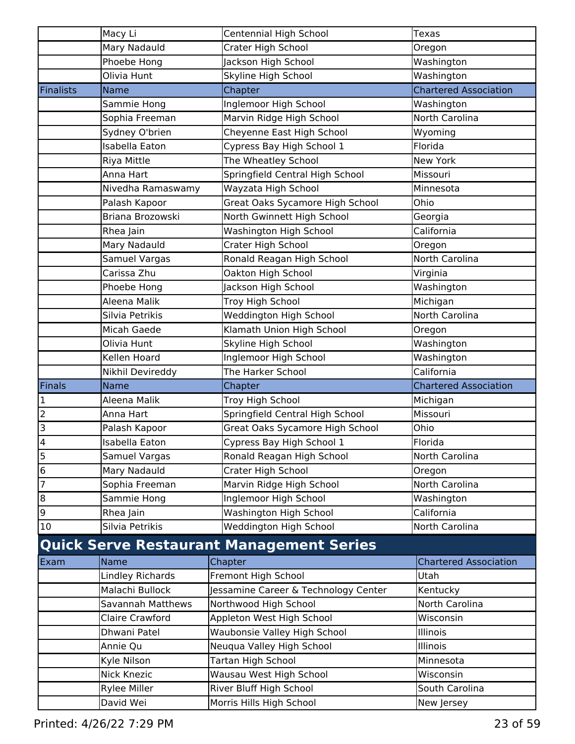| | Name | Chapter | Chartered Association |
|---|---|---|---|
| | Macy Li | Centennial High School | Texas |
| | Mary Nadauld | Crater High School | Oregon |
| | Phoebe Hong | Jackson High School | Washington |
| | Olivia Hunt | Skyline High School | Washington |
| **Finalists** | **Name** | **Chapter** | **Chartered Association** |
| | Sammie Hong | Inglemoor High School | Washington |
| | Sophia Freeman | Marvin Ridge High School | North Carolina |
| | Sydney O'brien | Cheyenne East High School | Wyoming |
| | Isabella Eaton | Cypress Bay High School 1 | Florida |
| | Riya Mittle | The Wheatley School | New York |
| | Anna Hart | Springfield Central High School | Missouri |
| | Nivedha Ramaswamy | Wayzata High School | Minnesota |
| | Palash Kapoor | Great Oaks Sycamore High School | Ohio |
| | Briana Brozowski | North Gwinnett High School | Georgia |
| | Rhea Jain | Washington High School | California |
| | Mary Nadauld | Crater High School | Oregon |
| | Samuel Vargas | Ronald Reagan High School | North Carolina |
| | Carissa Zhu | Oakton High School | Virginia |
| | Phoebe Hong | Jackson High School | Washington |
| | Aleena Malik | Troy High School | Michigan |
| | Silvia Petrikis | Weddington High School | North Carolina |
| | Micah Gaede | Klamath Union High School | Oregon |
| | Olivia Hunt | Skyline High School | Washington |
| | Kellen Hoard | Inglemoor High School | Washington |
| | Nikhil Devireddy | The Harker School | California |
| **Finals** | **Name** | **Chapter** | **Chartered Association** |
| 1 | Aleena Malik | Troy High School | Michigan |
| 2 | Anna Hart | Springfield Central High School | Missouri |
| 3 | Palash Kapoor | Great Oaks Sycamore High School | Ohio |
| 4 | Isabella Eaton | Cypress Bay High School 1 | Florida |
| 5 | Samuel Vargas | Ronald Reagan High School | North Carolina |
| 6 | Mary Nadauld | Crater High School | Oregon |
| 7 | Sophia Freeman | Marvin Ridge High School | North Carolina |
| 8 | Sammie Hong | Inglemoor High School | Washington |
| 9 | Rhea Jain | Washington High School | California |
| 10 | Silvia Petrikis | Weddington High School | North Carolina |

## Quick Serve Restaurant Management Series

| Exam | Name | Chapter | Chartered Association |
|---|---|---|---|
| | Lindley Richards | Fremont High School | Utah |
| | Malachi Bullock | Jessamine Career & Technology Center | Kentucky |
| | Savannah Matthews | Northwood High School | North Carolina |
| | Claire Crawford | Appleton West High School | Wisconsin |
| | Dhwani Patel | Waubonsie Valley High School | Illinois |
| | Annie Qu | Neuqua Valley High School | Illinois |
| | Kyle Nilson | Tartan High School | Minnesota |
| | Nick Knezic | Wausau West High School | Wisconsin |
| | Rylee Miller | River Bluff High School | South Carolina |
| | David Wei | Morris Hills High School | New Jersey |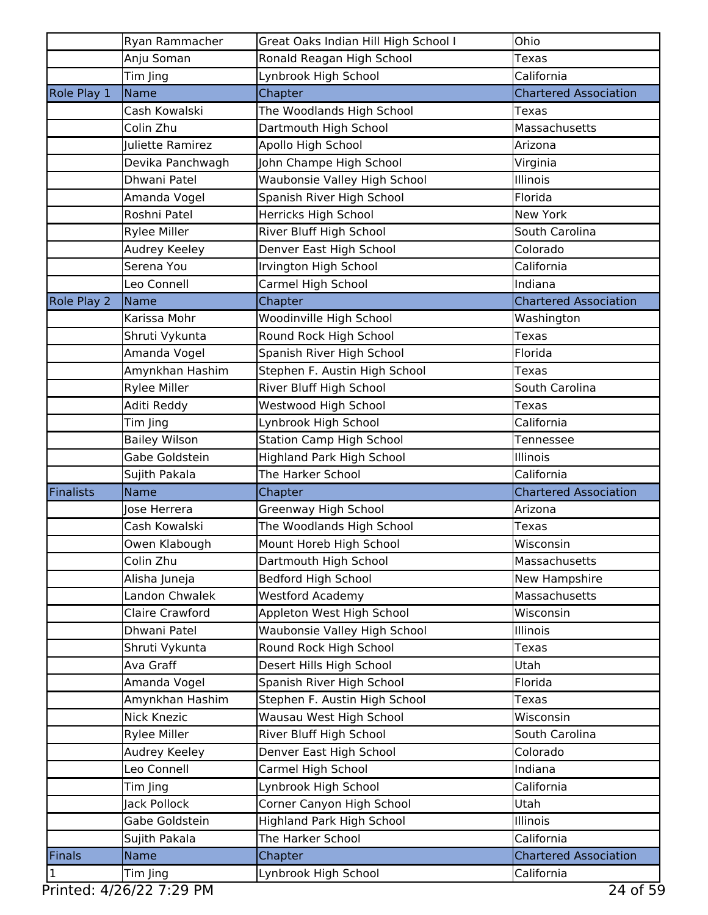| | | | |
|---|---|---|---|
| | Ryan Rammacher | Great Oaks Indian Hill High School I | Ohio |
| | Anju Soman | Ronald Reagan High School | Texas |
| | Tim Jing | Lynbrook High School | California |
| Role Play 1 | Name | Chapter | Chartered Association |
| | Cash Kowalski | The Woodlands High School | Texas |
| | Colin Zhu | Dartmouth High School | Massachusetts |
| | Juliette Ramirez | Apollo High School | Arizona |
| | Devika Panchwagh | John Champe High School | Virginia |
| | Dhwani Patel | Waubonsie Valley High School | Illinois |
| | Amanda Vogel | Spanish River High School | Florida |
| | Roshni Patel | Herricks High School | New York |
| | Rylee Miller | River Bluff High School | South Carolina |
| | Audrey Keeley | Denver East High School | Colorado |
| | Serena You | Irvington High School | California |
| | Leo Connell | Carmel High School | Indiana |
| Role Play 2 | Name | Chapter | Chartered Association |
| | Karissa Mohr | Woodinville High School | Washington |
| | Shruti Vykunta | Round Rock High School | Texas |
| | Amanda Vogel | Spanish River High School | Florida |
| | Amynkhan Hashim | Stephen F. Austin High School | Texas |
| | Rylee Miller | River Bluff High School | South Carolina |
| | Aditi Reddy | Westwood High School | Texas |
| | Tim Jing | Lynbrook High School | California |
| | Bailey Wilson | Station Camp High School | Tennessee |
| | Gabe Goldstein | Highland Park High School | Illinois |
| | Sujith Pakala | The Harker School | California |
| Finalists | Name | Chapter | Chartered Association |
| | Jose Herrera | Greenway High School | Arizona |
| | Cash Kowalski | The Woodlands High School | Texas |
| | Owen Klabough | Mount Horeb High School | Wisconsin |
| | Colin Zhu | Dartmouth High School | Massachusetts |
| | Alisha Juneja | Bedford High School | New Hampshire |
| | Landon Chwalek | Westford Academy | Massachusetts |
| | Claire Crawford | Appleton West High School | Wisconsin |
| | Dhwani Patel | Waubonsie Valley High School | Illinois |
| | Shruti Vykunta | Round Rock High School | Texas |
| | Ava Graff | Desert Hills High School | Utah |
| | Amanda Vogel | Spanish River High School | Florida |
| | Amynkhan Hashim | Stephen F. Austin High School | Texas |
| | Nick Knezic | Wausau West High School | Wisconsin |
| | Rylee Miller | River Bluff High School | South Carolina |
| | Audrey Keeley | Denver East High School | Colorado |
| | Leo Connell | Carmel High School | Indiana |
| | Tim Jing | Lynbrook High School | California |
| | Jack Pollock | Corner Canyon High School | Utah |
| | Gabe Goldstein | Highland Park High School | Illinois |
| | Sujith Pakala | The Harker School | California |
| Finals | Name | Chapter | Chartered Association |
| 1 | Tim Jing | Lynbrook High School | California |

Printed: 4/26/22 7:29 PM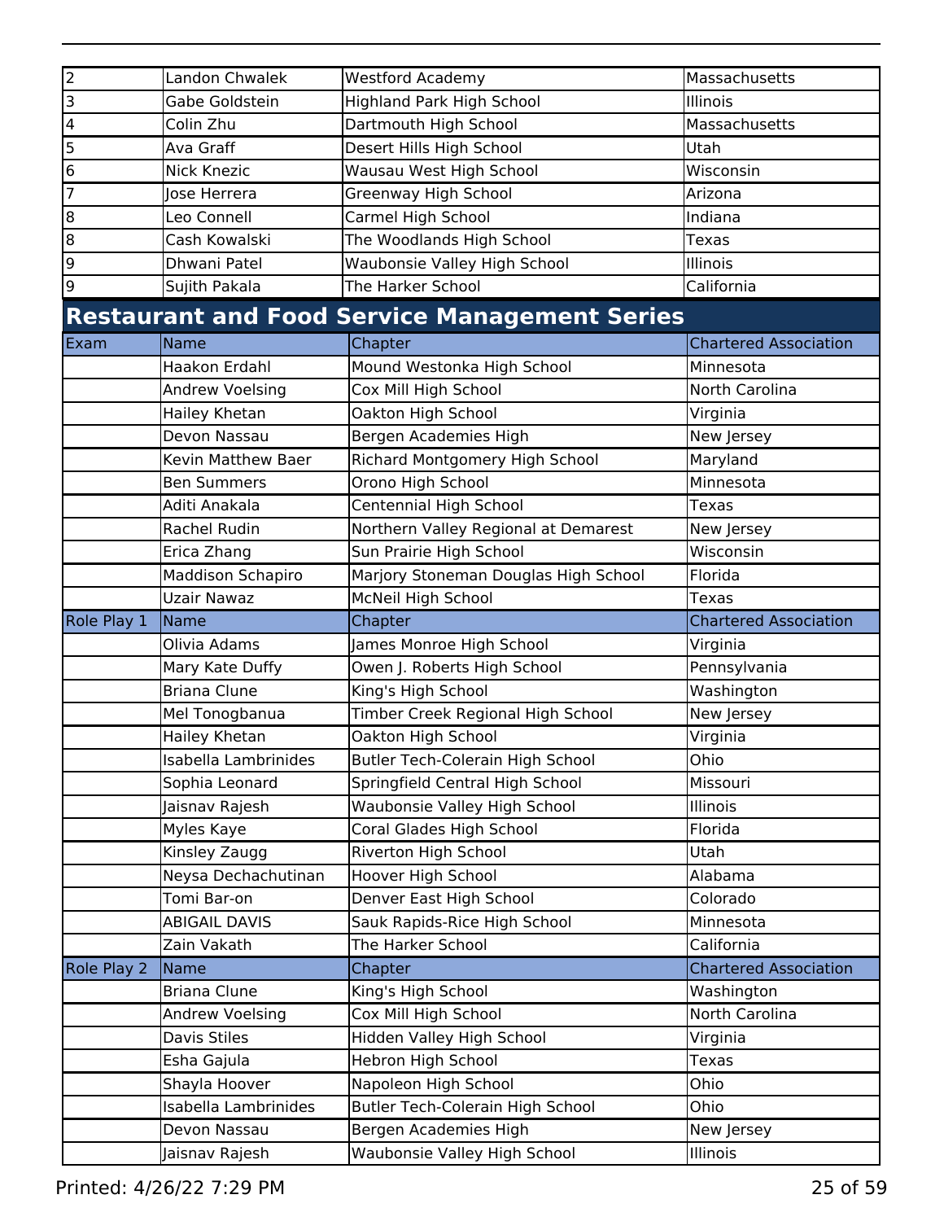| 2 | Landon Chwalek | Westford Academy | Massachusetts |
|---|---|---|---|
| 3 | Gabe Goldstein | Highland Park High School | Illinois |
| 4 | Colin Zhu | Dartmouth High School | Massachusetts |
| 5 | Ava Graff | Desert Hills High School | Utah |
| 6 | Nick Knezic | Wausau West High School | Wisconsin |
| 7 | Jose Herrera | Greenway High School | Arizona |
| 8 | Leo Connell | Carmel High School | Indiana |
| 8 | Cash Kowalski | The Woodlands High School | Texas |
| 9 | Dhwani Patel | Waubonsie Valley High School | Illinois |
| 9 | Sujith Pakala | The Harker School | California |

## Restaurant and Food Service Management Series

| Exam | Name | Chapter | Chartered Association |
|---|---|---|---|
| | Haakon Erdahl | Mound Westonka High School | Minnesota |
| | Andrew Voelsing | Cox Mill High School | North Carolina |
| | Hailey Khetan | Oakton High School | Virginia |
| | Devon Nassau | Bergen Academies High | New Jersey |
| | Kevin Matthew Baer | Richard Montgomery High School | Maryland |
| | Ben Summers | Orono High School | Minnesota |
| | Aditi Anakala | Centennial High School | Texas |
| | Rachel Rudin | Northern Valley Regional at Demarest | New Jersey |
| | Erica Zhang | Sun Prairie High School | Wisconsin |
| | Maddison Schapiro | Marjory Stoneman Douglas High School | Florida |
| | Uzair Nawaz | McNeil High School | Texas |
| **Role Play 1** | **Name** | **Chapter** | **Chartered Association** |
| | Olivia Adams | James Monroe High School | Virginia |
| | Mary Kate Duffy | Owen J. Roberts High School | Pennsylvania |
| | Briana Clune | King's High School | Washington |
| | Mel Tonogbanua | Timber Creek Regional High School | New Jersey |
| | Hailey Khetan | Oakton High School | Virginia |
| | Isabella Lambrinides | Butler Tech-Colerain High School | Ohio |
| | Sophia Leonard | Springfield Central High School | Missouri |
| | Jaisnav Rajesh | Waubonsie Valley High School | Illinois |
| | Myles Kaye | Coral Glades High School | Florida |
| | Kinsley Zaugg | Riverton High School | Utah |
| | Neysa Dechachutinan | Hoover High School | Alabama |
| | Tomi Bar-on | Denver East High School | Colorado |
| | ABIGAIL DAVIS | Sauk Rapids-Rice High School | Minnesota |
| | Zain Vakath | The Harker School | California |
| **Role Play 2** | **Name** | **Chapter** | **Chartered Association** |
| | Briana Clune | King's High School | Washington |
| | Andrew Voelsing | Cox Mill High School | North Carolina |
| | Davis Stiles | Hidden Valley High School | Virginia |
| | Esha Gajula | Hebron High School | Texas |
| | Shayla Hoover | Napoleon High School | Ohio |
| | Isabella Lambrinides | Butler Tech-Colerain High School | Ohio |
| | Devon Nassau | Bergen Academies High | New Jersey |
| | Jaisnav Rajesh | Waubonsie Valley High School | Illinois |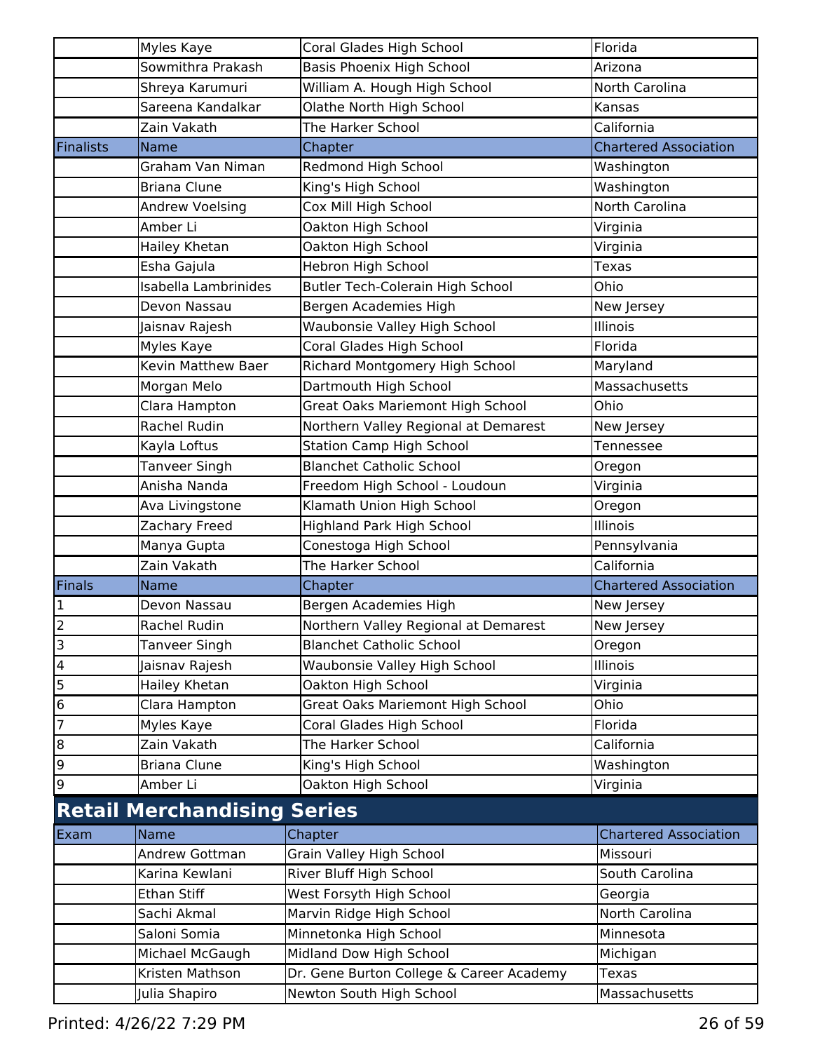| | Name | Chapter | Chartered Association |
|---|---|---|---|
| | Myles Kaye | Coral Glades High School | Florida |
| | Sowmithra Prakash | Basis Phoenix High School | Arizona |
| | Shreya Karumuri | William A. Hough High School | North Carolina |
| | Sareena Kandalkar | Olathe North High School | Kansas |
| | Zain Vakath | The Harker School | California |
| Finalists | Name | Chapter | Chartered Association |
| | Graham Van Niman | Redmond High School | Washington |
| | Briana Clune | King's High School | Washington |
| | Andrew Voelsing | Cox Mill High School | North Carolina |
| | Amber Li | Oakton High School | Virginia |
| | Hailey Khetan | Oakton High School | Virginia |
| | Esha Gajula | Hebron High School | Texas |
| | Isabella Lambrinides | Butler Tech-Colerain High School | Ohio |
| | Devon Nassau | Bergen Academies High | New Jersey |
| | Jaisnav Rajesh | Waubonsie Valley High School | Illinois |
| | Myles Kaye | Coral Glades High School | Florida |
| | Kevin Matthew Baer | Richard Montgomery High School | Maryland |
| | Morgan Melo | Dartmouth High School | Massachusetts |
| | Clara Hampton | Great Oaks Mariemont High School | Ohio |
| | Rachel Rudin | Northern Valley Regional at Demarest | New Jersey |
| | Kayla Loftus | Station Camp High School | Tennessee |
| | Tanveer Singh | Blanchet Catholic School | Oregon |
| | Anisha Nanda | Freedom High School - Loudoun | Virginia |
| | Ava Livingstone | Klamath Union High School | Oregon |
| | Zachary Freed | Highland Park High School | Illinois |
| | Manya Gupta | Conestoga High School | Pennsylvania |
| | Zain Vakath | The Harker School | California |
| Finals | Name | Chapter | Chartered Association |
| 1 | Devon Nassau | Bergen Academies High | New Jersey |
| 2 | Rachel Rudin | Northern Valley Regional at Demarest | New Jersey |
| 3 | Tanveer Singh | Blanchet Catholic School | Oregon |
| 4 | Jaisnav Rajesh | Waubonsie Valley High School | Illinois |
| 5 | Hailey Khetan | Oakton High School | Virginia |
| 6 | Clara Hampton | Great Oaks Mariemont High School | Ohio |
| 7 | Myles Kaye | Coral Glades High School | Florida |
| 8 | Zain Vakath | The Harker School | California |
| 9 | Briana Clune | King's High School | Washington |
| 9 | Amber Li | Oakton High School | Virginia |

## Retail Merchandising Series

| Exam | Name | Chapter | Chartered Association |
|---|---|---|---|
| | Andrew Gottman | Grain Valley High School | Missouri |
| | Karina Kewlani | River Bluff High School | South Carolina |
| | Ethan Stiff | West Forsyth High School | Georgia |
| | Sachi Akmal | Marvin Ridge High School | North Carolina |
| | Saloni Somia | Minnetonka High School | Minnesota |
| | Michael McGaugh | Midland Dow High School | Michigan |
| | Kristen Mathson | Dr. Gene Burton College & Career Academy | Texas |
| | Julia Shapiro | Newton South High School | Massachusetts |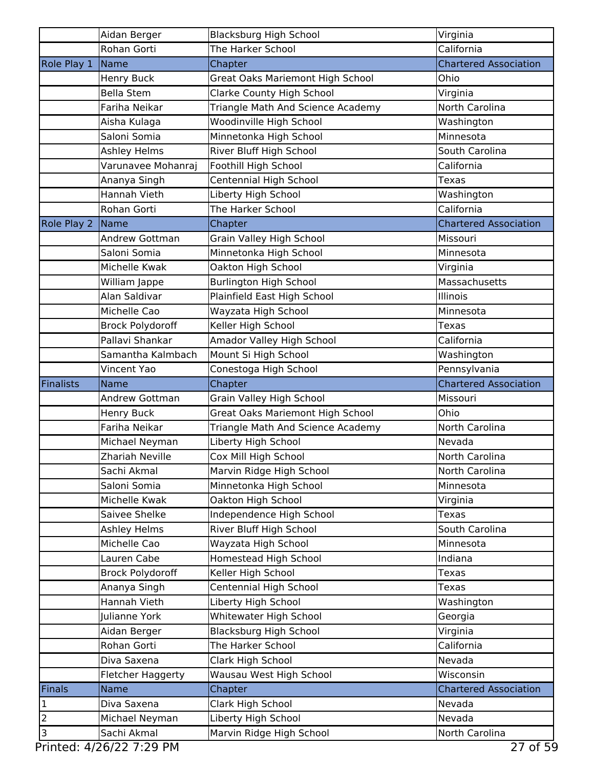| | | | |
|---|---|---|---|
| | Aidan Berger | Blacksburg High School | Virginia |
| | Rohan Gorti | The Harker School | California |
| Role Play 1 | Name | Chapter | Chartered Association |
| | Henry Buck | Great Oaks Mariemont High School | Ohio |
| | Bella Stem | Clarke County High School | Virginia |
| | Fariha Neikar | Triangle Math And Science Academy | North Carolina |
| | Aisha Kulaga | Woodinville High School | Washington |
| | Saloni Somia | Minnetonka High School | Minnesota |
| | Ashley Helms | River Bluff High School | South Carolina |
| | Varunavee Mohanraj | Foothill High School | California |
| | Ananya Singh | Centennial High School | Texas |
| | Hannah Vieth | Liberty High School | Washington |
| | Rohan Gorti | The Harker School | California |
| Role Play 2 | Name | Chapter | Chartered Association |
| | Andrew Gottman | Grain Valley High School | Missouri |
| | Saloni Somia | Minnetonka High School | Minnesota |
| | Michelle Kwak | Oakton High School | Virginia |
| | William Jappe | Burlington High School | Massachusetts |
| | Alan Saldivar | Plainfield East High School | Illinois |
| | Michelle Cao | Wayzata High School | Minnesota |
| | Brock Polydoroff | Keller High School | Texas |
| | Pallavi Shankar | Amador Valley High School | California |
| | Samantha Kalmbach | Mount Si High School | Washington |
| | Vincent Yao | Conestoga High School | Pennsylvania |
| Finalists | Name | Chapter | Chartered Association |
| | Andrew Gottman | Grain Valley High School | Missouri |
| | Henry Buck | Great Oaks Mariemont High School | Ohio |
| | Fariha Neikar | Triangle Math And Science Academy | North Carolina |
| | Michael Neyman | Liberty High School | Nevada |
| | Zhariah Neville | Cox Mill High School | North Carolina |
| | Sachi Akmal | Marvin Ridge High School | North Carolina |
| | Saloni Somia | Minnetonka High School | Minnesota |
| | Michelle Kwak | Oakton High School | Virginia |
| | Saivee Shelke | Independence High School | Texas |
| | Ashley Helms | River Bluff High School | South Carolina |
| | Michelle Cao | Wayzata High School | Minnesota |
| | Lauren Cabe | Homestead High School | Indiana |
| | Brock Polydoroff | Keller High School | Texas |
| | Ananya Singh | Centennial High School | Texas |
| | Hannah Vieth | Liberty High School | Washington |
| | Julianne York | Whitewater High School | Georgia |
| | Aidan Berger | Blacksburg High School | Virginia |
| | Rohan Gorti | The Harker School | California |
| | Diva Saxena | Clark High School | Nevada |
| | Fletcher Haggerty | Wausau West High School | Wisconsin |
| Finals | Name | Chapter | Chartered Association |
| 1 | Diva Saxena | Clark High School | Nevada |
| 2 | Michael Neyman | Liberty High School | Nevada |
| 3 | Sachi Akmal | Marvin Ridge High School | North Carolina |

Printed: 4/26/22 7:29 PM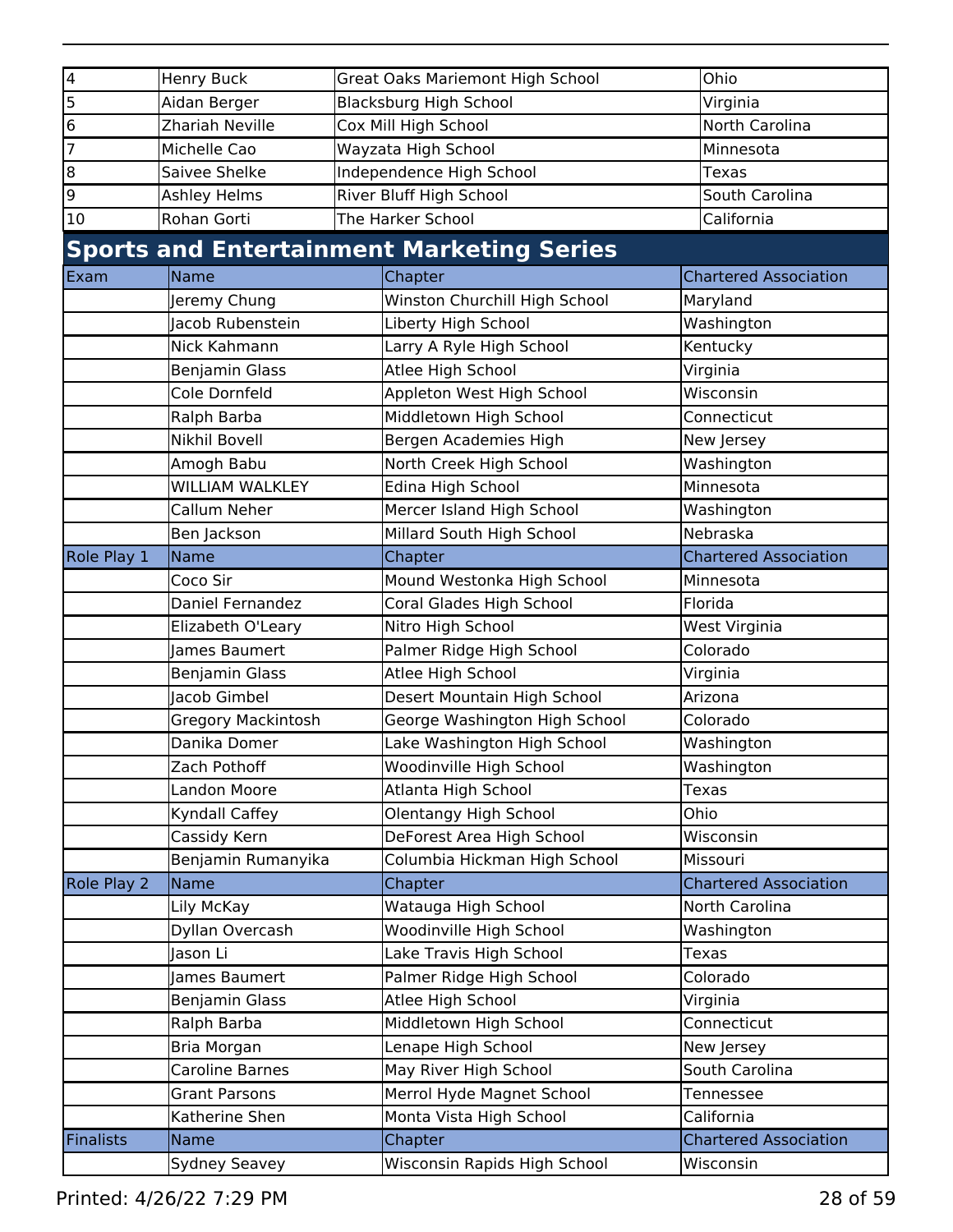| | | | |
|---|---|---|---|
| 4 | Henry Buck | Great Oaks Mariemont High School | Ohio |
| 5 | Aidan Berger | Blacksburg High School | Virginia |
| 6 | Zhariah Neville | Cox Mill High School | North Carolina |
| 7 | Michelle Cao | Wayzata High School | Minnesota |
| 8 | Saivee Shelke | Independence High School | Texas |
| 9 | Ashley Helms | River Bluff High School | South Carolina |
| 10 | Rohan Gorti | The Harker School | California |

## Sports and Entertainment Marketing Series

| Exam | Name | Chapter | Chartered Association |
|---|---|---|---|
| | Jeremy Chung | Winston Churchill High School | Maryland |
| | Jacob Rubenstein | Liberty High School | Washington |
| | Nick Kahmann | Larry A Ryle High School | Kentucky |
| | Benjamin Glass | Atlee High School | Virginia |
| | Cole Dornfeld | Appleton West High School | Wisconsin |
| | Ralph Barba | Middletown High School | Connecticut |
| | Nikhil Bovell | Bergen Academies High | New Jersey |
| | Amogh Babu | North Creek High School | Washington |
| | WILLIAM WALKLEY | Edina High School | Minnesota |
| | Callum Neher | Mercer Island High School | Washington |
| | Ben Jackson | Millard South High School | Nebraska |
| **Role Play 1** | **Name** | **Chapter** | **Chartered Association** |
| | Coco Sir | Mound Westonka High School | Minnesota |
| | Daniel Fernandez | Coral Glades High School | Florida |
| | Elizabeth O'Leary | Nitro High School | West Virginia |
| | James Baumert | Palmer Ridge High School | Colorado |
| | Benjamin Glass | Atlee High School | Virginia |
| | Jacob Gimbel | Desert Mountain High School | Arizona |
| | Gregory Mackintosh | George Washington High School | Colorado |
| | Danika Domer | Lake Washington High School | Washington |
| | Zach Pothoff | Woodinville High School | Washington |
| | Landon Moore | Atlanta High School | Texas |
| | Kyndall Caffey | Olentangy High School | Ohio |
| | Cassidy Kern | DeForest Area High School | Wisconsin |
| | Benjamin Rumanyika | Columbia Hickman High School | Missouri |
| **Role Play 2** | **Name** | **Chapter** | **Chartered Association** |
| | Lily McKay | Watauga High School | North Carolina |
| | Dyllan Overcash | Woodinville High School | Washington |
| | Jason Li | Lake Travis High School | Texas |
| | James Baumert | Palmer Ridge High School | Colorado |
| | Benjamin Glass | Atlee High School | Virginia |
| | Ralph Barba | Middletown High School | Connecticut |
| | Bria Morgan | Lenape High School | New Jersey |
| | Caroline Barnes | May River High School | South Carolina |
| | Grant Parsons | Merrol Hyde Magnet School | Tennessee |
| | Katherine Shen | Monta Vista High School | California |
| **Finalists** | **Name** | **Chapter** | **Chartered Association** |
| | Sydney Seavey | Wisconsin Rapids High School | Wisconsin |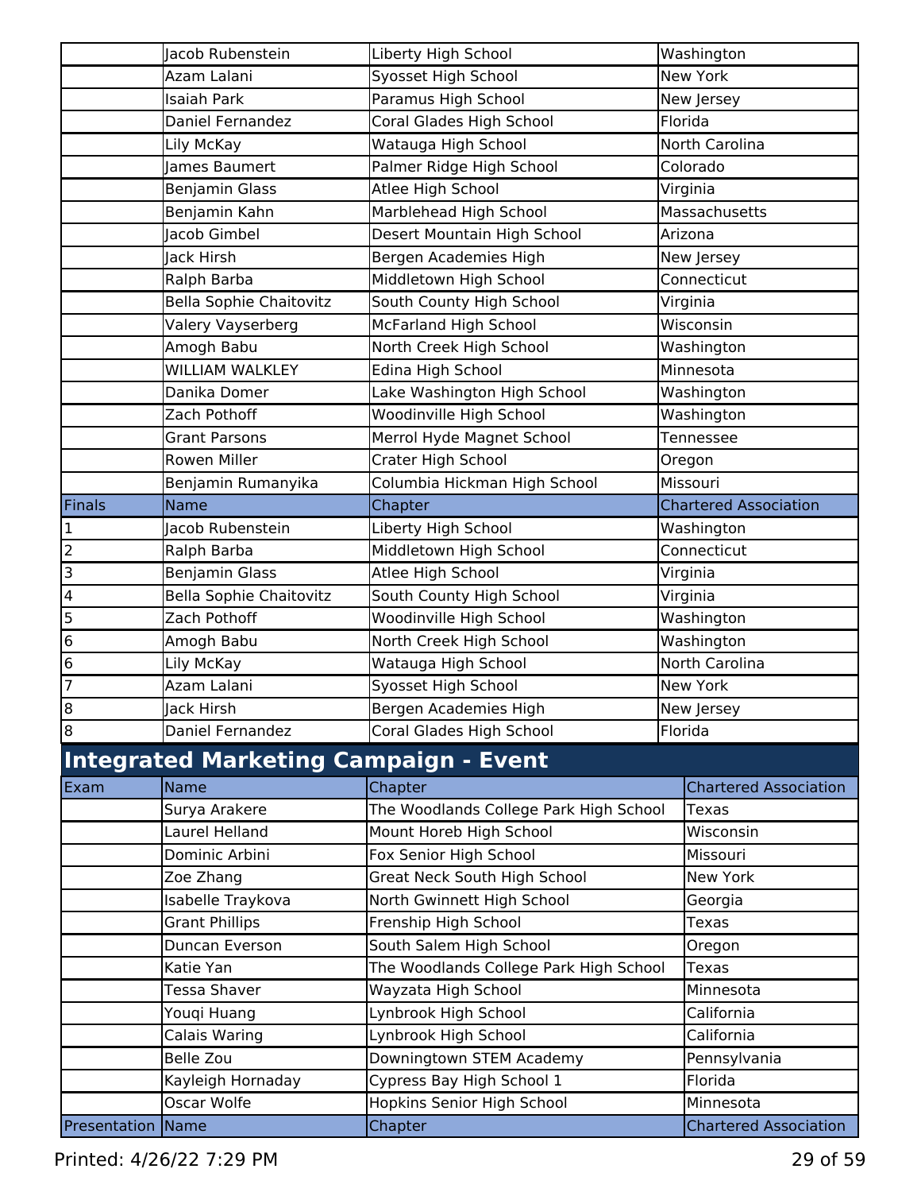| | Name | Chapter | Chartered Association |
|---|---|---|---|
| | Jacob Rubenstein | Liberty High School | Washington |
| | Azam Lalani | Syosset High School | New York |
| | Isaiah Park | Paramus High School | New Jersey |
| | Daniel Fernandez | Coral Glades High School | Florida |
| | Lily McKay | Watauga High School | North Carolina |
| | James Baumert | Palmer Ridge High School | Colorado |
| | Benjamin Glass | Atlee High School | Virginia |
| | Benjamin Kahn | Marblehead High School | Massachusetts |
| | Jacob Gimbel | Desert Mountain High School | Arizona |
| | Jack Hirsh | Bergen Academies High | New Jersey |
| | Ralph Barba | Middletown High School | Connecticut |
| | Bella Sophie Chaitovitz | South County High School | Virginia |
| | Valery Vayserberg | McFarland High School | Wisconsin |
| | Amogh Babu | North Creek High School | Washington |
| | WILLIAM WALKLEY | Edina High School | Minnesota |
| | Danika Domer | Lake Washington High School | Washington |
| | Zach Pothoff | Woodinville High School | Washington |
| | Grant Parsons | Merrol Hyde Magnet School | Tennessee |
| | Rowen Miller | Crater High School | Oregon |
| | Benjamin Rumanyika | Columbia Hickman High School | Missouri |

| Finals | Name | Chapter | Chartered Association |
|---|---|---|---|
| 1 | Jacob Rubenstein | Liberty High School | Washington |
| 2 | Ralph Barba | Middletown High School | Connecticut |
| 3 | Benjamin Glass | Atlee High School | Virginia |
| 4 | Bella Sophie Chaitovitz | South County High School | Virginia |
| 5 | Zach Pothoff | Woodinville High School | Washington |
| 6 | Amogh Babu | North Creek High School | Washington |
| 6 | Lily McKay | Watauga High School | North Carolina |
| 7 | Azam Lalani | Syosset High School | New York |
| 8 | Jack Hirsh | Bergen Academies High | New Jersey |
| 8 | Daniel Fernandez | Coral Glades High School | Florida |

## Integrated Marketing Campaign - Event

| Exam | Name | Chapter | Chartered Association |
|---|---|---|---|
| | Surya Arakere | The Woodlands College Park High School | Texas |
| | Laurel Helland | Mount Horeb High School | Wisconsin |
| | Dominic Arbini | Fox Senior High School | Missouri |
| | Zoe Zhang | Great Neck South High School | New York |
| | Isabelle Traykova | North Gwinnett High School | Georgia |
| | Grant Phillips | Frenship High School | Texas |
| | Duncan Everson | South Salem High School | Oregon |
| | Katie Yan | The Woodlands College Park High School | Texas |
| | Tessa Shaver | Wayzata High School | Minnesota |
| | Youqi Huang | Lynbrook High School | California |
| | Calais Waring | Lynbrook High School | California |
| | Belle Zou | Downingtown STEM Academy | Pennsylvania |
| | Kayleigh Hornaday | Cypress Bay High School 1 | Florida |
| | Oscar Wolfe | Hopkins Senior High School | Minnesota |

| Presentation | Name | Chapter | Chartered Association |
|---|---|---|---|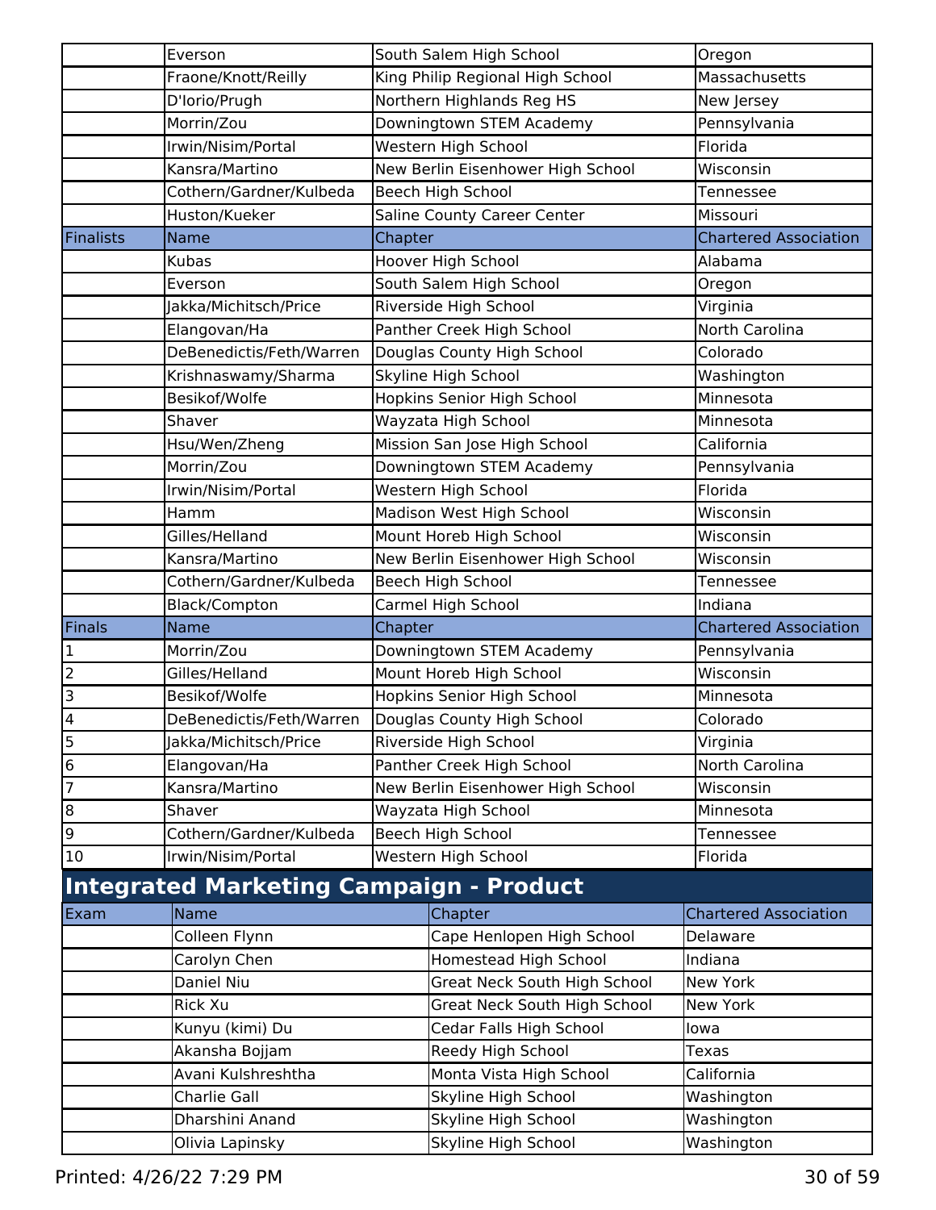| | Name | Chapter | Chartered Association |
|---|---|---|---|
| | Everson | South Salem High School | Oregon |
| | Fraone/Knott/Reilly | King Philip Regional High School | Massachusetts |
| | D'Iorio/Prugh | Northern Highlands Reg HS | New Jersey |
| | Morrin/Zou | Downingtown STEM Academy | Pennsylvania |
| | Irwin/Nisim/Portal | Western High School | Florida |
| | Kansra/Martino | New Berlin Eisenhower High School | Wisconsin |
| | Cothern/Gardner/Kulbeda | Beech High School | Tennessee |
| | Huston/Kueker | Saline County Career Center | Missouri |

| Finalists | Name | Chapter | Chartered Association |
|---|---|---|---|
| | Kubas | Hoover High School | Alabama |
| | Everson | South Salem High School | Oregon |
| | Jakka/Michitsch/Price | Riverside High School | Virginia |
| | Elangovan/Ha | Panther Creek High School | North Carolina |
| | DeBenedictis/Feth/Warren | Douglas County High School | Colorado |
| | Krishnaswamy/Sharma | Skyline High School | Washington |
| | Besikof/Wolfe | Hopkins Senior High School | Minnesota |
| | Shaver | Wayzata High School | Minnesota |
| | Hsu/Wen/Zheng | Mission San Jose High School | California |
| | Morrin/Zou | Downingtown STEM Academy | Pennsylvania |
| | Irwin/Nisim/Portal | Western High School | Florida |
| | Hamm | Madison West High School | Wisconsin |
| | Gilles/Helland | Mount Horeb High School | Wisconsin |
| | Kansra/Martino | New Berlin Eisenhower High School | Wisconsin |
| | Cothern/Gardner/Kulbeda | Beech High School | Tennessee |
| | Black/Compton | Carmel High School | Indiana |

| Finals | Name | Chapter | Chartered Association |
|---|---|---|---|
| 1 | Morrin/Zou | Downingtown STEM Academy | Pennsylvania |
| 2 | Gilles/Helland | Mount Horeb High School | Wisconsin |
| 3 | Besikof/Wolfe | Hopkins Senior High School | Minnesota |
| 4 | DeBenedictis/Feth/Warren | Douglas County High School | Colorado |
| 5 | Jakka/Michitsch/Price | Riverside High School | Virginia |
| 6 | Elangovan/Ha | Panther Creek High School | North Carolina |
| 7 | Kansra/Martino | New Berlin Eisenhower High School | Wisconsin |
| 8 | Shaver | Wayzata High School | Minnesota |
| 9 | Cothern/Gardner/Kulbeda | Beech High School | Tennessee |
| 10 | Irwin/Nisim/Portal | Western High School | Florida |

## Integrated Marketing Campaign - Product

| Exam | Name | Chapter | Chartered Association |
|---|---|---|---|
| | Colleen Flynn | Cape Henlopen High School | Delaware |
| | Carolyn Chen | Homestead High School | Indiana |
| | Daniel Niu | Great Neck South High School | New York |
| | Rick Xu | Great Neck South High School | New York |
| | Kunyu (kimi) Du | Cedar Falls High School | Iowa |
| | Akansha Bojjam | Reedy High School | Texas |
| | Avani Kulshreshtha | Monta Vista High School | California |
| | Charlie Gall | Skyline High School | Washington |
| | Dharshini Anand | Skyline High School | Washington |
| | Olivia Lapinsky | Skyline High School | Washington |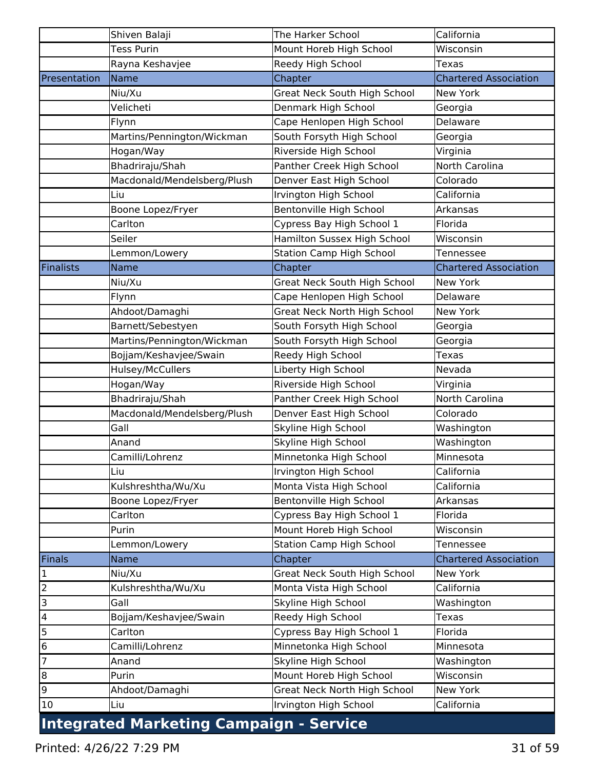| | | | |
|---|---|---|---|
| | Shiven Balaji | The Harker School | California |
| | Tess Purin | Mount Horeb High School | Wisconsin |
| | Rayna Keshavjee | Reedy High School | Texas |
| Presentation | Name | Chapter | Chartered Association |
| | Niu/Xu | Great Neck South High School | New York |
| | Velicheti | Denmark High School | Georgia |
| | Flynn | Cape Henlopen High School | Delaware |
| | Martins/Pennington/Wickman | South Forsyth High School | Georgia |
| | Hogan/Way | Riverside High School | Virginia |
| | Bhadriraju/Shah | Panther Creek High School | North Carolina |
| | Macdonald/Mendelsberg/Plush | Denver East High School | Colorado |
| | Liu | Irvington High School | California |
| | Boone Lopez/Fryer | Bentonville High School | Arkansas |
| | Carlton | Cypress Bay High School 1 | Florida |
| | Seiler | Hamilton Sussex High School | Wisconsin |
| | Lemmon/Lowery | Station Camp High School | Tennessee |
| Finalists | Name | Chapter | Chartered Association |
| | Niu/Xu | Great Neck South High School | New York |
| | Flynn | Cape Henlopen High School | Delaware |
| | Ahdoot/Damaghi | Great Neck North High School | New York |
| | Barnett/Sebestyen | South Forsyth High School | Georgia |
| | Martins/Pennington/Wickman | South Forsyth High School | Georgia |
| | Bojjam/Keshavjee/Swain | Reedy High School | Texas |
| | Hulsey/McCullers | Liberty High School | Nevada |
| | Hogan/Way | Riverside High School | Virginia |
| | Bhadriraju/Shah | Panther Creek High School | North Carolina |
| | Macdonald/Mendelsberg/Plush | Denver East High School | Colorado |
| | Gall | Skyline High School | Washington |
| | Anand | Skyline High School | Washington |
| | Camilli/Lohrenz | Minnetonka High School | Minnesota |
| | Liu | Irvington High School | California |
| | Kulshreshtha/Wu/Xu | Monta Vista High School | California |
| | Boone Lopez/Fryer | Bentonville High School | Arkansas |
| | Carlton | Cypress Bay High School 1 | Florida |
| | Purin | Mount Horeb High School | Wisconsin |
| | Lemmon/Lowery | Station Camp High School | Tennessee |
| Finals | Name | Chapter | Chartered Association |
| 1 | Niu/Xu | Great Neck South High School | New York |
| 2 | Kulshreshtha/Wu/Xu | Monta Vista High School | California |
| 3 | Gall | Skyline High School | Washington |
| 4 | Bojjam/Keshavjee/Swain | Reedy High School | Texas |
| 5 | Carlton | Cypress Bay High School 1 | Florida |
| 6 | Camilli/Lohrenz | Minnetonka High School | Minnesota |
| 7 | Anand | Skyline High School | Washington |
| 8 | Purin | Mount Horeb High School | Wisconsin |
| 9 | Ahdoot/Damaghi | Great Neck North High School | New York |
| 10 | Liu | Irvington High School | California |

## Integrated Marketing Campaign - Service

Printed: 4/26/22 7:29 PM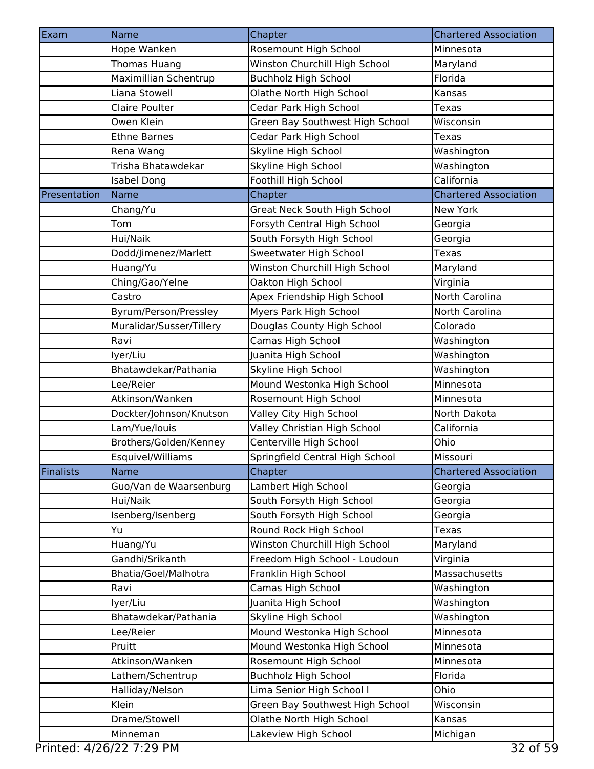| Exam | Name | Chapter | Chartered Association |
|---|---|---|---|
| | Hope Wanken | Rosemount High School | Minnesota |
| | Thomas Huang | Winston Churchill High School | Maryland |
| | Maximillian Schentrup | Buchholz High School | Florida |
| | Liana Stowell | Olathe North High School | Kansas |
| | Claire Poulter | Cedar Park High School | Texas |
| | Owen Klein | Green Bay Southwest High School | Wisconsin |
| | Ethne Barnes | Cedar Park High School | Texas |
| | Rena Wang | Skyline High School | Washington |
| | Trisha Bhatawdekar | Skyline High School | Washington |
| | Isabel Dong | Foothill High School | California |
| **Presentation** | **Name** | **Chapter** | **Chartered Association** |
| | Chang/Yu | Great Neck South High School | New York |
| | Tom | Forsyth Central High School | Georgia |
| | Hui/Naik | South Forsyth High School | Georgia |
| | Dodd/Jimenez/Marlett | Sweetwater High School | Texas |
| | Huang/Yu | Winston Churchill High School | Maryland |
| | Ching/Gao/Yelne | Oakton High School | Virginia |
| | Castro | Apex Friendship High School | North Carolina |
| | Byrum/Person/Pressley | Myers Park High School | North Carolina |
| | Muralidar/Susser/Tillery | Douglas County High School | Colorado |
| | Ravi | Camas High School | Washington |
| | Iyer/Liu | Juanita High School | Washington |
| | Bhatawdekar/Pathania | Skyline High School | Washington |
| | Lee/Reier | Mound Westonka High School | Minnesota |
| | Atkinson/Wanken | Rosemount High School | Minnesota |
| | Dockter/Johnson/Knutson | Valley City High School | North Dakota |
| | Lam/Yue/louis | Valley Christian High School | California |
| | Brothers/Golden/Kenney | Centerville High School | Ohio |
| | Esquivel/Williams | Springfield Central High School | Missouri |
| **Finalists** | **Name** | **Chapter** | **Chartered Association** |
| | Guo/Van de Waarsenburg | Lambert High School | Georgia |
| | Hui/Naik | South Forsyth High School | Georgia |
| | Isenberg/Isenberg | South Forsyth High School | Georgia |
| | Yu | Round Rock High School | Texas |
| | Huang/Yu | Winston Churchill High School | Maryland |
| | Gandhi/Srikanth | Freedom High School - Loudoun | Virginia |
| | Bhatia/Goel/Malhotra | Franklin High School | Massachusetts |
| | Ravi | Camas High School | Washington |
| | Iyer/Liu | Juanita High School | Washington |
| | Bhatawdekar/Pathania | Skyline High School | Washington |
| | Lee/Reier | Mound Westonka High School | Minnesota |
| | Pruitt | Mound Westonka High School | Minnesota |
| | Atkinson/Wanken | Rosemount High School | Minnesota |
| | Lathem/Schentrup | Buchholz High School | Florida |
| | Halliday/Nelson | Lima Senior High School I | Ohio |
| | Klein | Green Bay Southwest High School | Wisconsin |
| | Drame/Stowell | Olathe North High School | Kansas |
| | Minneman | Lakeview High School | Michigan |

Printed: 4/26/22 7:29 PM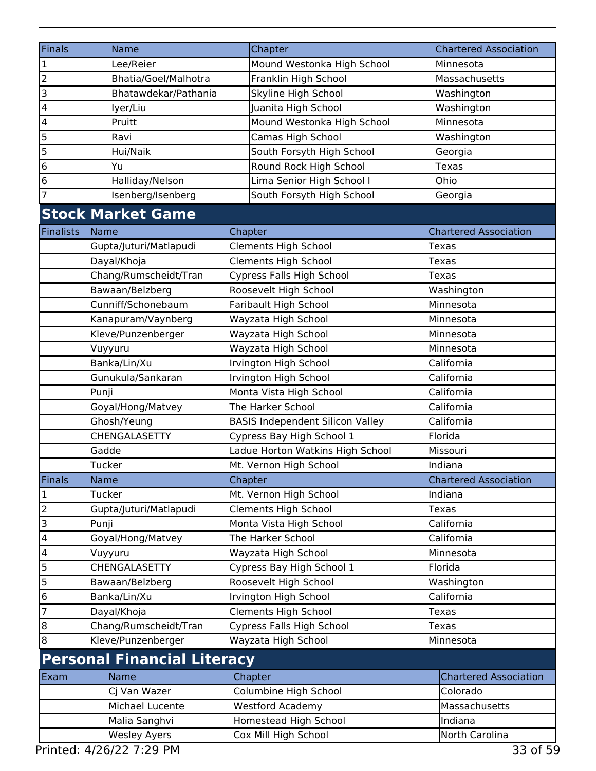| Finals | Name | Chapter | Chartered Association |
|---|---|---|---|
| 1 | Lee/Reier | Mound Westonka High School | Minnesota |
| 2 | Bhatia/Goel/Malhotra | Franklin High School | Massachusetts |
| 3 | Bhatawdekar/Pathania | Skyline High School | Washington |
| 4 | Iyer/Liu | Juanita High School | Washington |
| 4 | Pruitt | Mound Westonka High School | Minnesota |
| 5 | Ravi | Camas High School | Washington |
| 5 | Hui/Naik | South Forsyth High School | Georgia |
| 6 | Yu | Round Rock High School | Texas |
| 6 | Halliday/Nelson | Lima Senior High School I | Ohio |
| 7 | Isenberg/Isenberg | South Forsyth High School | Georgia |

## Stock Market Game

| Finalists | Name | Chapter | Chartered Association |
|---|---|---|---|
| | Gupta/Juturi/Matlapudi | Clements High School | Texas |
| | Dayal/Khoja | Clements High School | Texas |
| | Chang/Rumscheidt/Tran | Cypress Falls High School | Texas |
| | Bawaan/Belzberg | Roosevelt High School | Washington |
| | Cunniff/Schonebaum | Faribault High School | Minnesota |
| | Kanapuram/Vaynberg | Wayzata High School | Minnesota |
| | Kleve/Punzenberger | Wayzata High School | Minnesota |
| | Vuyyuru | Wayzata High School | Minnesota |
| | Banka/Lin/Xu | Irvington High School | California |
| | Gunukula/Sankaran | Irvington High School | California |
| | Punji | Monta Vista High School | California |
| | Goyal/Hong/Matvey | The Harker School | California |
| | Ghosh/Yeung | BASIS Independent Silicon Valley | California |
| | CHENGALASETTY | Cypress Bay High School 1 | Florida |
| | Gadde | Ladue Horton Watkins High School | Missouri |
| | Tucker | Mt. Vernon High School | Indiana |

| Finals | Name | Chapter | Chartered Association |
|---|---|---|---|
| 1 | Tucker | Mt. Vernon High School | Indiana |
| 2 | Gupta/Juturi/Matlapudi | Clements High School | Texas |
| 3 | Punji | Monta Vista High School | California |
| 4 | Goyal/Hong/Matvey | The Harker School | California |
| 4 | Vuyyuru | Wayzata High School | Minnesota |
| 5 | CHENGALASETTY | Cypress Bay High School 1 | Florida |
| 5 | Bawaan/Belzberg | Roosevelt High School | Washington |
| 6 | Banka/Lin/Xu | Irvington High School | California |
| 7 | Dayal/Khoja | Clements High School | Texas |
| 8 | Chang/Rumscheidt/Tran | Cypress Falls High School | Texas |
| 8 | Kleve/Punzenberger | Wayzata High School | Minnesota |

## Personal Financial Literacy

| Exam | Name | Chapter | Chartered Association |
|---|---|---|---|
| | Cj Van Wazer | Columbine High School | Colorado |
| | Michael Lucente | Westford Academy | Massachusetts |
| | Malia Sanghvi | Homestead High School | Indiana |
| | Wesley Ayers | Cox Mill High School | North Carolina |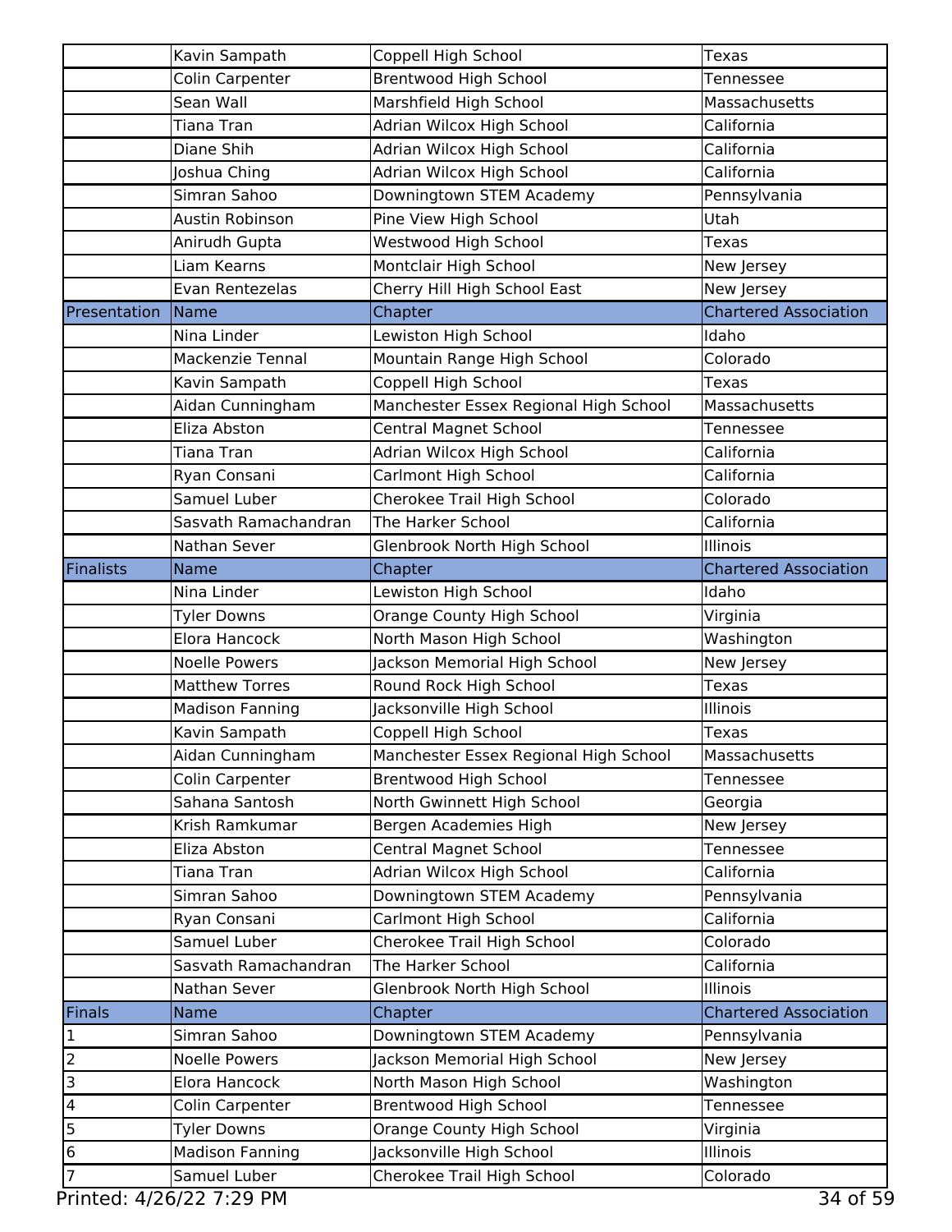| | | | |
|---|---|---|---|
| | Kavin Sampath | Coppell High School | Texas |
| | Colin Carpenter | Brentwood High School | Tennessee |
| | Sean Wall | Marshfield High School | Massachusetts |
| | Tiana Tran | Adrian Wilcox High School | California |
| | Diane Shih | Adrian Wilcox High School | California |
| | Joshua Ching | Adrian Wilcox High School | California |
| | Simran Sahoo | Downingtown STEM Academy | Pennsylvania |
| | Austin Robinson | Pine View High School | Utah |
| | Anirudh Gupta | Westwood High School | Texas |
| | Liam Kearns | Montclair High School | New Jersey |
| | Evan Rentezelas | Cherry Hill High School East | New Jersey |
| Presentation | Name | Chapter | Chartered Association |
| | Nina Linder | Lewiston High School | Idaho |
| | Mackenzie Tennal | Mountain Range High School | Colorado |
| | Kavin Sampath | Coppell High School | Texas |
| | Aidan Cunningham | Manchester Essex Regional High School | Massachusetts |
| | Eliza Abston | Central Magnet School | Tennessee |
| | Tiana Tran | Adrian Wilcox High School | California |
| | Ryan Consani | Carlmont High School | California |
| | Samuel Luber | Cherokee Trail High School | Colorado |
| | Sasvath Ramachandran | The Harker School | California |
| | Nathan Sever | Glenbrook North High School | Illinois |
| Finalists | Name | Chapter | Chartered Association |
| | Nina Linder | Lewiston High School | Idaho |
| | Tyler Downs | Orange County High School | Virginia |
| | Elora Hancock | North Mason High School | Washington |
| | Noelle Powers | Jackson Memorial High School | New Jersey |
| | Matthew Torres | Round Rock High School | Texas |
| | Madison Fanning | Jacksonville High School | Illinois |
| | Kavin Sampath | Coppell High School | Texas |
| | Aidan Cunningham | Manchester Essex Regional High School | Massachusetts |
| | Colin Carpenter | Brentwood High School | Tennessee |
| | Sahana Santosh | North Gwinnett High School | Georgia |
| | Krish Ramkumar | Bergen Academies High | New Jersey |
| | Eliza Abston | Central Magnet School | Tennessee |
| | Tiana Tran | Adrian Wilcox High School | California |
| | Simran Sahoo | Downingtown STEM Academy | Pennsylvania |
| | Ryan Consani | Carlmont High School | California |
| | Samuel Luber | Cherokee Trail High School | Colorado |
| | Sasvath Ramachandran | The Harker School | California |
| | Nathan Sever | Glenbrook North High School | Illinois |
| Finals | Name | Chapter | Chartered Association |
| 1 | Simran Sahoo | Downingtown STEM Academy | Pennsylvania |
| 2 | Noelle Powers | Jackson Memorial High School | New Jersey |
| 3 | Elora Hancock | North Mason High School | Washington |
| 4 | Colin Carpenter | Brentwood High School | Tennessee |
| 5 | Tyler Downs | Orange County High School | Virginia |
| 6 | Madison Fanning | Jacksonville High School | Illinois |
| 7 | Samuel Luber | Cherokee Trail High School | Colorado |

Printed: 4/26/22 7:29 PM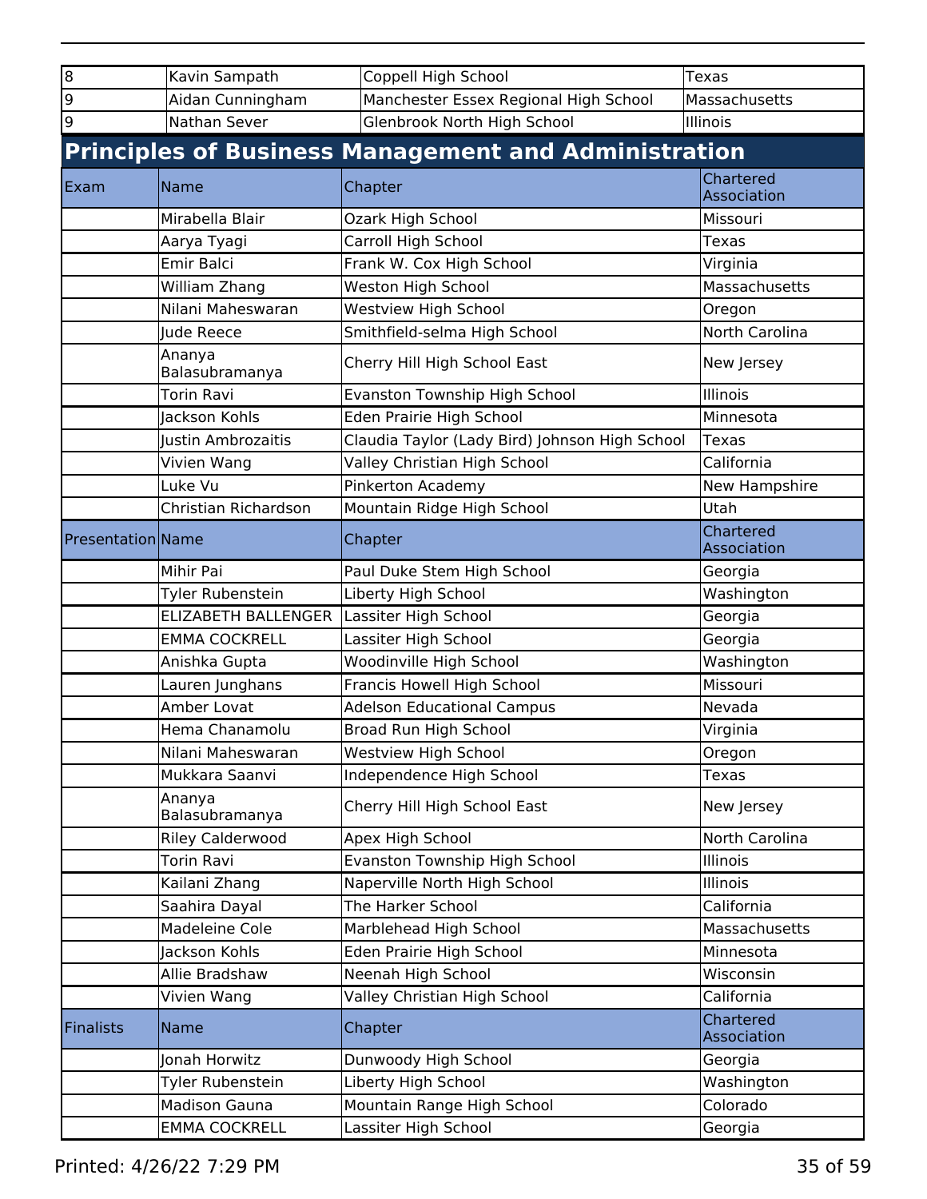| | | | |
|---|---|---|---|
| 8 | Kavin Sampath | Coppell High School | Texas |
| 9 | Aidan Cunningham | Manchester Essex Regional High School | Massachusetts |
| 9 | Nathan Sever | Glenbrook North High School | Illinois |

## Principles of Business Management and Administration

| Exam | Name | Chapter | Chartered Association |
|---|---|---|---|
| | Mirabella Blair | Ozark High School | Missouri |
| | Aarya Tyagi | Carroll High School | Texas |
| | Emir Balci | Frank W. Cox High School | Virginia |
| | William Zhang | Weston High School | Massachusetts |
| | Nilani Maheswaran | Westview High School | Oregon |
| | Jude Reece | Smithfield-selma High School | North Carolina |
| | Ananya Balasubramanya | Cherry Hill High School East | New Jersey |
| | Torin Ravi | Evanston Township High School | Illinois |
| | Jackson Kohls | Eden Prairie High School | Minnesota |
| | Justin Ambrozaitis | Claudia Taylor (Lady Bird) Johnson High School | Texas |
| | Vivien Wang | Valley Christian High School | California |
| | Luke Vu | Pinkerton Academy | New Hampshire |
| | Christian Richardson | Mountain Ridge High School | Utah |
| **Presentation** | **Name** | **Chapter** | **Chartered Association** |
| | Mihir Pai | Paul Duke Stem High School | Georgia |
| | Tyler Rubenstein | Liberty High School | Washington |
| | ELIZABETH BALLENGER | Lassiter High School | Georgia |
| | EMMA COCKRELL | Lassiter High School | Georgia |
| | Anishka Gupta | Woodinville High School | Washington |
| | Lauren Junghans | Francis Howell High School | Missouri |
| | Amber Lovat | Adelson Educational Campus | Nevada |
| | Hema Chanamolu | Broad Run High School | Virginia |
| | Nilani Maheswaran | Westview High School | Oregon |
| | Mukkara Saanvi | Independence High School | Texas |
| | Ananya Balasubramanya | Cherry Hill High School East | New Jersey |
| | Riley Calderwood | Apex High School | North Carolina |
| | Torin Ravi | Evanston Township High School | Illinois |
| | Kailani Zhang | Naperville North High School | Illinois |
| | Saahira Dayal | The Harker School | California |
| | Madeleine Cole | Marblehead High School | Massachusetts |
| | Jackson Kohls | Eden Prairie High School | Minnesota |
| | Allie Bradshaw | Neenah High School | Wisconsin |
| | Vivien Wang | Valley Christian High School | California |
| **Finalists** | **Name** | **Chapter** | **Chartered Association** |
| | Jonah Horwitz | Dunwoody High School | Georgia |
| | Tyler Rubenstein | Liberty High School | Washington |
| | Madison Gauna | Mountain Range High School | Colorado |
| | EMMA COCKRELL | Lassiter High School | Georgia |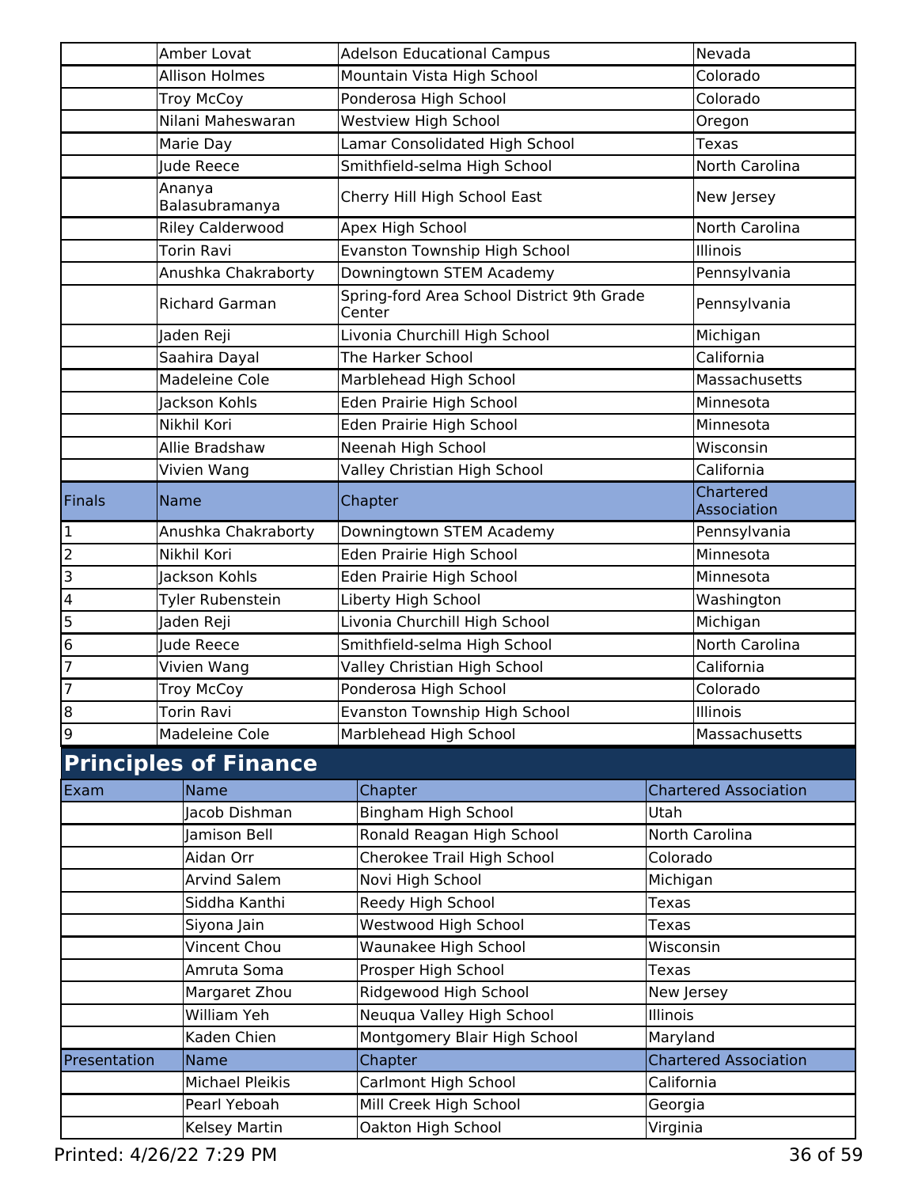| | Name | Chapter | Chartered Association |
|---|---|---|---|
| | Amber Lovat | Adelson Educational Campus | Nevada |
| | Allison Holmes | Mountain Vista High School | Colorado |
| | Troy McCoy | Ponderosa High School | Colorado |
| | Nilani Maheswaran | Westview High School | Oregon |
| | Marie Day | Lamar Consolidated High School | Texas |
| | Jude Reece | Smithfield-selma High School | North Carolina |
| | Ananya Balasubramanya | Cherry Hill High School East | New Jersey |
| | Riley Calderwood | Apex High School | North Carolina |
| | Torin Ravi | Evanston Township High School | Illinois |
| | Anushka Chakraborty | Downingtown STEM Academy | Pennsylvania |
| | Richard Garman | Spring-ford Area School District 9th Grade Center | Pennsylvania |
| | Jaden Reji | Livonia Churchill High School | Michigan |
| | Saahira Dayal | The Harker School | California |
| | Madeleine Cole | Marblehead High School | Massachusetts |
| | Jackson Kohls | Eden Prairie High School | Minnesota |
| | Nikhil Kori | Eden Prairie High School | Minnesota |
| | Allie Bradshaw | Neenah High School | Wisconsin |
| | Vivien Wang | Valley Christian High School | California |

| Finals | Name | Chapter | Chartered Association |
|---|---|---|---|
| 1 | Anushka Chakraborty | Downingtown STEM Academy | Pennsylvania |
| 2 | Nikhil Kori | Eden Prairie High School | Minnesota |
| 3 | Jackson Kohls | Eden Prairie High School | Minnesota |
| 4 | Tyler Rubenstein | Liberty High School | Washington |
| 5 | Jaden Reji | Livonia Churchill High School | Michigan |
| 6 | Jude Reece | Smithfield-selma High School | North Carolina |
| 7 | Vivien Wang | Valley Christian High School | California |
| 7 | Troy McCoy | Ponderosa High School | Colorado |
| 8 | Torin Ravi | Evanston Township High School | Illinois |
| 9 | Madeleine Cole | Marblehead High School | Massachusetts |

## Principles of Finance

| Exam | Name | Chapter | Chartered Association |
|---|---|---|---|
| | Jacob Dishman | Bingham High School | Utah |
| | Jamison Bell | Ronald Reagan High School | North Carolina |
| | Aidan Orr | Cherokee Trail High School | Colorado |
| | Arvind Salem | Novi High School | Michigan |
| | Siddha Kanthi | Reedy High School | Texas |
| | Siyona Jain | Westwood High School | Texas |
| | Vincent Chou | Waunakee High School | Wisconsin |
| | Amruta Soma | Prosper High School | Texas |
| | Margaret Zhou | Ridgewood High School | New Jersey |
| | William Yeh | Neuqua Valley High School | Illinois |
| | Kaden Chien | Montgomery Blair High School | Maryland |

| Presentation | Name | Chapter | Chartered Association |
|---|---|---|---|
| | Michael Pleikis | Carlmont High School | California |
| | Pearl Yeboah | Mill Creek High School | Georgia |
| | Kelsey Martin | Oakton High School | Virginia |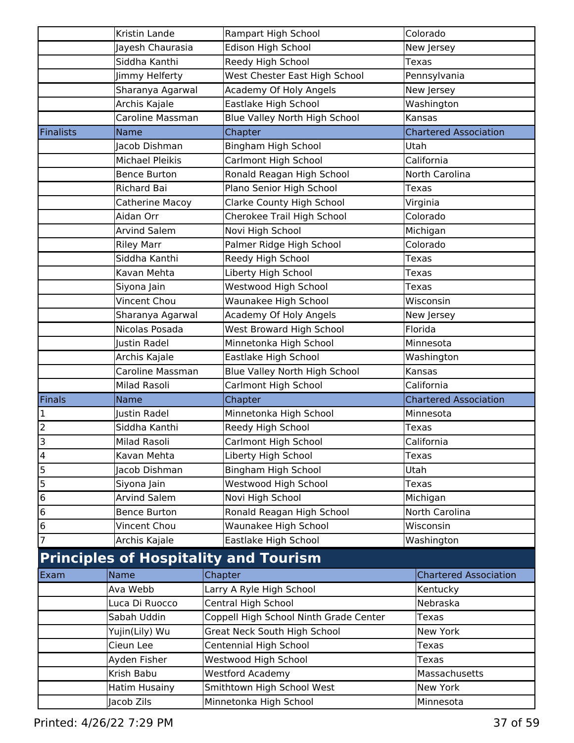| | Name | Chapter | Chartered Association |
|---|---|---|---|
| | Kristin Lande | Rampart High School | Colorado |
| | Jayesh Chaurasia | Edison High School | New Jersey |
| | Siddha Kanthi | Reedy High School | Texas |
| | Jimmy Helferty | West Chester East High School | Pennsylvania |
| | Sharanya Agarwal | Academy Of Holy Angels | New Jersey |
| | Archis Kajale | Eastlake High School | Washington |
| | Caroline Massman | Blue Valley North High School | Kansas |
| Finalists | Name | Chapter | Chartered Association |
| | Jacob Dishman | Bingham High School | Utah |
| | Michael Pleikis | Carlmont High School | California |
| | Bence Burton | Ronald Reagan High School | North Carolina |
| | Richard Bai | Plano Senior High School | Texas |
| | Catherine Macoy | Clarke County High School | Virginia |
| | Aidan Orr | Cherokee Trail High School | Colorado |
| | Arvind Salem | Novi High School | Michigan |
| | Riley Marr | Palmer Ridge High School | Colorado |
| | Siddha Kanthi | Reedy High School | Texas |
| | Kavan Mehta | Liberty High School | Texas |
| | Siyona Jain | Westwood High School | Texas |
| | Vincent Chou | Waunakee High School | Wisconsin |
| | Sharanya Agarwal | Academy Of Holy Angels | New Jersey |
| | Nicolas Posada | West Broward High School | Florida |
| | Justin Radel | Minnetonka High School | Minnesota |
| | Archis Kajale | Eastlake High School | Washington |
| | Caroline Massman | Blue Valley North High School | Kansas |
| | Milad Rasoli | Carlmont High School | California |
| Finals | Name | Chapter | Chartered Association |
| 1 | Justin Radel | Minnetonka High School | Minnesota |
| 2 | Siddha Kanthi | Reedy High School | Texas |
| 3 | Milad Rasoli | Carlmont High School | California |
| 4 | Kavan Mehta | Liberty High School | Texas |
| 5 | Jacob Dishman | Bingham High School | Utah |
| 5 | Siyona Jain | Westwood High School | Texas |
| 6 | Arvind Salem | Novi High School | Michigan |
| 6 | Bence Burton | Ronald Reagan High School | North Carolina |
| 6 | Vincent Chou | Waunakee High School | Wisconsin |
| 7 | Archis Kajale | Eastlake High School | Washington |

## Principles of Hospitality and Tourism

| Exam | Name | Chapter | Chartered Association |
|---|---|---|---|
| | Ava Webb | Larry A Ryle High School | Kentucky |
| | Luca Di Ruocco | Central High School | Nebraska |
| | Sabah Uddin | Coppell High School Ninth Grade Center | Texas |
| | Yujin(Lily) Wu | Great Neck South High School | New York |
| | Cieun Lee | Centennial High School | Texas |
| | Ayden Fisher | Westwood High School | Texas |
| | Krish Babu | Westford Academy | Massachusetts |
| | Hatim Husainy | Smithtown High School West | New York |
| | Jacob Zils | Minnetonka High School | Minnesota |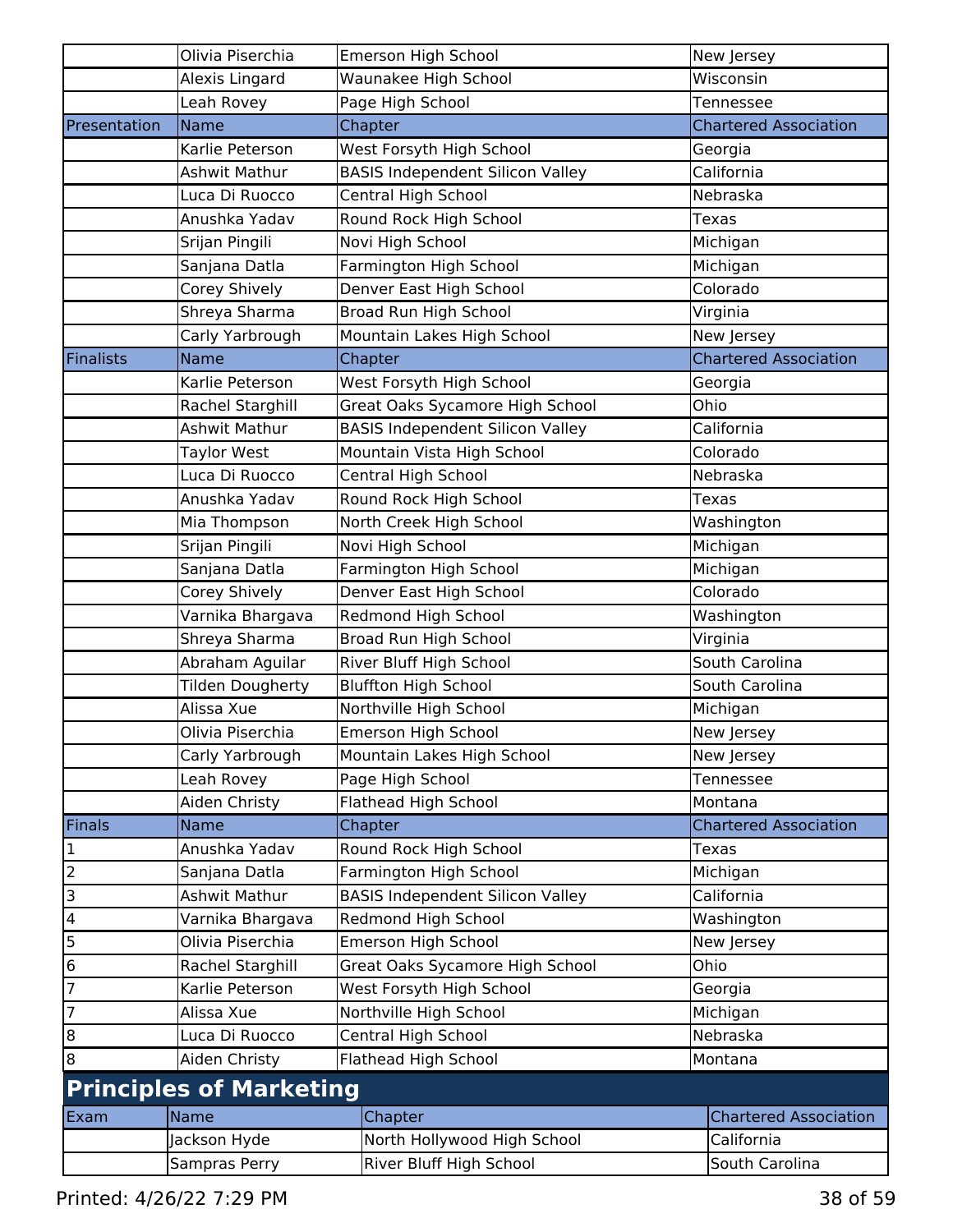| | Name | Chapter | Chartered Association |
|---|---|---|---|
| | Olivia Piserchia | Emerson High School | New Jersey |
| | Alexis Lingard | Waunakee High School | Wisconsin |
| | Leah Rovey | Page High School | Tennessee |
| Presentation | Name | Chapter | Chartered Association |
| | Karlie Peterson | West Forsyth High School | Georgia |
| | Ashwit Mathur | BASIS Independent Silicon Valley | California |
| | Luca Di Ruocco | Central High School | Nebraska |
| | Anushka Yadav | Round Rock High School | Texas |
| | Srijan Pingili | Novi High School | Michigan |
| | Sanjana Datla | Farmington High School | Michigan |
| | Corey Shively | Denver East High School | Colorado |
| | Shreya Sharma | Broad Run High School | Virginia |
| | Carly Yarbrough | Mountain Lakes High School | New Jersey |
| Finalists | Name | Chapter | Chartered Association |
| | Karlie Peterson | West Forsyth High School | Georgia |
| | Rachel Starghill | Great Oaks Sycamore High School | Ohio |
| | Ashwit Mathur | BASIS Independent Silicon Valley | California |
| | Taylor West | Mountain Vista High School | Colorado |
| | Luca Di Ruocco | Central High School | Nebraska |
| | Anushka Yadav | Round Rock High School | Texas |
| | Mia Thompson | North Creek High School | Washington |
| | Srijan Pingili | Novi High School | Michigan |
| | Sanjana Datla | Farmington High School | Michigan |
| | Corey Shively | Denver East High School | Colorado |
| | Varnika Bhargava | Redmond High School | Washington |
| | Shreya Sharma | Broad Run High School | Virginia |
| | Abraham Aguilar | River Bluff High School | South Carolina |
| | Tilden Dougherty | Bluffton High School | South Carolina |
| | Alissa Xue | Northville High School | Michigan |
| | Olivia Piserchia | Emerson High School | New Jersey |
| | Carly Yarbrough | Mountain Lakes High School | New Jersey |
| | Leah Rovey | Page High School | Tennessee |
| | Aiden Christy | Flathead High School | Montana |
| Finals | Name | Chapter | Chartered Association |
| 1 | Anushka Yadav | Round Rock High School | Texas |
| 2 | Sanjana Datla | Farmington High School | Michigan |
| 3 | Ashwit Mathur | BASIS Independent Silicon Valley | California |
| 4 | Varnika Bhargava | Redmond High School | Washington |
| 5 | Olivia Piserchia | Emerson High School | New Jersey |
| 6 | Rachel Starghill | Great Oaks Sycamore High School | Ohio |
| 7 | Karlie Peterson | West Forsyth High School | Georgia |
| 7 | Alissa Xue | Northville High School | Michigan |
| 8 | Luca Di Ruocco | Central High School | Nebraska |
| 8 | Aiden Christy | Flathead High School | Montana |

## Principles of Marketing

| Exam | Name | Chapter | Chartered Association |
|---|---|---|---|
| | Jackson Hyde | North Hollywood High School | California |
| | Sampras Perry | River Bluff High School | South Carolina |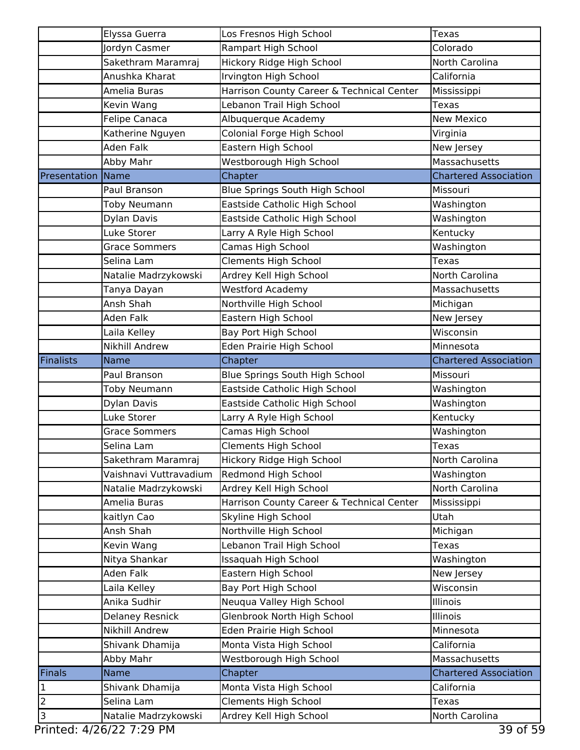| | Name | Chapter | Chartered Association |
|---|---|---|---|
| | Elyssa Guerra | Los Fresnos High School | Texas |
| | Jordyn Casmer | Rampart High School | Colorado |
| | Sakethram Maramraj | Hickory Ridge High School | North Carolina |
| | Anushka Kharat | Irvington High School | California |
| | Amelia Buras | Harrison County Career & Technical Center | Mississippi |
| | Kevin Wang | Lebanon Trail High School | Texas |
| | Felipe Canaca | Albuquerque Academy | New Mexico |
| | Katherine Nguyen | Colonial Forge High School | Virginia |
| | Aden Falk | Eastern High School | New Jersey |
| | Abby Mahr | Westborough High School | Massachusetts |
| Presentation | Name | Chapter | Chartered Association |
| | Paul Branson | Blue Springs South High School | Missouri |
| | Toby Neumann | Eastside Catholic High School | Washington |
| | Dylan Davis | Eastside Catholic High School | Washington |
| | Luke Storer | Larry A Ryle High School | Kentucky |
| | Grace Sommers | Camas High School | Washington |
| | Selina Lam | Clements High School | Texas |
| | Natalie Madrzykowski | Ardrey Kell High School | North Carolina |
| | Tanya Dayan | Westford Academy | Massachusetts |
| | Ansh Shah | Northville High School | Michigan |
| | Aden Falk | Eastern High School | New Jersey |
| | Laila Kelley | Bay Port High School | Wisconsin |
| | Nikhill Andrew | Eden Prairie High School | Minnesota |
| Finalists | Name | Chapter | Chartered Association |
| | Paul Branson | Blue Springs South High School | Missouri |
| | Toby Neumann | Eastside Catholic High School | Washington |
| | Dylan Davis | Eastside Catholic High School | Washington |
| | Luke Storer | Larry A Ryle High School | Kentucky |
| | Grace Sommers | Camas High School | Washington |
| | Selina Lam | Clements High School | Texas |
| | Sakethram Maramraj | Hickory Ridge High School | North Carolina |
| | Vaishnavi Vuttravadium | Redmond High School | Washington |
| | Natalie Madrzykowski | Ardrey Kell High School | North Carolina |
| | Amelia Buras | Harrison County Career & Technical Center | Mississippi |
| | kaitlyn Cao | Skyline High School | Utah |
| | Ansh Shah | Northville High School | Michigan |
| | Kevin Wang | Lebanon Trail High School | Texas |
| | Nitya Shankar | Issaquah High School | Washington |
| | Aden Falk | Eastern High School | New Jersey |
| | Laila Kelley | Bay Port High School | Wisconsin |
| | Anika Sudhir | Neuqua Valley High School | Illinois |
| | Delaney Resnick | Glenbrook North High School | Illinois |
| | Nikhill Andrew | Eden Prairie High School | Minnesota |
| | Shivank Dhamija | Monta Vista High School | California |
| | Abby Mahr | Westborough High School | Massachusetts |
| Finals | Name | Chapter | Chartered Association |
| 1 | Shivank Dhamija | Monta Vista High School | California |
| 2 | Selina Lam | Clements High School | Texas |
| 3 | Natalie Madrzykowski | Ardrey Kell High School | North Carolina |

Printed: 4/26/22 7:29 PM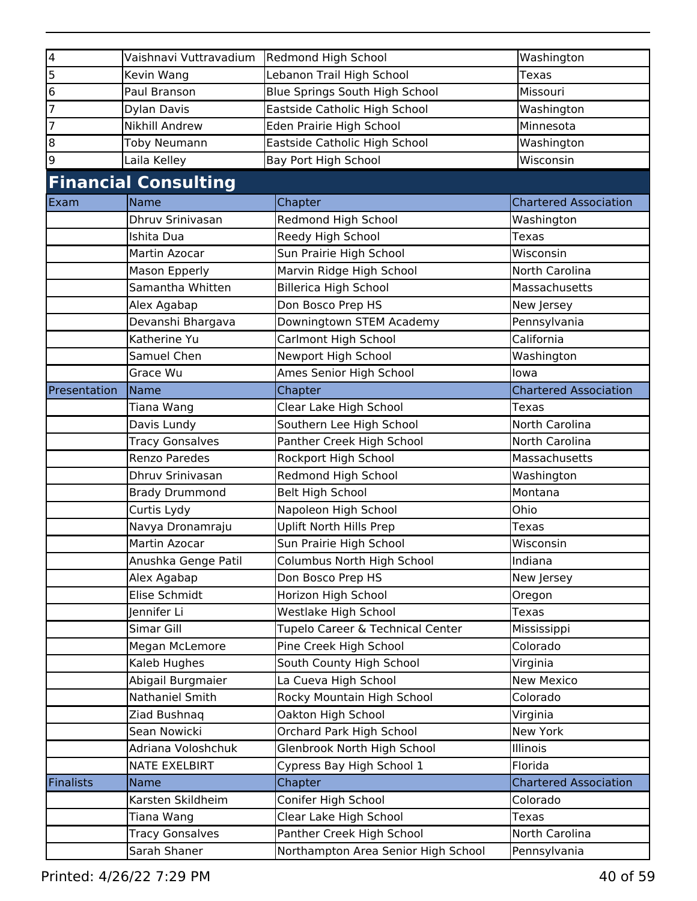| | | | |
|---|---|---|---|
| 4 | Vaishnavi Vuttravadium | Redmond High School | Washington |
| 5 | Kevin Wang | Lebanon Trail High School | Texas |
| 6 | Paul Branson | Blue Springs South High School | Missouri |
| 7 | Dylan Davis | Eastside Catholic High School | Washington |
| 7 | Nikhill Andrew | Eden Prairie High School | Minnesota |
| 8 | Toby Neumann | Eastside Catholic High School | Washington |
| 9 | Laila Kelley | Bay Port High School | Wisconsin |

## Financial Consulting

| Exam | Name | Chapter | Chartered Association |
|---|---|---|---|
| | Dhruv Srinivasan | Redmond High School | Washington |
| | Ishita Dua | Reedy High School | Texas |
| | Martin Azocar | Sun Prairie High School | Wisconsin |
| | Mason Epperly | Marvin Ridge High School | North Carolina |
| | Samantha Whitten | Billerica High School | Massachusetts |
| | Alex Agabap | Don Bosco Prep HS | New Jersey |
| | Devanshi Bhargava | Downingtown STEM Academy | Pennsylvania |
| | Katherine Yu | Carlmont High School | California |
| | Samuel Chen | Newport High School | Washington |
| | Grace Wu | Ames Senior High School | Iowa |
| **Presentation** | **Name** | **Chapter** | **Chartered Association** |
| | Tiana Wang | Clear Lake High School | Texas |
| | Davis Lundy | Southern Lee High School | North Carolina |
| | Tracy Gonsalves | Panther Creek High School | North Carolina |
| | Renzo Paredes | Rockport High School | Massachusetts |
| | Dhruv Srinivasan | Redmond High School | Washington |
| | Brady Drummond | Belt High School | Montana |
| | Curtis Lydy | Napoleon High School | Ohio |
| | Navya Dronamraju | Uplift North Hills Prep | Texas |
| | Martin Azocar | Sun Prairie High School | Wisconsin |
| | Anushka Genge Patil | Columbus North High School | Indiana |
| | Alex Agabap | Don Bosco Prep HS | New Jersey |
| | Elise Schmidt | Horizon High School | Oregon |
| | Jennifer Li | Westlake High School | Texas |
| | Simar Gill | Tupelo Career & Technical Center | Mississippi |
| | Megan McLemore | Pine Creek High School | Colorado |
| | Kaleb Hughes | South County High School | Virginia |
| | Abigail Burgmaier | La Cueva High School | New Mexico |
| | Nathaniel Smith | Rocky Mountain High School | Colorado |
| | Ziad Bushnaq | Oakton High School | Virginia |
| | Sean Nowicki | Orchard Park High School | New York |
| | Adriana Voloshchuk | Glenbrook North High School | Illinois |
| | NATE EXELBIRT | Cypress Bay High School 1 | Florida |
| **Finalists** | **Name** | **Chapter** | **Chartered Association** |
| | Karsten Skildheim | Conifer High School | Colorado |
| | Tiana Wang | Clear Lake High School | Texas |
| | Tracy Gonsalves | Panther Creek High School | North Carolina |
| | Sarah Shaner | Northampton Area Senior High School | Pennsylvania |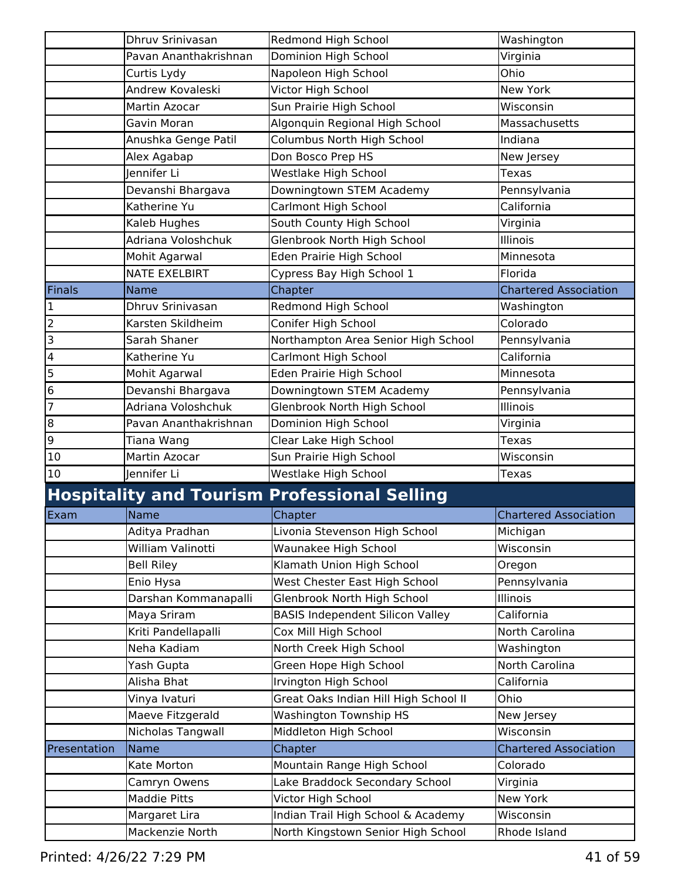| | | | |
|---|---|---|---|
| | Dhruv Srinivasan | Redmond High School | Washington |
| | Pavan Ananthakrishnan | Dominion High School | Virginia |
| | Curtis Lydy | Napoleon High School | Ohio |
| | Andrew Kovaleski | Victor High School | New York |
| | Martin Azocar | Sun Prairie High School | Wisconsin |
| | Gavin Moran | Algonquin Regional High School | Massachusetts |
| | Anushka Genge Patil | Columbus North High School | Indiana |
| | Alex Agabap | Don Bosco Prep HS | New Jersey |
| | Jennifer Li | Westlake High School | Texas |
| | Devanshi Bhargava | Downingtown STEM Academy | Pennsylvania |
| | Katherine Yu | Carlmont High School | California |
| | Kaleb Hughes | South County High School | Virginia |
| | Adriana Voloshchuk | Glenbrook North High School | Illinois |
| | Mohit Agarwal | Eden Prairie High School | Minnesota |
| | NATE EXELBIRT | Cypress Bay High School 1 | Florida |

| Finals | Name | Chapter | Chartered Association |
|---|---|---|---|
| 1 | Dhruv Srinivasan | Redmond High School | Washington |
| 2 | Karsten Skildheim | Conifer High School | Colorado |
| 3 | Sarah Shaner | Northampton Area Senior High School | Pennsylvania |
| 4 | Katherine Yu | Carlmont High School | California |
| 5 | Mohit Agarwal | Eden Prairie High School | Minnesota |
| 6 | Devanshi Bhargava | Downingtown STEM Academy | Pennsylvania |
| 7 | Adriana Voloshchuk | Glenbrook North High School | Illinois |
| 8 | Pavan Ananthakrishnan | Dominion High School | Virginia |
| 9 | Tiana Wang | Clear Lake High School | Texas |
| 10 | Martin Azocar | Sun Prairie High School | Wisconsin |
| 10 | Jennifer Li | Westlake High School | Texas |

## Hospitality and Tourism Professional Selling

| Exam | Name | Chapter | Chartered Association |
|---|---|---|---|
| | Aditya Pradhan | Livonia Stevenson High School | Michigan |
| | William Valinotti | Waunakee High School | Wisconsin |
| | Bell Riley | Klamath Union High School | Oregon |
| | Enio Hysa | West Chester East High School | Pennsylvania |
| | Darshan Kommanapalli | Glenbrook North High School | Illinois |
| | Maya Sriram | BASIS Independent Silicon Valley | California |
| | Kriti Pandellapalli | Cox Mill High School | North Carolina |
| | Neha Kadiam | North Creek High School | Washington |
| | Yash Gupta | Green Hope High School | North Carolina |
| | Alisha Bhat | Irvington High School | California |
| | Vinya Ivaturi | Great Oaks Indian Hill High School II | Ohio |
| | Maeve Fitzgerald | Washington Township HS | New Jersey |
| | Nicholas Tangwall | Middleton High School | Wisconsin |

| Presentation | Name | Chapter | Chartered Association |
|---|---|---|---|
| | Kate Morton | Mountain Range High School | Colorado |
| | Camryn Owens | Lake Braddock Secondary School | Virginia |
| | Maddie Pitts | Victor High School | New York |
| | Margaret Lira | Indian Trail High School & Academy | Wisconsin |
| | Mackenzie North | North Kingstown Senior High School | Rhode Island |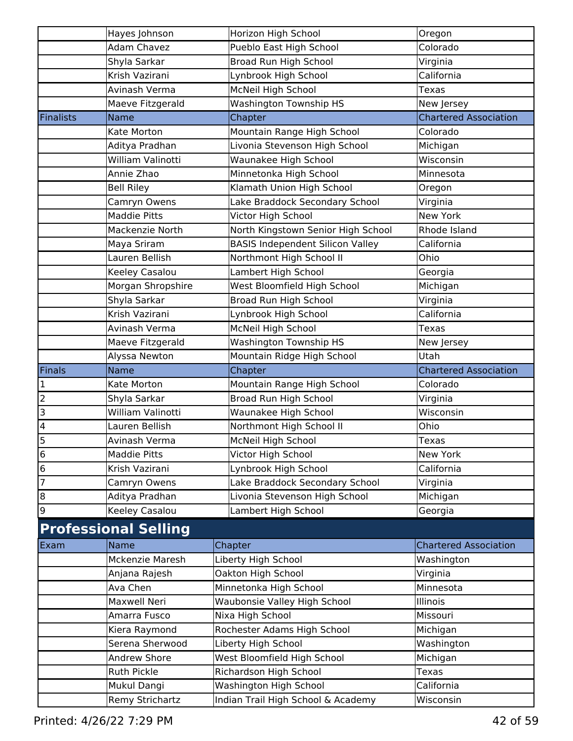| | Name | Chapter | Chartered Association |
|---|---|---|---|
| | Hayes Johnson | Horizon High School | Oregon |
| | Adam Chavez | Pueblo East High School | Colorado |
| | Shyla Sarkar | Broad Run High School | Virginia |
| | Krish Vazirani | Lynbrook High School | California |
| | Avinash Verma | McNeil High School | Texas |
| | Maeve Fitzgerald | Washington Township HS | New Jersey |
| **Finalists** | **Name** | **Chapter** | **Chartered Association** |
| | Kate Morton | Mountain Range High School | Colorado |
| | Aditya Pradhan | Livonia Stevenson High School | Michigan |
| | William Valinotti | Waunakee High School | Wisconsin |
| | Annie Zhao | Minnetonka High School | Minnesota |
| | Bell Riley | Klamath Union High School | Oregon |
| | Camryn Owens | Lake Braddock Secondary School | Virginia |
| | Maddie Pitts | Victor High School | New York |
| | Mackenzie North | North Kingstown Senior High School | Rhode Island |
| | Maya Sriram | BASIS Independent Silicon Valley | California |
| | Lauren Bellish | Northmont High School II | Ohio |
| | Keeley Casalou | Lambert High School | Georgia |
| | Morgan Shropshire | West Bloomfield High School | Michigan |
| | Shyla Sarkar | Broad Run High School | Virginia |
| | Krish Vazirani | Lynbrook High School | California |
| | Avinash Verma | McNeil High School | Texas |
| | Maeve Fitzgerald | Washington Township HS | New Jersey |
| | Alyssa Newton | Mountain Ridge High School | Utah |
| **Finals** | **Name** | **Chapter** | **Chartered Association** |
| 1 | Kate Morton | Mountain Range High School | Colorado |
| 2 | Shyla Sarkar | Broad Run High School | Virginia |
| 3 | William Valinotti | Waunakee High School | Wisconsin |
| 4 | Lauren Bellish | Northmont High School II | Ohio |
| 5 | Avinash Verma | McNeil High School | Texas |
| 6 | Maddie Pitts | Victor High School | New York |
| 6 | Krish Vazirani | Lynbrook High School | California |
| 7 | Camryn Owens | Lake Braddock Secondary School | Virginia |
| 8 | Aditya Pradhan | Livonia Stevenson High School | Michigan |
| 9 | Keeley Casalou | Lambert High School | Georgia |

## Professional Selling

| Exam | Name | Chapter | Chartered Association |
|---|---|---|---|
| | Mckenzie Maresh | Liberty High School | Washington |
| | Anjana Rajesh | Oakton High School | Virginia |
| | Ava Chen | Minnetonka High School | Minnesota |
| | Maxwell Neri | Waubonsie Valley High School | Illinois |
| | Amarra Fusco | Nixa High School | Missouri |
| | Kiera Raymond | Rochester Adams High School | Michigan |
| | Serena Sherwood | Liberty High School | Washington |
| | Andrew Shore | West Bloomfield High School | Michigan |
| | Ruth Pickle | Richardson High School | Texas |
| | Mukul Dangi | Washington High School | California |
| | Remy Strichartz | Indian Trail High School & Academy | Wisconsin |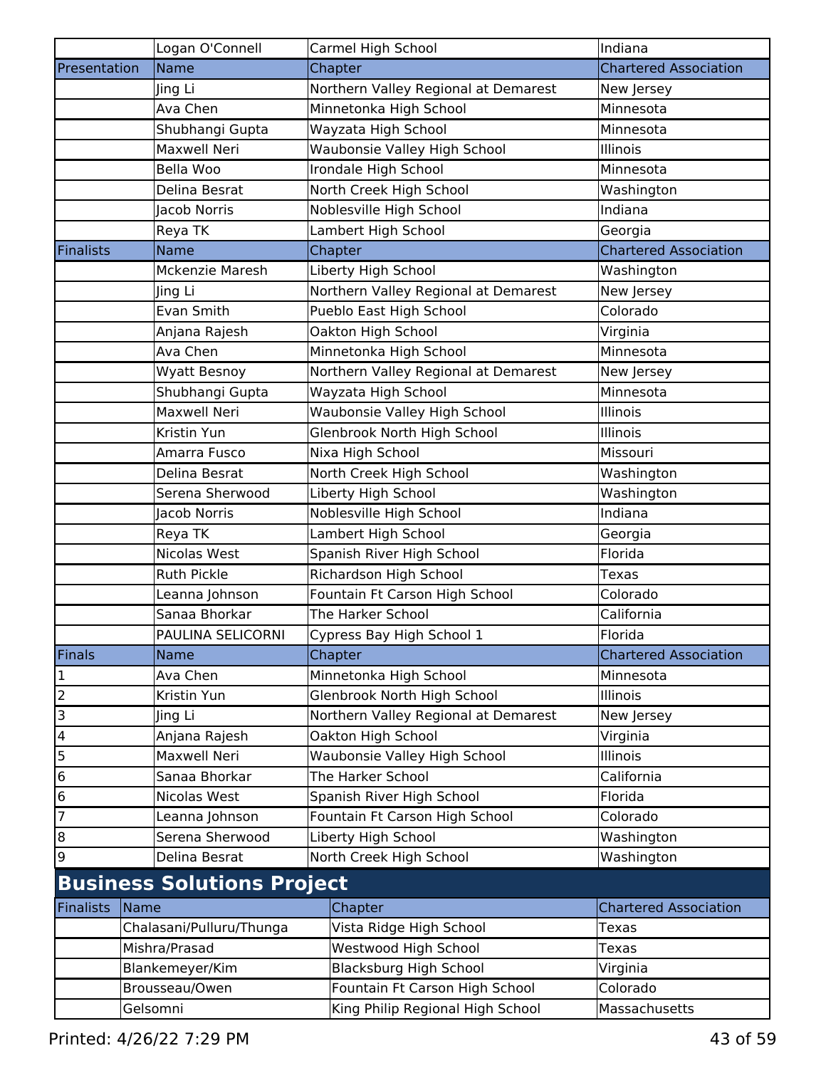| | Logan O'Connell | Carmel High School | Indiana |
|---|---|---|---|
| Presentation | Name | Chapter | Chartered Association |
| | Jing Li | Northern Valley Regional at Demarest | New Jersey |
| | Ava Chen | Minnetonka High School | Minnesota |
| | Shubhangi Gupta | Wayzata High School | Minnesota |
| | Maxwell Neri | Waubonsie Valley High School | Illinois |
| | Bella Woo | Irondale High School | Minnesota |
| | Delina Besrat | North Creek High School | Washington |
| | Jacob Norris | Noblesville High School | Indiana |
| | Reya TK | Lambert High School | Georgia |
| Finalists | Name | Chapter | Chartered Association |
| | Mckenzie Maresh | Liberty High School | Washington |
| | Jing Li | Northern Valley Regional at Demarest | New Jersey |
| | Evan Smith | Pueblo East High School | Colorado |
| | Anjana Rajesh | Oakton High School | Virginia |
| | Ava Chen | Minnetonka High School | Minnesota |
| | Wyatt Besnoy | Northern Valley Regional at Demarest | New Jersey |
| | Shubhangi Gupta | Wayzata High School | Minnesota |
| | Maxwell Neri | Waubonsie Valley High School | Illinois |
| | Kristin Yun | Glenbrook North High School | Illinois |
| | Amarra Fusco | Nixa High School | Missouri |
| | Delina Besrat | North Creek High School | Washington |
| | Serena Sherwood | Liberty High School | Washington |
| | Jacob Norris | Noblesville High School | Indiana |
| | Reya TK | Lambert High School | Georgia |
| | Nicolas West | Spanish River High School | Florida |
| | Ruth Pickle | Richardson High School | Texas |
| | Leanna Johnson | Fountain Ft Carson High School | Colorado |
| | Sanaa Bhorkar | The Harker School | California |
| | PAULINA SELICORNI | Cypress Bay High School 1 | Florida |
| Finals | Name | Chapter | Chartered Association |
| 1 | Ava Chen | Minnetonka High School | Minnesota |
| 2 | Kristin Yun | Glenbrook North High School | Illinois |
| 3 | Jing Li | Northern Valley Regional at Demarest | New Jersey |
| 4 | Anjana Rajesh | Oakton High School | Virginia |
| 5 | Maxwell Neri | Waubonsie Valley High School | Illinois |
| 6 | Sanaa Bhorkar | The Harker School | California |
| 6 | Nicolas West | Spanish River High School | Florida |
| 7 | Leanna Johnson | Fountain Ft Carson High School | Colorado |
| 8 | Serena Sherwood | Liberty High School | Washington |
| 9 | Delina Besrat | North Creek High School | Washington |

## Business Solutions Project

| Finalists | Name | Chapter | Chartered Association |
|---|---|---|---|
| | Chalasani/Pulluru/Thunga | Vista Ridge High School | Texas |
| | Mishra/Prasad | Westwood High School | Texas |
| | Blankemeyer/Kim | Blacksburg High School | Virginia |
| | Brousseau/Owen | Fountain Ft Carson High School | Colorado |
| | Gelsomni | King Philip Regional High School | Massachusetts |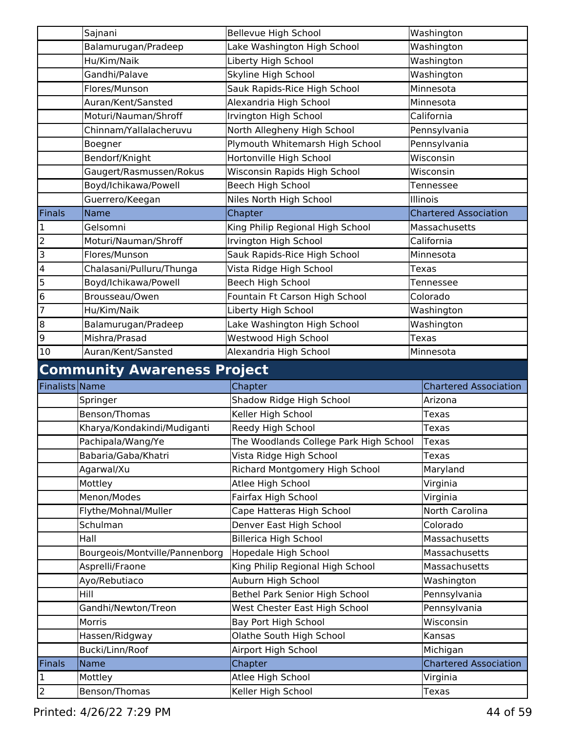| | Name | Chapter | Chartered Association |
|---|---|---|---|
| | Sajnani | Bellevue High School | Washington |
| | Balamurugan/Pradeep | Lake Washington High School | Washington |
| | Hu/Kim/Naik | Liberty High School | Washington |
| | Gandhi/Palave | Skyline High School | Washington |
| | Flores/Munson | Sauk Rapids-Rice High School | Minnesota |
| | Auran/Kent/Sansted | Alexandria High School | Minnesota |
| | Moturi/Nauman/Shroff | Irvington High School | California |
| | Chinnam/Yallalacheruvu | North Allegheny High School | Pennsylvania |
| | Boegner | Plymouth Whitemarsh High School | Pennsylvania |
| | Bendorf/Knight | Hortonville High School | Wisconsin |
| | Gaugert/Rasmussen/Rokus | Wisconsin Rapids High School | Wisconsin |
| | Boyd/Ichikawa/Powell | Beech High School | Tennessee |
| | Guerrero/Keegan | Niles North High School | Illinois |

| Finals | Name | Chapter | Chartered Association |
|---|---|---|---|
| 1 | Gelsomni | King Philip Regional High School | Massachusetts |
| 2 | Moturi/Nauman/Shroff | Irvington High School | California |
| 3 | Flores/Munson | Sauk Rapids-Rice High School | Minnesota |
| 4 | Chalasani/Pulluru/Thunga | Vista Ridge High School | Texas |
| 5 | Boyd/Ichikawa/Powell | Beech High School | Tennessee |
| 6 | Brousseau/Owen | Fountain Ft Carson High School | Colorado |
| 7 | Hu/Kim/Naik | Liberty High School | Washington |
| 8 | Balamurugan/Pradeep | Lake Washington High School | Washington |
| 9 | Mishra/Prasad | Westwood High School | Texas |
| 10 | Auran/Kent/Sansted | Alexandria High School | Minnesota |

## Community Awareness Project

| Finalists | Name | Chapter | Chartered Association |
|---|---|---|---|
| | Springer | Shadow Ridge High School | Arizona |
| | Benson/Thomas | Keller High School | Texas |
| | Kharya/Kondakindi/Mudiganti | Reedy High School | Texas |
| | Pachipala/Wang/Ye | The Woodlands College Park High School | Texas |
| | Babaria/Gaba/Khatri | Vista Ridge High School | Texas |
| | Agarwal/Xu | Richard Montgomery High School | Maryland |
| | Mottley | Atlee High School | Virginia |
| | Menon/Modes | Fairfax High School | Virginia |
| | Flythe/Mohnal/Muller | Cape Hatteras High School | North Carolina |
| | Schulman | Denver East High School | Colorado |
| | Hall | Billerica High School | Massachusetts |
| | Bourgeois/Montville/Pannenborg | Hopedale High School | Massachusetts |
| | Asprelli/Fraone | King Philip Regional High School | Massachusetts |
| | Ayo/Rebutiaco | Auburn High School | Washington |
| | Hill | Bethel Park Senior High School | Pennsylvania |
| | Gandhi/Newton/Treon | West Chester East High School | Pennsylvania |
| | Morris | Bay Port High School | Wisconsin |
| | Hassen/Ridgway | Olathe South High School | Kansas |
| | Bucki/Linn/Roof | Airport High School | Michigan |

| Finals | Name | Chapter | Chartered Association |
|---|---|---|---|
| 1 | Mottley | Atlee High School | Virginia |
| 2 | Benson/Thomas | Keller High School | Texas |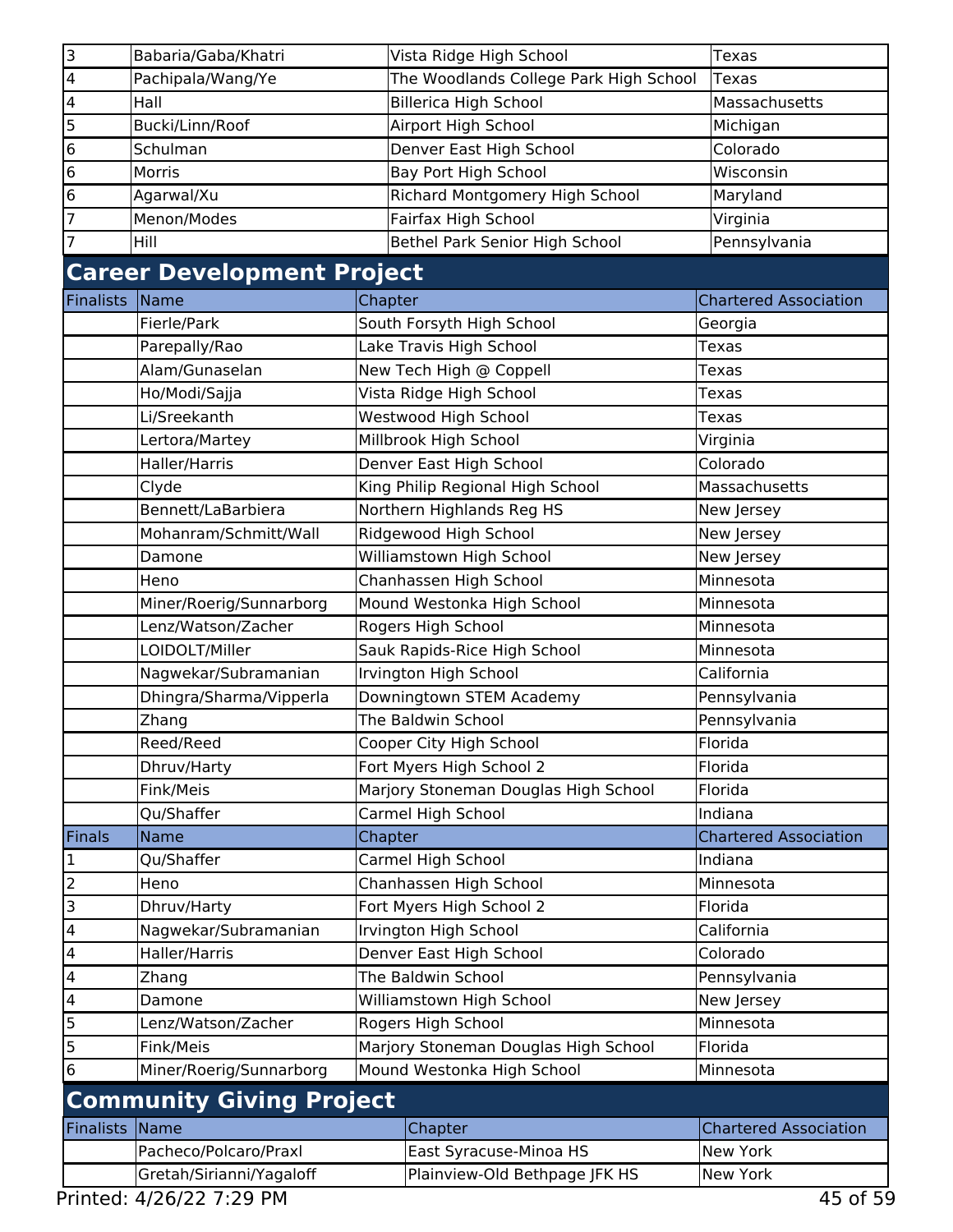| | | | |
|---|---|---|---|
| 3 | Babaria/Gaba/Khatri | Vista Ridge High School | Texas |
| 4 | Pachipala/Wang/Ye | The Woodlands College Park High School | Texas |
| 4 | Hall | Billerica High School | Massachusetts |
| 5 | Bucki/Linn/Roof | Airport High School | Michigan |
| 6 | Schulman | Denver East High School | Colorado |
| 6 | Morris | Bay Port High School | Wisconsin |
| 6 | Agarwal/Xu | Richard Montgomery High School | Maryland |
| 7 | Menon/Modes | Fairfax High School | Virginia |
| 7 | Hill | Bethel Park Senior High School | Pennsylvania |

## Career Development Project

| Finalists | Name | Chapter | Chartered Association |
|---|---|---|---|
| | Fierle/Park | South Forsyth High School | Georgia |
| | Parepally/Rao | Lake Travis High School | Texas |
| | Alam/Gunaselan | New Tech High @ Coppell | Texas |
| | Ho/Modi/Sajja | Vista Ridge High School | Texas |
| | Li/Sreekanth | Westwood High School | Texas |
| | Lertora/Martey | Millbrook High School | Virginia |
| | Haller/Harris | Denver East High School | Colorado |
| | Clyde | King Philip Regional High School | Massachusetts |
| | Bennett/LaBarbiera | Northern Highlands Reg HS | New Jersey |
| | Mohanram/Schmitt/Wall | Ridgewood High School | New Jersey |
| | Damone | Williamstown High School | New Jersey |
| | Heno | Chanhassen High School | Minnesota |
| | Miner/Roerig/Sunnarborg | Mound Westonka High School | Minnesota |
| | Lenz/Watson/Zacher | Rogers High School | Minnesota |
| | LOIDOLT/Miller | Sauk Rapids-Rice High School | Minnesota |
| | Nagwekar/Subramanian | Irvington High School | California |
| | Dhingra/Sharma/Vipperla | Downingtown STEM Academy | Pennsylvania |
| | Zhang | The Baldwin School | Pennsylvania |
| | Reed/Reed | Cooper City High School | Florida |
| | Dhruv/Harty | Fort Myers High School 2 | Florida |
| | Fink/Meis | Marjory Stoneman Douglas High School | Florida |
| | Qu/Shaffer | Carmel High School | Indiana |

| Finals | Name | Chapter | Chartered Association |
|---|---|---|---|
| 1 | Qu/Shaffer | Carmel High School | Indiana |
| 2 | Heno | Chanhassen High School | Minnesota |
| 3 | Dhruv/Harty | Fort Myers High School 2 | Florida |
| 4 | Nagwekar/Subramanian | Irvington High School | California |
| 4 | Haller/Harris | Denver East High School | Colorado |
| 4 | Zhang | The Baldwin School | Pennsylvania |
| 4 | Damone | Williamstown High School | New Jersey |
| 5 | Lenz/Watson/Zacher | Rogers High School | Minnesota |
| 5 | Fink/Meis | Marjory Stoneman Douglas High School | Florida |
| 6 | Miner/Roerig/Sunnarborg | Mound Westonka High School | Minnesota |

## Community Giving Project

| Finalists | Name | Chapter | Chartered Association |
|---|---|---|---|
| | Pacheco/Polcaro/Praxl | East Syracuse-Minoa HS | New York |
| | Gretah/Sirianni/Yagaloff | Plainview-Old Bethpage JFK HS | New York |

Printed: 4/26/22 7:29 PM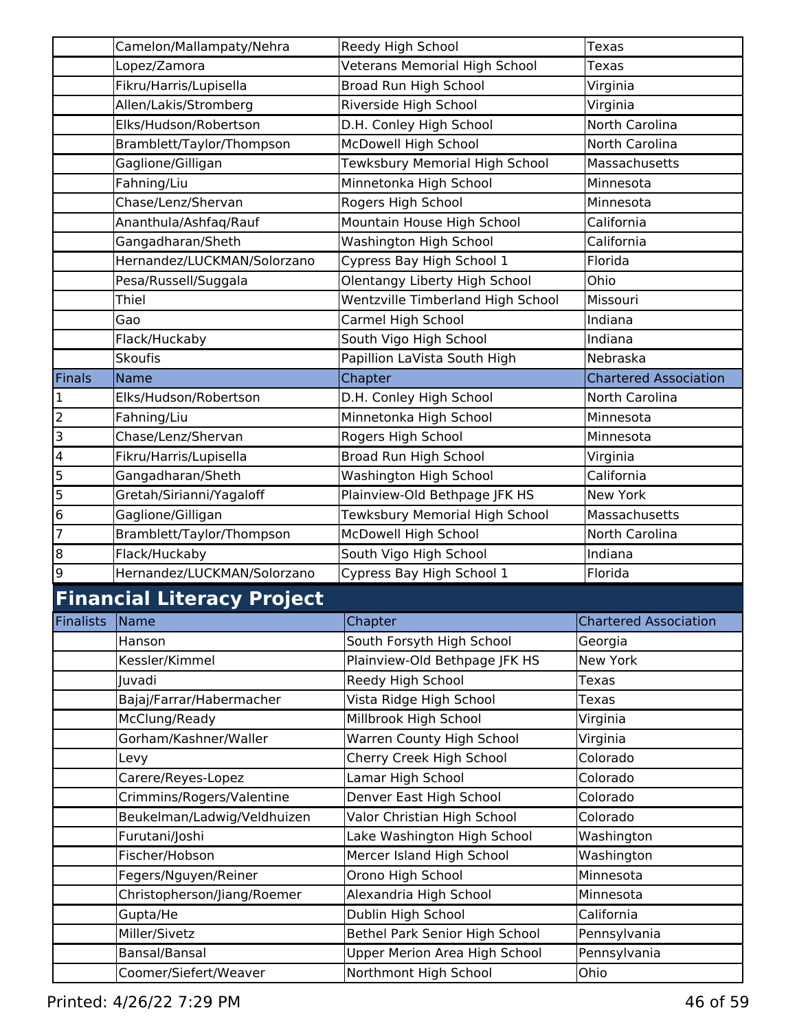| | | | |
|---|---|---|---|
| | Camelon/Mallampaty/Nehra | Reedy High School | Texas |
| | Lopez/Zamora | Veterans Memorial High School | Texas |
| | Fikru/Harris/Lupisella | Broad Run High School | Virginia |
| | Allen/Lakis/Stromberg | Riverside High School | Virginia |
| | Elks/Hudson/Robertson | D.H. Conley High School | North Carolina |
| | Bramblett/Taylor/Thompson | McDowell High School | North Carolina |
| | Gaglione/Gilligan | Tewksbury Memorial High School | Massachusetts |
| | Fahning/Liu | Minnetonka High School | Minnesota |
| | Chase/Lenz/Shervan | Rogers High School | Minnesota |
| | Ananthula/Ashfaq/Rauf | Mountain House High School | California |
| | Gangadharan/Sheth | Washington High School | California |
| | Hernandez/LUCKMAN/Solorzano | Cypress Bay High School 1 | Florida |
| | Pesa/Russell/Suggala | Olentangy Liberty High School | Ohio |
| | Thiel | Wentzville Timberland High School | Missouri |
| | Gao | Carmel High School | Indiana |
| | Flack/Huckaby | South Vigo High School | Indiana |
| | Skoufis | Papillion LaVista South High | Nebraska |

| Finals | Name | Chapter | Chartered Association |
|---|---|---|---|
| 1 | Elks/Hudson/Robertson | D.H. Conley High School | North Carolina |
| 2 | Fahning/Liu | Minnetonka High School | Minnesota |
| 3 | Chase/Lenz/Shervan | Rogers High School | Minnesota |
| 4 | Fikru/Harris/Lupisella | Broad Run High School | Virginia |
| 5 | Gangadharan/Sheth | Washington High School | California |
| 5 | Gretah/Sirianni/Yagaloff | Plainview-Old Bethpage JFK HS | New York |
| 6 | Gaglione/Gilligan | Tewksbury Memorial High School | Massachusetts |
| 7 | Bramblett/Taylor/Thompson | McDowell High School | North Carolina |
| 8 | Flack/Huckaby | South Vigo High School | Indiana |
| 9 | Hernandez/LUCKMAN/Solorzano | Cypress Bay High School 1 | Florida |

## Financial Literacy Project

| Finalists | Name | Chapter | Chartered Association |
|---|---|---|---|
| | Hanson | South Forsyth High School | Georgia |
| | Kessler/Kimmel | Plainview-Old Bethpage JFK HS | New York |
| | Juvadi | Reedy High School | Texas |
| | Bajaj/Farrar/Habermacher | Vista Ridge High School | Texas |
| | McClung/Ready | Millbrook High School | Virginia |
| | Gorham/Kashner/Waller | Warren County High School | Virginia |
| | Levy | Cherry Creek High School | Colorado |
| | Carere/Reyes-Lopez | Lamar High School | Colorado |
| | Crimmins/Rogers/Valentine | Denver East High School | Colorado |
| | Beukelman/Ladwig/Veldhuizen | Valor Christian High School | Colorado |
| | Furutani/Joshi | Lake Washington High School | Washington |
| | Fischer/Hobson | Mercer Island High School | Washington |
| | Fegers/Nguyen/Reiner | Orono High School | Minnesota |
| | Christopherson/Jiang/Roemer | Alexandria High School | Minnesota |
| | Gupta/He | Dublin High School | California |
| | Miller/Sivetz | Bethel Park Senior High School | Pennsylvania |
| | Bansal/Bansal | Upper Merion Area High School | Pennsylvania |
| | Coomer/Siefert/Weaver | Northmont High School | Ohio |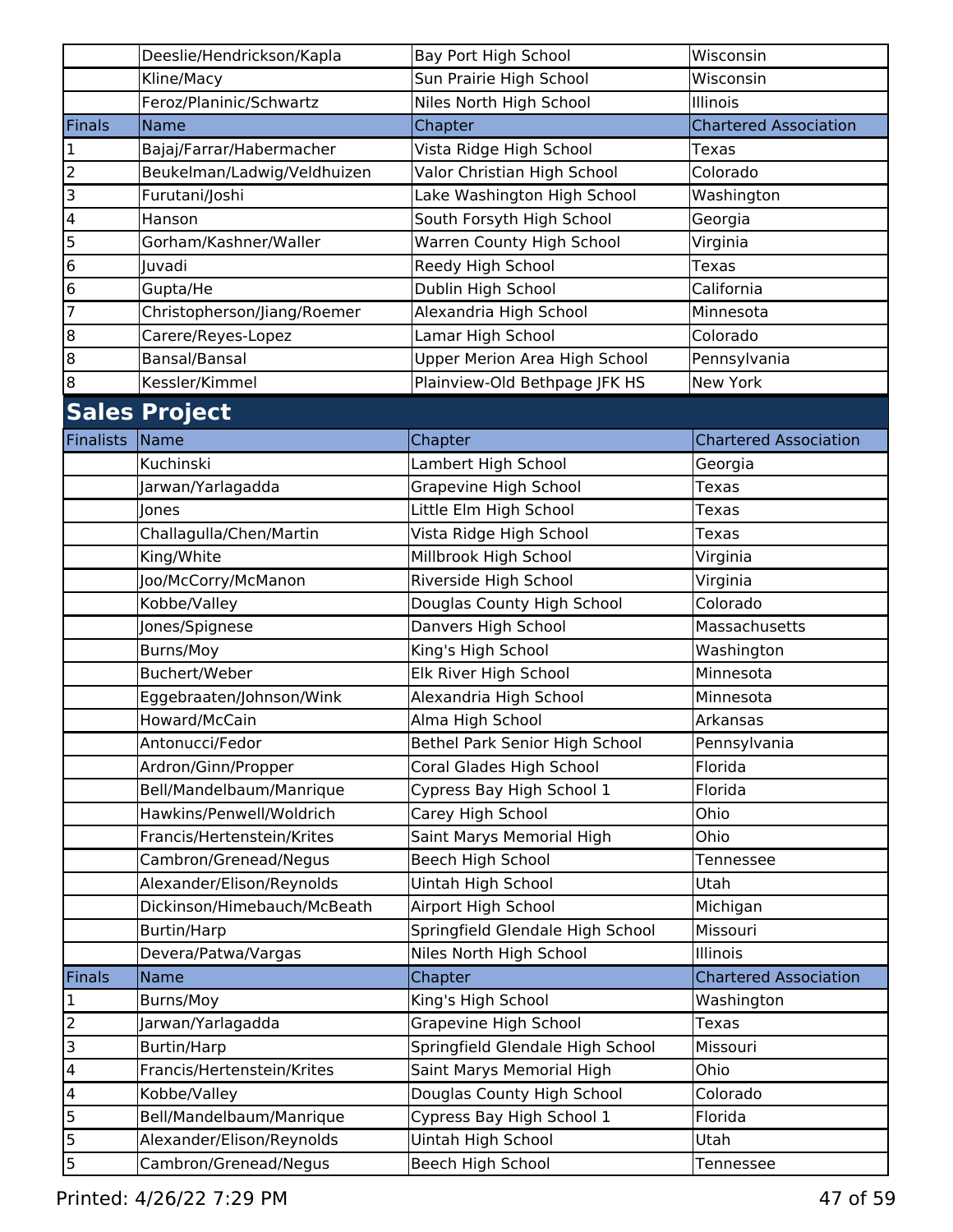| | Name | Chapter | Chartered Association |
|---|---|---|---|
| | Deeslie/Hendrickson/Kapla | Bay Port High School | Wisconsin |
| | Kline/Macy | Sun Prairie High School | Wisconsin |
| | Feroz/Planinic/Schwartz | Niles North High School | Illinois |

| Finals | Name | Chapter | Chartered Association |
|---|---|---|---|
| 1 | Bajaj/Farrar/Habermacher | Vista Ridge High School | Texas |
| 2 | Beukelman/Ladwig/Veldhuizen | Valor Christian High School | Colorado |
| 3 | Furutani/Joshi | Lake Washington High School | Washington |
| 4 | Hanson | South Forsyth High School | Georgia |
| 5 | Gorham/Kashner/Waller | Warren County High School | Virginia |
| 6 | Juvadi | Reedy High School | Texas |
| 6 | Gupta/He | Dublin High School | California |
| 7 | Christopherson/Jiang/Roemer | Alexandria High School | Minnesota |
| 8 | Carere/Reyes-Lopez | Lamar High School | Colorado |
| 8 | Bansal/Bansal | Upper Merion Area High School | Pennsylvania |
| 8 | Kessler/Kimmel | Plainview-Old Bethpage JFK HS | New York |

## Sales Project

| Finalists | Name | Chapter | Chartered Association |
|---|---|---|---|
| | Kuchinski | Lambert High School | Georgia |
| | Jarwan/Yarlagadda | Grapevine High School | Texas |
| | Jones | Little Elm High School | Texas |
| | Challagulla/Chen/Martin | Vista Ridge High School | Texas |
| | King/White | Millbrook High School | Virginia |
| | Joo/McCorry/McManon | Riverside High School | Virginia |
| | Kobbe/Valley | Douglas County High School | Colorado |
| | Jones/Spignese | Danvers High School | Massachusetts |
| | Burns/Moy | King's High School | Washington |
| | Buchert/Weber | Elk River High School | Minnesota |
| | Eggebraaten/Johnson/Wink | Alexandria High School | Minnesota |
| | Howard/McCain | Alma High School | Arkansas |
| | Antonucci/Fedor | Bethel Park Senior High School | Pennsylvania |
| | Ardron/Ginn/Propper | Coral Glades High School | Florida |
| | Bell/Mandelbaum/Manrique | Cypress Bay High School 1 | Florida |
| | Hawkins/Penwell/Woldrich | Carey High School | Ohio |
| | Francis/Hertenstein/Krites | Saint Marys Memorial High | Ohio |
| | Cambron/Grenead/Negus | Beech High School | Tennessee |
| | Alexander/Elison/Reynolds | Uintah High School | Utah |
| | Dickinson/Himebauch/McBeath | Airport High School | Michigan |
| | Burtin/Harp | Springfield Glendale High School | Missouri |
| | Devera/Patwa/Vargas | Niles North High School | Illinois |

| Finals | Name | Chapter | Chartered Association |
|---|---|---|---|
| 1 | Burns/Moy | King's High School | Washington |
| 2 | Jarwan/Yarlagadda | Grapevine High School | Texas |
| 3 | Burtin/Harp | Springfield Glendale High School | Missouri |
| 4 | Francis/Hertenstein/Krites | Saint Marys Memorial High | Ohio |
| 4 | Kobbe/Valley | Douglas County High School | Colorado |
| 5 | Bell/Mandelbaum/Manrique | Cypress Bay High School 1 | Florida |
| 5 | Alexander/Elison/Reynolds | Uintah High School | Utah |
| 5 | Cambron/Grenead/Negus | Beech High School | Tennessee |

Printed: 4/26/22 7:29 PM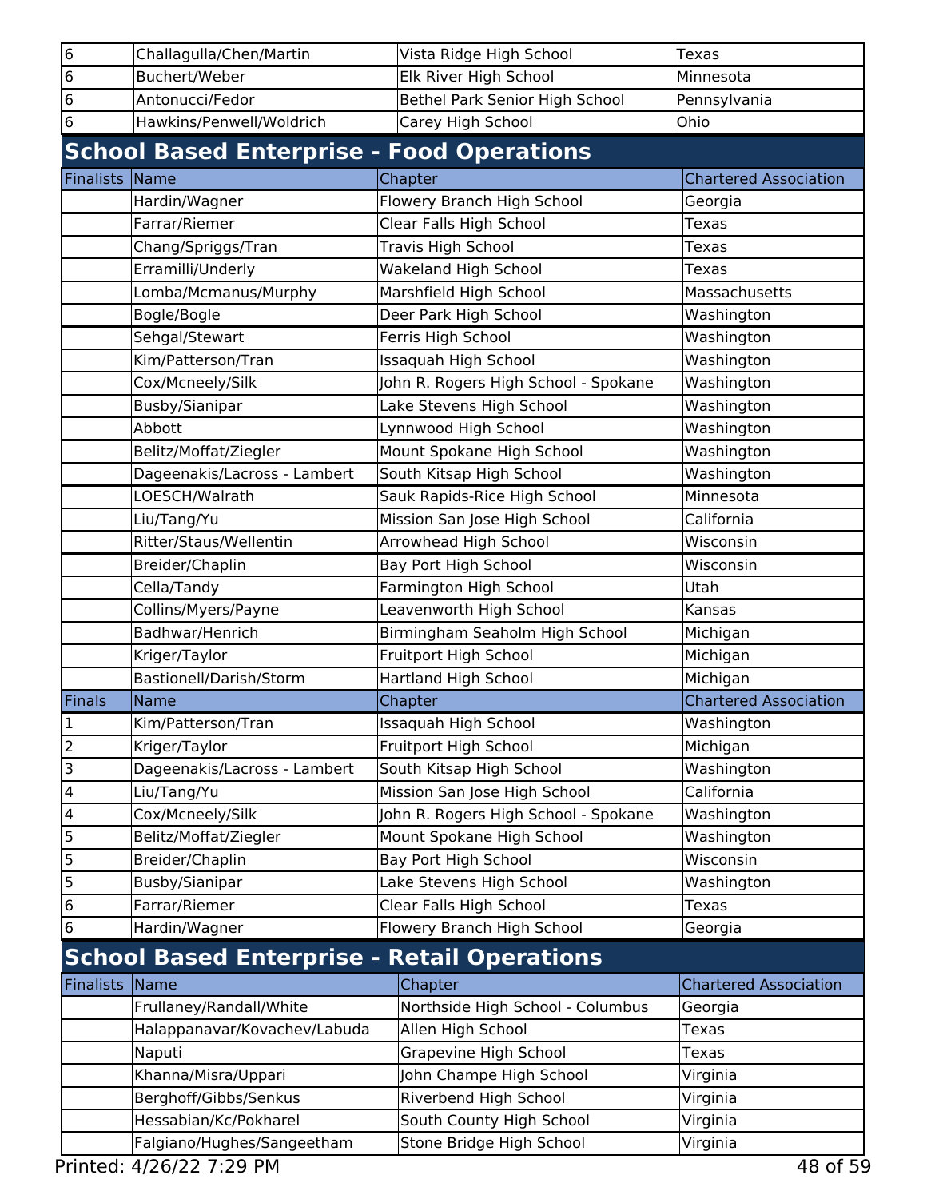| 6 | Challagulla/Chen/Martin | Vista Ridge High School | Texas |
|---|---|---|---|
| 6 | Buchert/Weber | Elk River High School | Minnesota |
| 6 | Antonucci/Fedor | Bethel Park Senior High School | Pennsylvania |
| 6 | Hawkins/Penwell/Woldrich | Carey High School | Ohio |

## School Based Enterprise - Food Operations

| Finalists | Name | Chapter | Chartered Association |
|---|---|---|---|
| | Hardin/Wagner | Flowery Branch High School | Georgia |
| | Farrar/Riemer | Clear Falls High School | Texas |
| | Chang/Spriggs/Tran | Travis High School | Texas |
| | Erramilli/Underly | Wakeland High School | Texas |
| | Lomba/Mcmanus/Murphy | Marshfield High School | Massachusetts |
| | Bogle/Bogle | Deer Park High School | Washington |
| | Sehgal/Stewart | Ferris High School | Washington |
| | Kim/Patterson/Tran | Issaquah High School | Washington |
| | Cox/Mcneely/Silk | John R. Rogers High School - Spokane | Washington |
| | Busby/Sianipar | Lake Stevens High School | Washington |
| | Abbott | Lynnwood High School | Washington |
| | Belitz/Moffat/Ziegler | Mount Spokane High School | Washington |
| | Dageenakis/Lacross - Lambert | South Kitsap High School | Washington |
| | LOESCH/Walrath | Sauk Rapids-Rice High School | Minnesota |
| | Liu/Tang/Yu | Mission San Jose High School | California |
| | Ritter/Staus/Wellentin | Arrowhead High School | Wisconsin |
| | Breider/Chaplin | Bay Port High School | Wisconsin |
| | Cella/Tandy | Farmington High School | Utah |
| | Collins/Myers/Payne | Leavenworth High School | Kansas |
| | Badhwar/Henrich | Birmingham Seaholm High School | Michigan |
| | Kriger/Taylor | Fruitport High School | Michigan |
| | Bastionell/Darish/Storm | Hartland High School | Michigan |

| Finals | Name | Chapter | Chartered Association |
|---|---|---|---|
| 1 | Kim/Patterson/Tran | Issaquah High School | Washington |
| 2 | Kriger/Taylor | Fruitport High School | Michigan |
| 3 | Dageenakis/Lacross - Lambert | South Kitsap High School | Washington |
| 4 | Liu/Tang/Yu | Mission San Jose High School | California |
| 4 | Cox/Mcneely/Silk | John R. Rogers High School - Spokane | Washington |
| 5 | Belitz/Moffat/Ziegler | Mount Spokane High School | Washington |
| 5 | Breider/Chaplin | Bay Port High School | Wisconsin |
| 5 | Busby/Sianipar | Lake Stevens High School | Washington |
| 6 | Farrar/Riemer | Clear Falls High School | Texas |
| 6 | Hardin/Wagner | Flowery Branch High School | Georgia |

## School Based Enterprise - Retail Operations

| Finalists | Name | Chapter | Chartered Association |
|---|---|---|---|
| | Frullaney/Randall/White | Northside High School - Columbus | Georgia |
| | Halappanavar/Kovachev/Labuda | Allen High School | Texas |
| | Naputi | Grapevine High School | Texas |
| | Khanna/Misra/Uppari | John Champe High School | Virginia |
| | Berghoff/Gibbs/Senkus | Riverbend High School | Virginia |
| | Hessabian/Kc/Pokharel | South County High School | Virginia |
| | Falgiano/Hughes/Sangeetham | Stone Bridge High School | Virginia |

Printed: 4/26/22 7:29 PM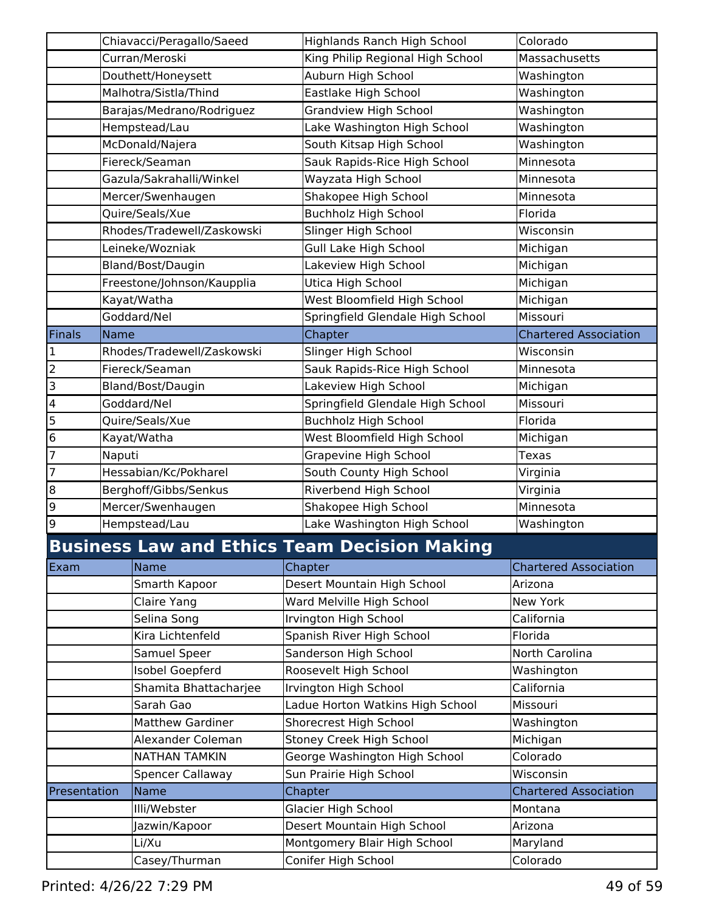| | Name | Chapter | Chartered Association |
|---|---|---|---|
| | Chiavacci/Peragallo/Saeed | Highlands Ranch High School | Colorado |
| | Curran/Meroski | King Philip Regional High School | Massachusetts |
| | Douthett/Honeysett | Auburn High School | Washington |
| | Malhotra/Sistla/Thind | Eastlake High School | Washington |
| | Barajas/Medrano/Rodriguez | Grandview High School | Washington |
| | Hempstead/Lau | Lake Washington High School | Washington |
| | McDonald/Najera | South Kitsap High School | Washington |
| | Fiereck/Seaman | Sauk Rapids-Rice High School | Minnesota |
| | Gazula/Sakrahalli/Winkel | Wayzata High School | Minnesota |
| | Mercer/Swenhaugen | Shakopee High School | Minnesota |
| | Quire/Seals/Xue | Buchholz High School | Florida |
| | Rhodes/Tradewell/Zaskowski | Slinger High School | Wisconsin |
| | Leineke/Wozniak | Gull Lake High School | Michigan |
| | Bland/Bost/Daugin | Lakeview High School | Michigan |
| | Freestone/Johnson/Kaupplia | Utica High School | Michigan |
| | Kayat/Watha | West Bloomfield High School | Michigan |
| | Goddard/Nel | Springfield Glendale High School | Missouri |

| Finals | Name | Chapter | Chartered Association |
|---|---|---|---|
| 1 | Rhodes/Tradewell/Zaskowski | Slinger High School | Wisconsin |
| 2 | Fiereck/Seaman | Sauk Rapids-Rice High School | Minnesota |
| 3 | Bland/Bost/Daugin | Lakeview High School | Michigan |
| 4 | Goddard/Nel | Springfield Glendale High School | Missouri |
| 5 | Quire/Seals/Xue | Buchholz High School | Florida |
| 6 | Kayat/Watha | West Bloomfield High School | Michigan |
| 7 | Naputi | Grapevine High School | Texas |
| 7 | Hessabian/Kc/Pokharel | South County High School | Virginia |
| 8 | Berghoff/Gibbs/Senkus | Riverbend High School | Virginia |
| 9 | Mercer/Swenhaugen | Shakopee High School | Minnesota |
| 9 | Hempstead/Lau | Lake Washington High School | Washington |

## Business Law and Ethics Team Decision Making

| Exam | Name | Chapter | Chartered Association |
|---|---|---|---|
| | Smarth Kapoor | Desert Mountain High School | Arizona |
| | Claire Yang | Ward Melville High School | New York |
| | Selina Song | Irvington High School | California |
| | Kira Lichtenfeld | Spanish River High School | Florida |
| | Samuel Speer | Sanderson High School | North Carolina |
| | Isobel Goepferd | Roosevelt High School | Washington |
| | Shamita Bhattacharjee | Irvington High School | California |
| | Sarah Gao | Ladue Horton Watkins High School | Missouri |
| | Matthew Gardiner | Shorecrest High School | Washington |
| | Alexander Coleman | Stoney Creek High School | Michigan |
| | NATHAN TAMKIN | George Washington High School | Colorado |
| | Spencer Callaway | Sun Prairie High School | Wisconsin |

| Presentation | Name | Chapter | Chartered Association |
|---|---|---|---|
| | Illi/Webster | Glacier High School | Montana |
| | Jazwin/Kapoor | Desert Mountain High School | Arizona |
| | Li/Xu | Montgomery Blair High School | Maryland |
| | Casey/Thurman | Conifer High School | Colorado |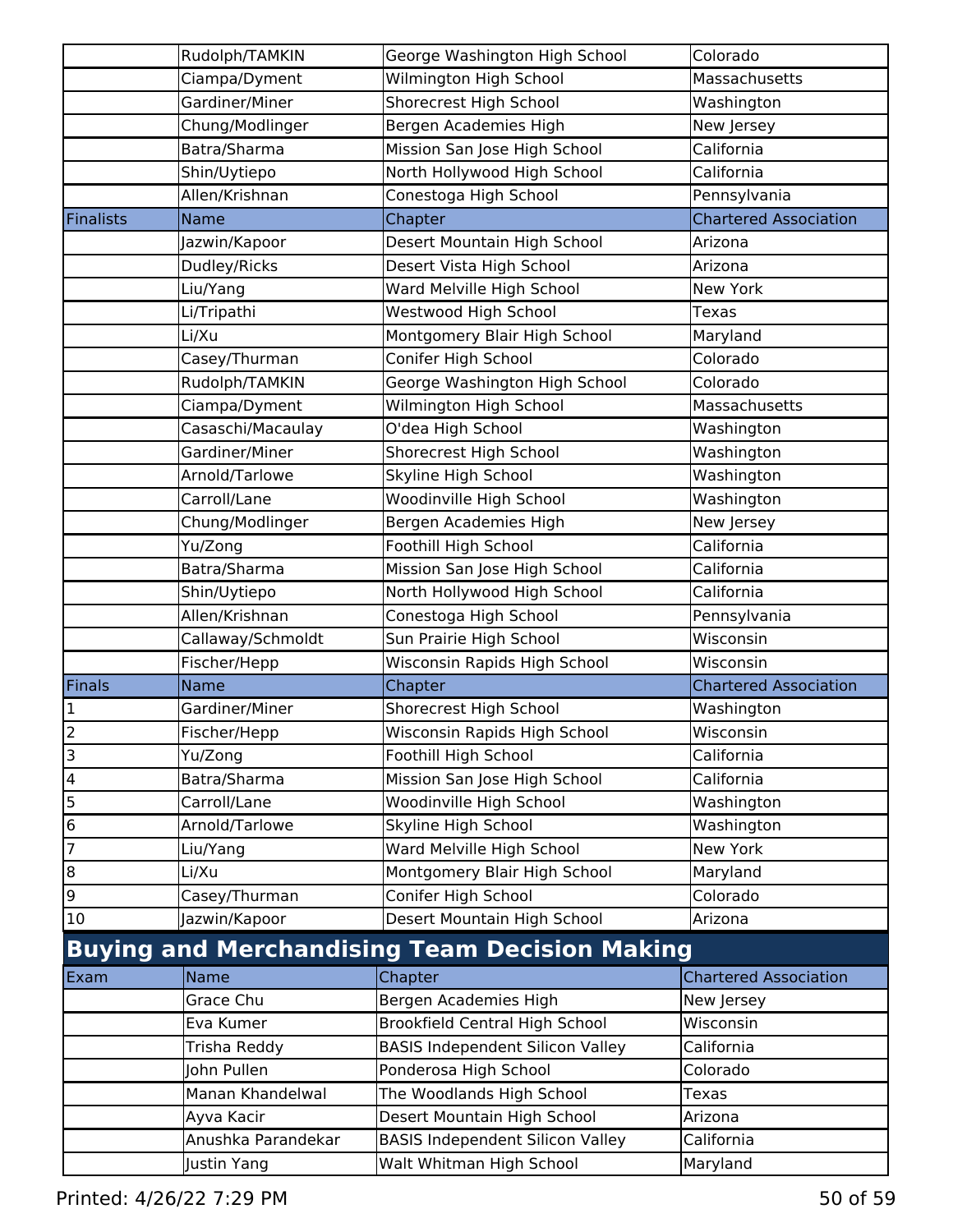| | Name | Chapter | Chartered Association |
|---|---|---|---|
| | Rudolph/TAMKIN | George Washington High School | Colorado |
| | Ciampa/Dyment | Wilmington High School | Massachusetts |
| | Gardiner/Miner | Shorecrest High School | Washington |
| | Chung/Modlinger | Bergen Academies High | New Jersey |
| | Batra/Sharma | Mission San Jose High School | California |
| | Shin/Uytiepo | North Hollywood High School | California |
| | Allen/Krishnan | Conestoga High School | Pennsylvania |
| **Finalists** | **Name** | **Chapter** | **Chartered Association** |
| | Jazwin/Kapoor | Desert Mountain High School | Arizona |
| | Dudley/Ricks | Desert Vista High School | Arizona |
| | Liu/Yang | Ward Melville High School | New York |
| | Li/Tripathi | Westwood High School | Texas |
| | Li/Xu | Montgomery Blair High School | Maryland |
| | Casey/Thurman | Conifer High School | Colorado |
| | Rudolph/TAMKIN | George Washington High School | Colorado |
| | Ciampa/Dyment | Wilmington High School | Massachusetts |
| | Casaschi/Macaulay | O'dea High School | Washington |
| | Gardiner/Miner | Shorecrest High School | Washington |
| | Arnold/Tarlowe | Skyline High School | Washington |
| | Carroll/Lane | Woodinville High School | Washington |
| | Chung/Modlinger | Bergen Academies High | New Jersey |
| | Yu/Zong | Foothill High School | California |
| | Batra/Sharma | Mission San Jose High School | California |
| | Shin/Uytiepo | North Hollywood High School | California |
| | Allen/Krishnan | Conestoga High School | Pennsylvania |
| | Callaway/Schmoldt | Sun Prairie High School | Wisconsin |
| | Fischer/Hepp | Wisconsin Rapids High School | Wisconsin |
| **Finals** | **Name** | **Chapter** | **Chartered Association** |
| 1 | Gardiner/Miner | Shorecrest High School | Washington |
| 2 | Fischer/Hepp | Wisconsin Rapids High School | Wisconsin |
| 3 | Yu/Zong | Foothill High School | California |
| 4 | Batra/Sharma | Mission San Jose High School | California |
| 5 | Carroll/Lane | Woodinville High School | Washington |
| 6 | Arnold/Tarlowe | Skyline High School | Washington |
| 7 | Liu/Yang | Ward Melville High School | New York |
| 8 | Li/Xu | Montgomery Blair High School | Maryland |
| 9 | Casey/Thurman | Conifer High School | Colorado |
| 10 | Jazwin/Kapoor | Desert Mountain High School | Arizona |

## Buying and Merchandising Team Decision Making

| Exam | Name | Chapter | Chartered Association |
|---|---|---|---|
| | Grace Chu | Bergen Academies High | New Jersey |
| | Eva Kumer | Brookfield Central High School | Wisconsin |
| | Trisha Reddy | BASIS Independent Silicon Valley | California |
| | John Pullen | Ponderosa High School | Colorado |
| | Manan Khandelwal | The Woodlands High School | Texas |
| | Ayva Kacir | Desert Mountain High School | Arizona |
| | Anushka Parandekar | BASIS Independent Silicon Valley | California |
| | Justin Yang | Walt Whitman High School | Maryland |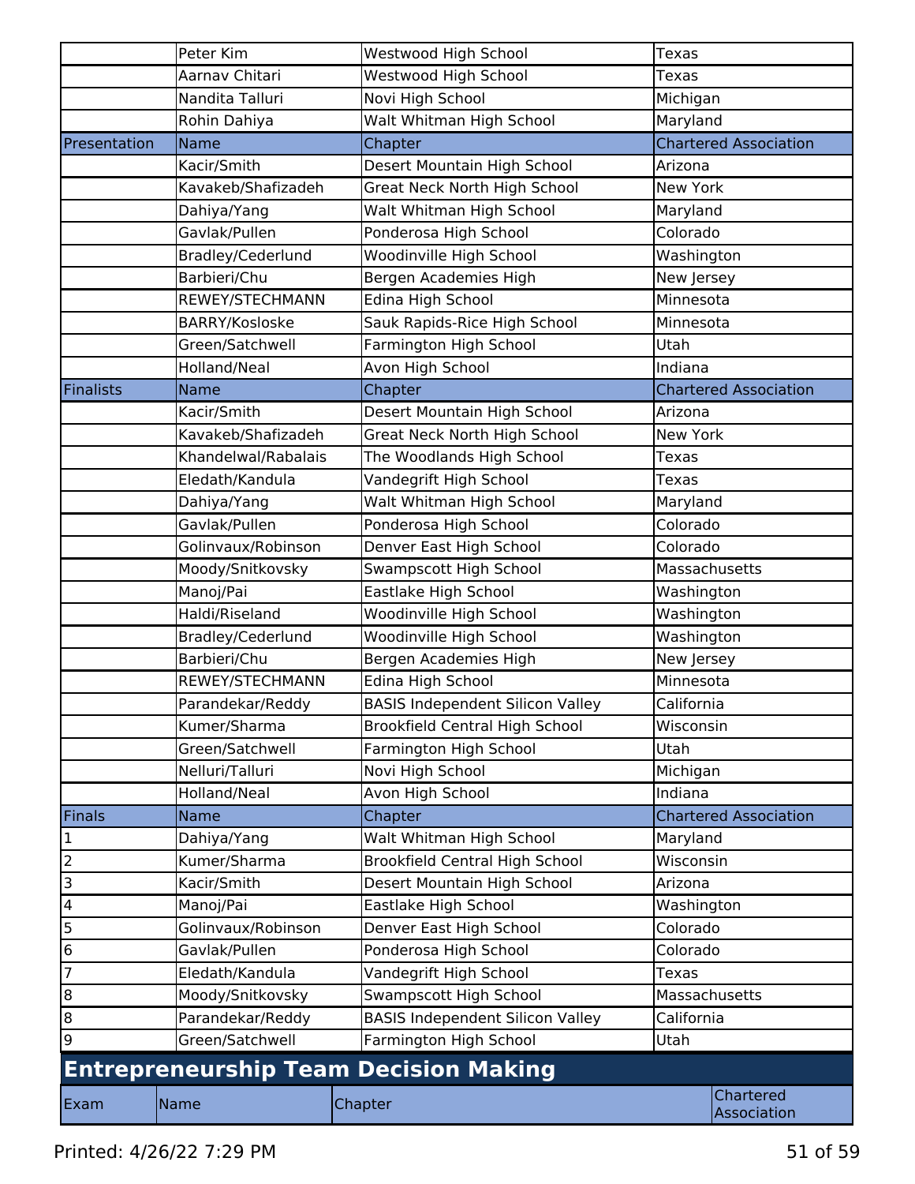| | Name | Chapter | Chartered Association |
|---|---|---|---|
| | Peter Kim | Westwood High School | Texas |
| | Aarnav Chitari | Westwood High School | Texas |
| | Nandita Talluri | Novi High School | Michigan |
| | Rohin Dahiya | Walt Whitman High School | Maryland |
| Presentation | Name | Chapter | Chartered Association |
| | Kacir/Smith | Desert Mountain High School | Arizona |
| | Kavakeb/Shafizadeh | Great Neck North High School | New York |
| | Dahiya/Yang | Walt Whitman High School | Maryland |
| | Gavlak/Pullen | Ponderosa High School | Colorado |
| | Bradley/Cederlund | Woodinville High School | Washington |
| | Barbieri/Chu | Bergen Academies High | New Jersey |
| | REWEY/STECHMANN | Edina High School | Minnesota |
| | BARRY/Kosloske | Sauk Rapids-Rice High School | Minnesota |
| | Green/Satchwell | Farmington High School | Utah |
| | Holland/Neal | Avon High School | Indiana |
| Finalists | Name | Chapter | Chartered Association |
| | Kacir/Smith | Desert Mountain High School | Arizona |
| | Kavakeb/Shafizadeh | Great Neck North High School | New York |
| | Khandelwal/Rabalais | The Woodlands High School | Texas |
| | Eledath/Kandula | Vandegrift High School | Texas |
| | Dahiya/Yang | Walt Whitman High School | Maryland |
| | Gavlak/Pullen | Ponderosa High School | Colorado |
| | Golinvaux/Robinson | Denver East High School | Colorado |
| | Moody/Snitkovsky | Swampscott High School | Massachusetts |
| | Manoj/Pai | Eastlake High School | Washington |
| | Haldi/Riseland | Woodinville High School | Washington |
| | Bradley/Cederlund | Woodinville High School | Washington |
| | Barbieri/Chu | Bergen Academies High | New Jersey |
| | REWEY/STECHMANN | Edina High School | Minnesota |
| | Parandekar/Reddy | BASIS Independent Silicon Valley | California |
| | Kumer/Sharma | Brookfield Central High School | Wisconsin |
| | Green/Satchwell | Farmington High School | Utah |
| | Nelluri/Talluri | Novi High School | Michigan |
| | Holland/Neal | Avon High School | Indiana |
| Finals | Name | Chapter | Chartered Association |
| 1 | Dahiya/Yang | Walt Whitman High School | Maryland |
| 2 | Kumer/Sharma | Brookfield Central High School | Wisconsin |
| 3 | Kacir/Smith | Desert Mountain High School | Arizona |
| 4 | Manoj/Pai | Eastlake High School | Washington |
| 5 | Golinvaux/Robinson | Denver East High School | Colorado |
| 6 | Gavlak/Pullen | Ponderosa High School | Colorado |
| 7 | Eledath/Kandula | Vandegrift High School | Texas |
| 8 | Moody/Snitkovsky | Swampscott High School | Massachusetts |
| 8 | Parandekar/Reddy | BASIS Independent Silicon Valley | California |
| 9 | Green/Satchwell | Farmington High School | Utah |

## Entrepreneurship Team Decision Making

| Exam | Name | Chapter | Chartered Association |
|---|---|---|---|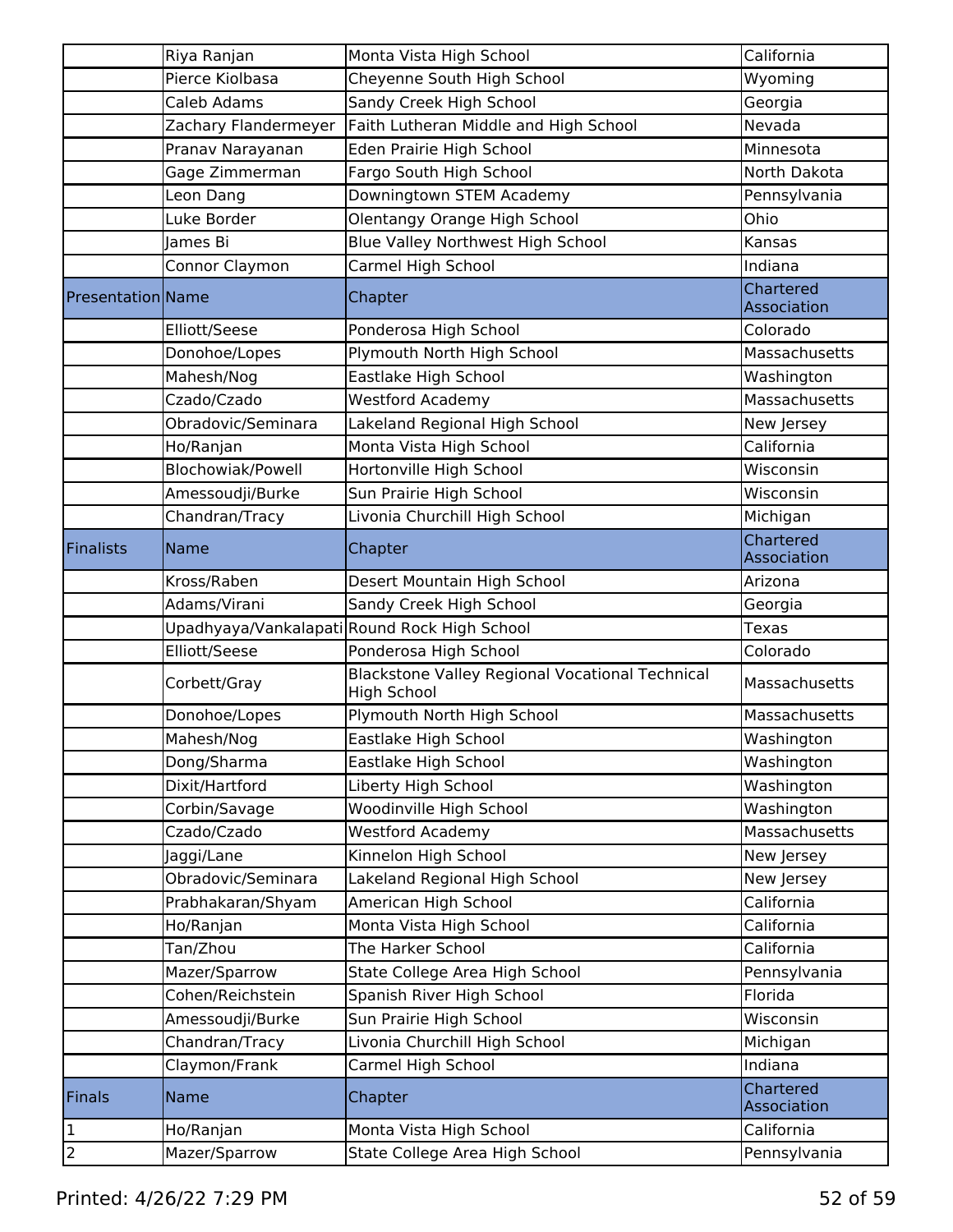| | | | |
|---|---|---|---|
| | Riya Ranjan | Monta Vista High School | California |
| | Pierce Kiolbasa | Cheyenne South High School | Wyoming |
| | Caleb Adams | Sandy Creek High School | Georgia |
| | Zachary Flandermeyer | Faith Lutheran Middle and High School | Nevada |
| | Pranav Narayanan | Eden Prairie High School | Minnesota |
| | Gage Zimmerman | Fargo South High School | North Dakota |
| | Leon Dang | Downingtown STEM Academy | Pennsylvania |
| | Luke Border | Olentangy Orange High School | Ohio |
| | James Bi | Blue Valley Northwest High School | Kansas |
| | Connor Claymon | Carmel High School | Indiana |
| **Presentation** | **Name** | **Chapter** | **Chartered Association** |
| | Elliott/Seese | Ponderosa High School | Colorado |
| | Donohoe/Lopes | Plymouth North High School | Massachusetts |
| | Mahesh/Nog | Eastlake High School | Washington |
| | Czado/Czado | Westford Academy | Massachusetts |
| | Obradovic/Seminara | Lakeland Regional High School | New Jersey |
| | Ho/Ranjan | Monta Vista High School | California |
| | Blochowiak/Powell | Hortonville High School | Wisconsin |
| | Amessoudji/Burke | Sun Prairie High School | Wisconsin |
| | Chandran/Tracy | Livonia Churchill High School | Michigan |
| **Finalists** | **Name** | **Chapter** | **Chartered Association** |
| | Kross/Raben | Desert Mountain High School | Arizona |
| | Adams/Virani | Sandy Creek High School | Georgia |
| | Upadhyaya/Vankalapati | Round Rock High School | Texas |
| | Elliott/Seese | Ponderosa High School | Colorado |
| | Corbett/Gray | Blackstone Valley Regional Vocational Technical High School | Massachusetts |
| | Donohoe/Lopes | Plymouth North High School | Massachusetts |
| | Mahesh/Nog | Eastlake High School | Washington |
| | Dong/Sharma | Eastlake High School | Washington |
| | Dixit/Hartford | Liberty High School | Washington |
| | Corbin/Savage | Woodinville High School | Washington |
| | Czado/Czado | Westford Academy | Massachusetts |
| | Jaggi/Lane | Kinnelon High School | New Jersey |
| | Obradovic/Seminara | Lakeland Regional High School | New Jersey |
| | Prabhakaran/Shyam | American High School | California |
| | Ho/Ranjan | Monta Vista High School | California |
| | Tan/Zhou | The Harker School | California |
| | Mazer/Sparrow | State College Area High School | Pennsylvania |
| | Cohen/Reichstein | Spanish River High School | Florida |
| | Amessoudji/Burke | Sun Prairie High School | Wisconsin |
| | Chandran/Tracy | Livonia Churchill High School | Michigan |
| | Claymon/Frank | Carmel High School | Indiana |
| **Finals** | **Name** | **Chapter** | **Chartered Association** |
| 1 | Ho/Ranjan | Monta Vista High School | California |
| 2 | Mazer/Sparrow | State College Area High School | Pennsylvania |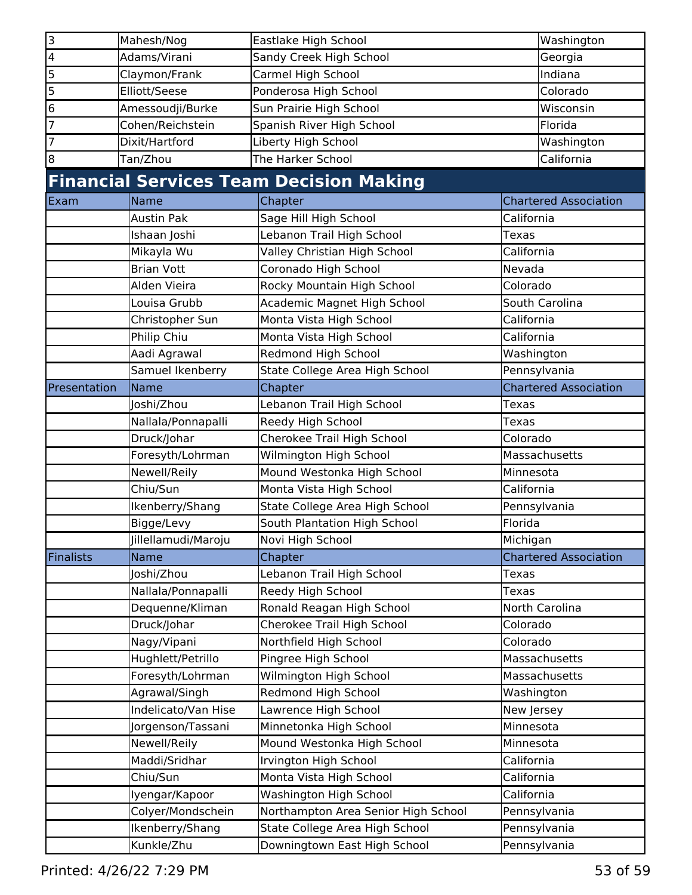| | | | |
|---|---|---|---|
| 3 | Mahesh/Nog | Eastlake High School | Washington |
| 4 | Adams/Virani | Sandy Creek High School | Georgia |
| 5 | Claymon/Frank | Carmel High School | Indiana |
| 5 | Elliott/Seese | Ponderosa High School | Colorado |
| 6 | Amessoudji/Burke | Sun Prairie High School | Wisconsin |
| 7 | Cohen/Reichstein | Spanish River High School | Florida |
| 7 | Dixit/Hartford | Liberty High School | Washington |
| 8 | Tan/Zhou | The Harker School | California |

## Financial Services Team Decision Making

| Exam | Name | Chapter | Chartered Association |
|---|---|---|---|
| | Austin Pak | Sage Hill High School | California |
| | Ishaan Joshi | Lebanon Trail High School | Texas |
| | Mikayla Wu | Valley Christian High School | California |
| | Brian Vott | Coronado High School | Nevada |
| | Alden Vieira | Rocky Mountain High School | Colorado |
| | Louisa Grubb | Academic Magnet High School | South Carolina |
| | Christopher Sun | Monta Vista High School | California |
| | Philip Chiu | Monta Vista High School | California |
| | Aadi Agrawal | Redmond High School | Washington |
| | Samuel Ikenberry | State College Area High School | Pennsylvania |

| Presentation | Name | Chapter | Chartered Association |
|---|---|---|---|
| | Joshi/Zhou | Lebanon Trail High School | Texas |
| | Nallala/Ponnapalli | Reedy High School | Texas |
| | Druck/Johar | Cherokee Trail High School | Colorado |
| | Foresyth/Lohrman | Wilmington High School | Massachusetts |
| | Newell/Reily | Mound Westonka High School | Minnesota |
| | Chiu/Sun | Monta Vista High School | California |
| | Ikenberry/Shang | State College Area High School | Pennsylvania |
| | Bigge/Levy | South Plantation High School | Florida |
| | Jillellamudi/Maroju | Novi High School | Michigan |

| Finalists | Name | Chapter | Chartered Association |
|---|---|---|---|
| | Joshi/Zhou | Lebanon Trail High School | Texas |
| | Nallala/Ponnapalli | Reedy High School | Texas |
| | Dequenne/Kliman | Ronald Reagan High School | North Carolina |
| | Druck/Johar | Cherokee Trail High School | Colorado |
| | Nagy/Vipani | Northfield High School | Colorado |
| | Hughlett/Petrillo | Pingree High School | Massachusetts |
| | Foresyth/Lohrman | Wilmington High School | Massachusetts |
| | Agrawal/Singh | Redmond High School | Washington |
| | Indelicato/Van Hise | Lawrence High School | New Jersey |
| | Jorgenson/Tassani | Minnetonka High School | Minnesota |
| | Newell/Reily | Mound Westonka High School | Minnesota |
| | Maddi/Sridhar | Irvington High School | California |
| | Chiu/Sun | Monta Vista High School | California |
| | Iyengar/Kapoor | Washington High School | California |
| | Colyer/Mondschein | Northampton Area Senior High School | Pennsylvania |
| | Ikenberry/Shang | State College Area High School | Pennsylvania |
| | Kunkle/Zhu | Downingtown East High School | Pennsylvania |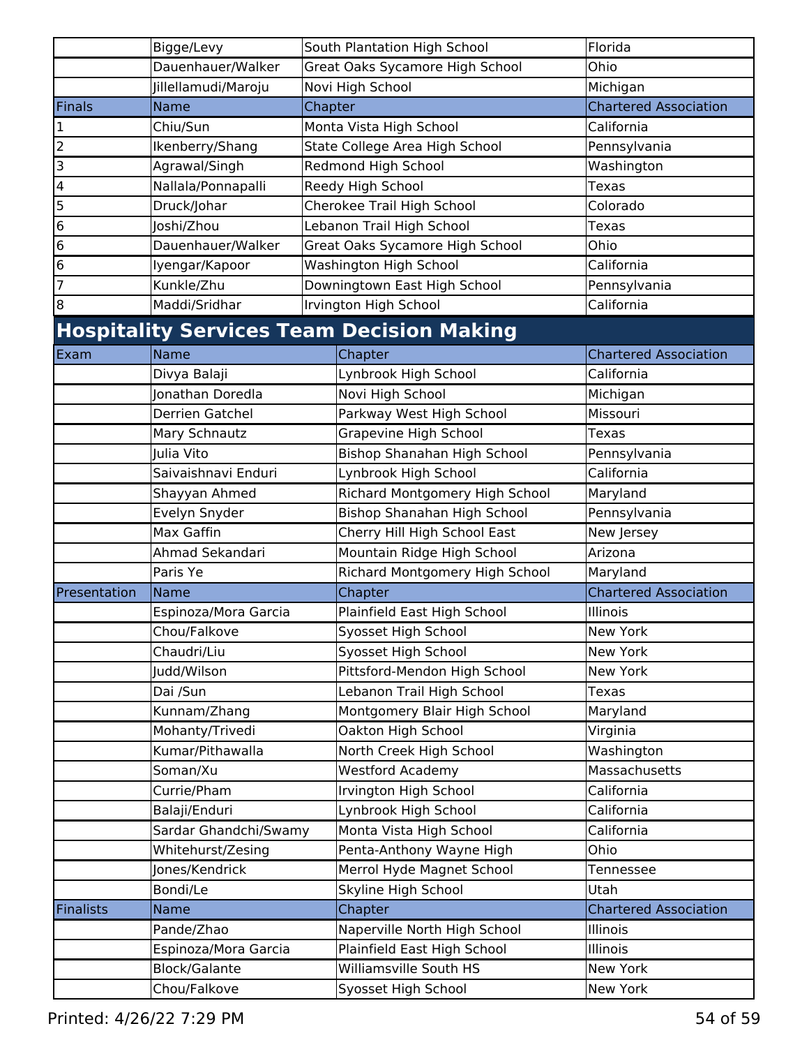| | Name | Chapter | Chartered Association |
|---|---|---|---|
| | Bigge/Levy | South Plantation High School | Florida |
| | Dauenhauer/Walker | Great Oaks Sycamore High School | Ohio |
| | Jillellamudi/Maroju | Novi High School | Michigan |
| Finals | Name | Chapter | Chartered Association |
| 1 | Chiu/Sun | Monta Vista High School | California |
| 2 | Ikenberry/Shang | State College Area High School | Pennsylvania |
| 3 | Agrawal/Singh | Redmond High School | Washington |
| 4 | Nallala/Ponnapalli | Reedy High School | Texas |
| 5 | Druck/Johar | Cherokee Trail High School | Colorado |
| 6 | Joshi/Zhou | Lebanon Trail High School | Texas |
| 6 | Dauenhauer/Walker | Great Oaks Sycamore High School | Ohio |
| 6 | Iyengar/Kapoor | Washington High School | California |
| 7 | Kunkle/Zhu | Downingtown East High School | Pennsylvania |
| 8 | Maddi/Sridhar | Irvington High School | California |

## Hospitality Services Team Decision Making

| Exam | Name | Chapter | Chartered Association |
|---|---|---|---|
| | Divya Balaji | Lynbrook High School | California |
| | Jonathan Doredla | Novi High School | Michigan |
| | Derrien Gatchel | Parkway West High School | Missouri |
| | Mary Schnautz | Grapevine High School | Texas |
| | Julia Vito | Bishop Shanahan High School | Pennsylvania |
| | Saivaishnavi Enduri | Lynbrook High School | California |
| | Shayyan Ahmed | Richard Montgomery High School | Maryland |
| | Evelyn Snyder | Bishop Shanahan High School | Pennsylvania |
| | Max Gaffin | Cherry Hill High School East | New Jersey |
| | Ahmad Sekandari | Mountain Ridge High School | Arizona |
| | Paris Ye | Richard Montgomery High School | Maryland |
| Presentation | Name | Chapter | Chartered Association |
| | Espinoza/Mora Garcia | Plainfield East High School | Illinois |
| | Chou/Falkove | Syosset High School | New York |
| | Chaudri/Liu | Syosset High School | New York |
| | Judd/Wilson | Pittsford-Mendon High School | New York |
| | Dai /Sun | Lebanon Trail High School | Texas |
| | Kunnam/Zhang | Montgomery Blair High School | Maryland |
| | Mohanty/Trivedi | Oakton High School | Virginia |
| | Kumar/Pithawalla | North Creek High School | Washington |
| | Soman/Xu | Westford Academy | Massachusetts |
| | Currie/Pham | Irvington High School | California |
| | Balaji/Enduri | Lynbrook High School | California |
| | Sardar Ghandchi/Swamy | Monta Vista High School | California |
| | Whitehurst/Zesing | Penta-Anthony Wayne High | Ohio |
| | Jones/Kendrick | Merrol Hyde Magnet School | Tennessee |
| | Bondi/Le | Skyline High School | Utah |
| Finalists | Name | Chapter | Chartered Association |
| | Pande/Zhao | Naperville North High School | Illinois |
| | Espinoza/Mora Garcia | Plainfield East High School | Illinois |
| | Block/Galante | Williamsville South HS | New York |
| | Chou/Falkove | Syosset High School | New York |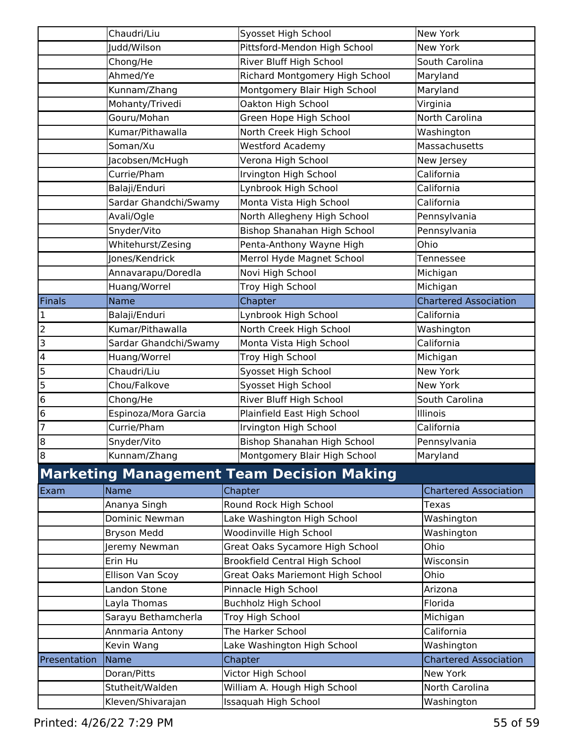| | Name | Chapter | Chartered Association |
|---|---|---|---|
| | Chaudri/Liu | Syosset High School | New York |
| | Judd/Wilson | Pittsford-Mendon High School | New York |
| | Chong/He | River Bluff High School | South Carolina |
| | Ahmed/Ye | Richard Montgomery High School | Maryland |
| | Kunnam/Zhang | Montgomery Blair High School | Maryland |
| | Mohanty/Trivedi | Oakton High School | Virginia |
| | Gouru/Mohan | Green Hope High School | North Carolina |
| | Kumar/Pithawalla | North Creek High School | Washington |
| | Soman/Xu | Westford Academy | Massachusetts |
| | Jacobsen/McHugh | Verona High School | New Jersey |
| | Currie/Pham | Irvington High School | California |
| | Balaji/Enduri | Lynbrook High School | California |
| | Sardar Ghandchi/Swamy | Monta Vista High School | California |
| | Avali/Ogle | North Allegheny High School | Pennsylvania |
| | Snyder/Vito | Bishop Shanahan High School | Pennsylvania |
| | Whitehurst/Zesing | Penta-Anthony Wayne High | Ohio |
| | Jones/Kendrick | Merrol Hyde Magnet School | Tennessee |
| | Annavarapu/Doredla | Novi High School | Michigan |
| | Huang/Worrel | Troy High School | Michigan |
| **Finals** | **Name** | **Chapter** | **Chartered Association** |
| 1 | Balaji/Enduri | Lynbrook High School | California |
| 2 | Kumar/Pithawalla | North Creek High School | Washington |
| 3 | Sardar Ghandchi/Swamy | Monta Vista High School | California |
| 4 | Huang/Worrel | Troy High School | Michigan |
| 5 | Chaudri/Liu | Syosset High School | New York |
| 5 | Chou/Falkove | Syosset High School | New York |
| 6 | Chong/He | River Bluff High School | South Carolina |
| 6 | Espinoza/Mora Garcia | Plainfield East High School | Illinois |
| 7 | Currie/Pham | Irvington High School | California |
| 8 | Snyder/Vito | Bishop Shanahan High School | Pennsylvania |
| 8 | Kunnam/Zhang | Montgomery Blair High School | Maryland |

## Marketing Management Team Decision Making

| Exam | Name | Chapter | Chartered Association |
|---|---|---|---|
| | Ananya Singh | Round Rock High School | Texas |
| | Dominic Newman | Lake Washington High School | Washington |
| | Bryson Medd | Woodinville High School | Washington |
| | Jeremy Newman | Great Oaks Sycamore High School | Ohio |
| | Erin Hu | Brookfield Central High School | Wisconsin |
| | Ellison Van Scoy | Great Oaks Mariemont High School | Ohio |
| | Landon Stone | Pinnacle High School | Arizona |
| | Layla Thomas | Buchholz High School | Florida |
| | Sarayu Bethamcherla | Troy High School | Michigan |
| | Annmaria Antony | The Harker School | California |
| | Kevin Wang | Lake Washington High School | Washington |
| **Presentation** | **Name** | **Chapter** | **Chartered Association** |
| | Doran/Pitts | Victor High School | New York |
| | Stutheit/Walden | William A. Hough High School | North Carolina |
| | Kleven/Shivarajan | Issaquah High School | Washington |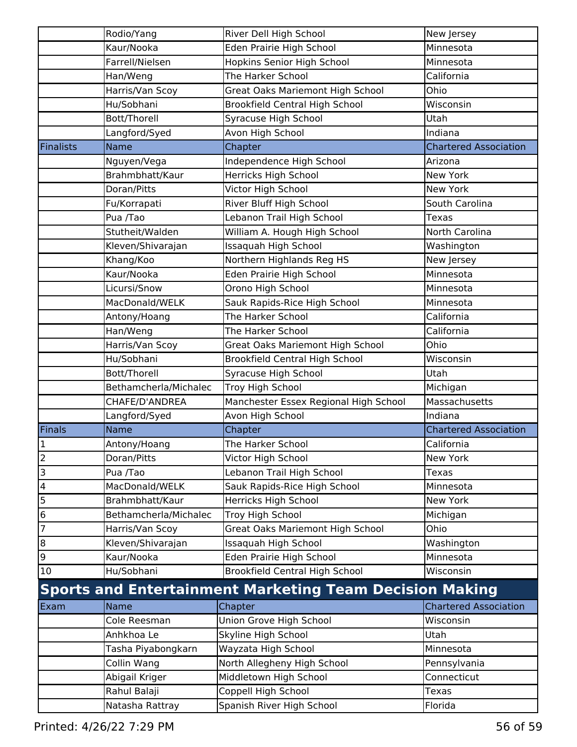| | Name | Chapter | Chartered Association |
|---|---|---|---|
| | Rodio/Yang | River Dell High School | New Jersey |
| | Kaur/Nooka | Eden Prairie High School | Minnesota |
| | Farrell/Nielsen | Hopkins Senior High School | Minnesota |
| | Han/Weng | The Harker School | California |
| | Harris/Van Scoy | Great Oaks Mariemont High School | Ohio |
| | Hu/Sobhani | Brookfield Central High School | Wisconsin |
| | Bott/Thorell | Syracuse High School | Utah |
| | Langford/Syed | Avon High School | Indiana |
| **Finalists** | **Name** | **Chapter** | **Chartered Association** |
| | Nguyen/Vega | Independence High School | Arizona |
| | Brahmbhatt/Kaur | Herricks High School | New York |
| | Doran/Pitts | Victor High School | New York |
| | Fu/Korrapati | River Bluff High School | South Carolina |
| | Pua /Tao | Lebanon Trail High School | Texas |
| | Stutheit/Walden | William A. Hough High School | North Carolina |
| | Kleven/Shivarajan | Issaquah High School | Washington |
| | Khang/Koo | Northern Highlands Reg HS | New Jersey |
| | Kaur/Nooka | Eden Prairie High School | Minnesota |
| | Licursi/Snow | Orono High School | Minnesota |
| | MacDonald/WELK | Sauk Rapids-Rice High School | Minnesota |
| | Antony/Hoang | The Harker School | California |
| | Han/Weng | The Harker School | California |
| | Harris/Van Scoy | Great Oaks Mariemont High School | Ohio |
| | Hu/Sobhani | Brookfield Central High School | Wisconsin |
| | Bott/Thorell | Syracuse High School | Utah |
| | Bethamcherla/Michalec | Troy High School | Michigan |
| | CHAFE/D'ANDREA | Manchester Essex Regional High School | Massachusetts |
| | Langford/Syed | Avon High School | Indiana |
| **Finals** | **Name** | **Chapter** | **Chartered Association** |
| 1 | Antony/Hoang | The Harker School | California |
| 2 | Doran/Pitts | Victor High School | New York |
| 3 | Pua /Tao | Lebanon Trail High School | Texas |
| 4 | MacDonald/WELK | Sauk Rapids-Rice High School | Minnesota |
| 5 | Brahmbhatt/Kaur | Herricks High School | New York |
| 6 | Bethamcherla/Michalec | Troy High School | Michigan |
| 7 | Harris/Van Scoy | Great Oaks Mariemont High School | Ohio |
| 8 | Kleven/Shivarajan | Issaquah High School | Washington |
| 9 | Kaur/Nooka | Eden Prairie High School | Minnesota |
| 10 | Hu/Sobhani | Brookfield Central High School | Wisconsin |

## Sports and Entertainment Marketing Team Decision Making

| Exam | Name | Chapter | Chartered Association |
|---|---|---|---|
| | Cole Reesman | Union Grove High School | Wisconsin |
| | Anhkhoa Le | Skyline High School | Utah |
| | Tasha Piyabongkarn | Wayzata High School | Minnesota |
| | Collin Wang | North Allegheny High School | Pennsylvania |
| | Abigail Kriger | Middletown High School | Connecticut |
| | Rahul Balaji | Coppell High School | Texas |
| | Natasha Rattray | Spanish River High School | Florida |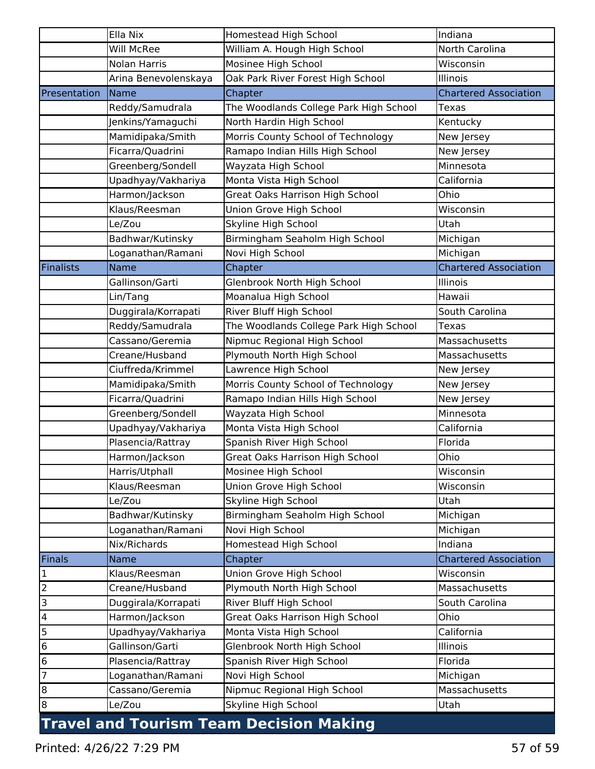| | | | |
|---|---|---|---|
| | Ella Nix | Homestead High School | Indiana |
| | Will McRee | William A. Hough High School | North Carolina |
| | Nolan Harris | Mosinee High School | Wisconsin |
| | Arina Benevolenskaya | Oak Park River Forest High School | Illinois |
| Presentation | Name | Chapter | Chartered Association |
| | Reddy/Samudrala | The Woodlands College Park High School | Texas |
| | Jenkins/Yamaguchi | North Hardin High School | Kentucky |
| | Mamidipaka/Smith | Morris County School of Technology | New Jersey |
| | Ficarra/Quadrini | Ramapo Indian Hills High School | New Jersey |
| | Greenberg/Sondell | Wayzata High School | Minnesota |
| | Upadhyay/Vakhariya | Monta Vista High School | California |
| | Harmon/Jackson | Great Oaks Harrison High School | Ohio |
| | Klaus/Reesman | Union Grove High School | Wisconsin |
| | Le/Zou | Skyline High School | Utah |
| | Badhwar/Kutinsky | Birmingham Seaholm High School | Michigan |
| | Loganathan/Ramani | Novi High School | Michigan |
| Finalists | Name | Chapter | Chartered Association |
| | Gallinson/Garti | Glenbrook North High School | Illinois |
| | Lin/Tang | Moanalua High School | Hawaii |
| | Duggirala/Korrapati | River Bluff High School | South Carolina |
| | Reddy/Samudrala | The Woodlands College Park High School | Texas |
| | Cassano/Geremia | Nipmuc Regional High School | Massachusetts |
| | Creane/Husband | Plymouth North High School | Massachusetts |
| | Ciuffreda/Krimmel | Lawrence High School | New Jersey |
| | Mamidipaka/Smith | Morris County School of Technology | New Jersey |
| | Ficarra/Quadrini | Ramapo Indian Hills High School | New Jersey |
| | Greenberg/Sondell | Wayzata High School | Minnesota |
| | Upadhyay/Vakhariya | Monta Vista High School | California |
| | Plasencia/Rattray | Spanish River High School | Florida |
| | Harmon/Jackson | Great Oaks Harrison High School | Ohio |
| | Harris/Utphall | Mosinee High School | Wisconsin |
| | Klaus/Reesman | Union Grove High School | Wisconsin |
| | Le/Zou | Skyline High School | Utah |
| | Badhwar/Kutinsky | Birmingham Seaholm High School | Michigan |
| | Loganathan/Ramani | Novi High School | Michigan |
| | Nix/Richards | Homestead High School | Indiana |
| Finals | Name | Chapter | Chartered Association |
| 1 | Klaus/Reesman | Union Grove High School | Wisconsin |
| 2 | Creane/Husband | Plymouth North High School | Massachusetts |
| 3 | Duggirala/Korrapati | River Bluff High School | South Carolina |
| 4 | Harmon/Jackson | Great Oaks Harrison High School | Ohio |
| 5 | Upadhyay/Vakhariya | Monta Vista High School | California |
| 6 | Gallinson/Garti | Glenbrook North High School | Illinois |
| 6 | Plasencia/Rattray | Spanish River High School | Florida |
| 7 | Loganathan/Ramani | Novi High School | Michigan |
| 8 | Cassano/Geremia | Nipmuc Regional High School | Massachusetts |
| 8 | Le/Zou | Skyline High School | Utah |

## Travel and Tourism Team Decision Making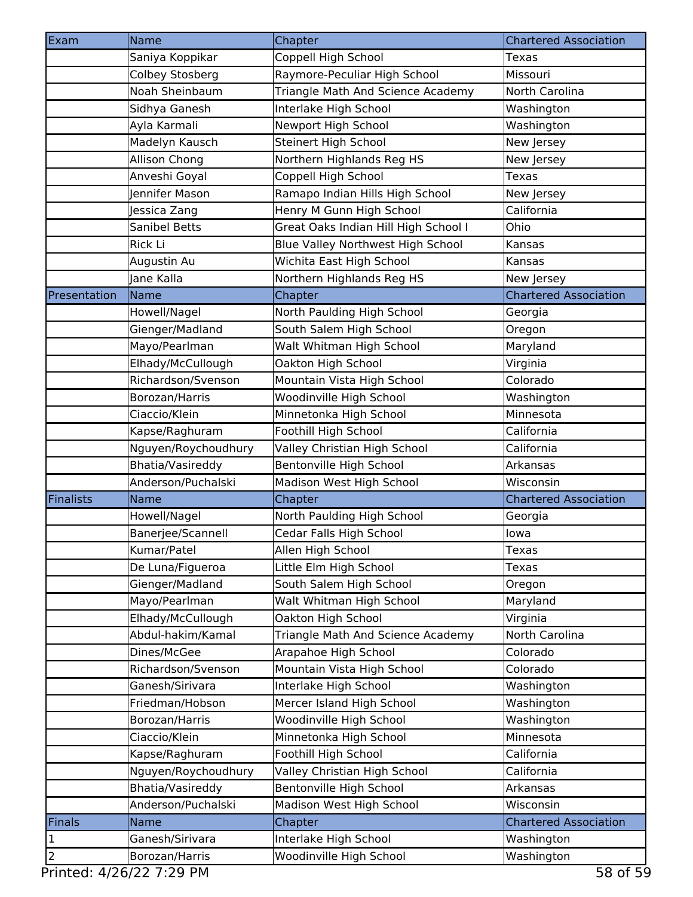| Exam | Name | Chapter | Chartered Association |
|---|---|---|---|
| | Saniya Koppikar | Coppell High School | Texas |
| | Colbey Stosberg | Raymore-Peculiar High School | Missouri |
| | Noah Sheinbaum | Triangle Math And Science Academy | North Carolina |
| | Sidhya Ganesh | Interlake High School | Washington |
| | Ayla Karmali | Newport High School | Washington |
| | Madelyn Kausch | Steinert High School | New Jersey |
| | Allison Chong | Northern Highlands Reg HS | New Jersey |
| | Anveshi Goyal | Coppell High School | Texas |
| | Jennifer Mason | Ramapo Indian Hills High School | New Jersey |
| | Jessica Zang | Henry M Gunn High School | California |
| | Sanibel Betts | Great Oaks Indian Hill High School I | Ohio |
| | Rick Li | Blue Valley Northwest High School | Kansas |
| | Augustin Au | Wichita East High School | Kansas |
| | Jane Kalla | Northern Highlands Reg HS | New Jersey |
| **Presentation** | **Name** | **Chapter** | **Chartered Association** |
| | Howell/Nagel | North Paulding High School | Georgia |
| | Gienger/Madland | South Salem High School | Oregon |
| | Mayo/Pearlman | Walt Whitman High School | Maryland |
| | Elhady/McCullough | Oakton High School | Virginia |
| | Richardson/Svenson | Mountain Vista High School | Colorado |
| | Borozan/Harris | Woodinville High School | Washington |
| | Ciaccio/Klein | Minnetonka High School | Minnesota |
| | Kapse/Raghuram | Foothill High School | California |
| | Nguyen/Roychoudhury | Valley Christian High School | California |
| | Bhatia/Vasireddy | Bentonville High School | Arkansas |
| | Anderson/Puchalski | Madison West High School | Wisconsin |
| **Finalists** | **Name** | **Chapter** | **Chartered Association** |
| | Howell/Nagel | North Paulding High School | Georgia |
| | Banerjee/Scannell | Cedar Falls High School | Iowa |
| | Kumar/Patel | Allen High School | Texas |
| | De Luna/Figueroa | Little Elm High School | Texas |
| | Gienger/Madland | South Salem High School | Oregon |
| | Mayo/Pearlman | Walt Whitman High School | Maryland |
| | Elhady/McCullough | Oakton High School | Virginia |
| | Abdul-hakim/Kamal | Triangle Math And Science Academy | North Carolina |
| | Dines/McGee | Arapahoe High School | Colorado |
| | Richardson/Svenson | Mountain Vista High School | Colorado |
| | Ganesh/Sirivara | Interlake High School | Washington |
| | Friedman/Hobson | Mercer Island High School | Washington |
| | Borozan/Harris | Woodinville High School | Washington |
| | Ciaccio/Klein | Minnetonka High School | Minnesota |
| | Kapse/Raghuram | Foothill High School | California |
| | Nguyen/Roychoudhury | Valley Christian High School | California |
| | Bhatia/Vasireddy | Bentonville High School | Arkansas |
| | Anderson/Puchalski | Madison West High School | Wisconsin |
| **Finals** | **Name** | **Chapter** | **Chartered Association** |
| 1 | Ganesh/Sirivara | Interlake High School | Washington |
| 2 | Borozan/Harris | Woodinville High School | Washington |

Printed: 4/26/22 7:29 PM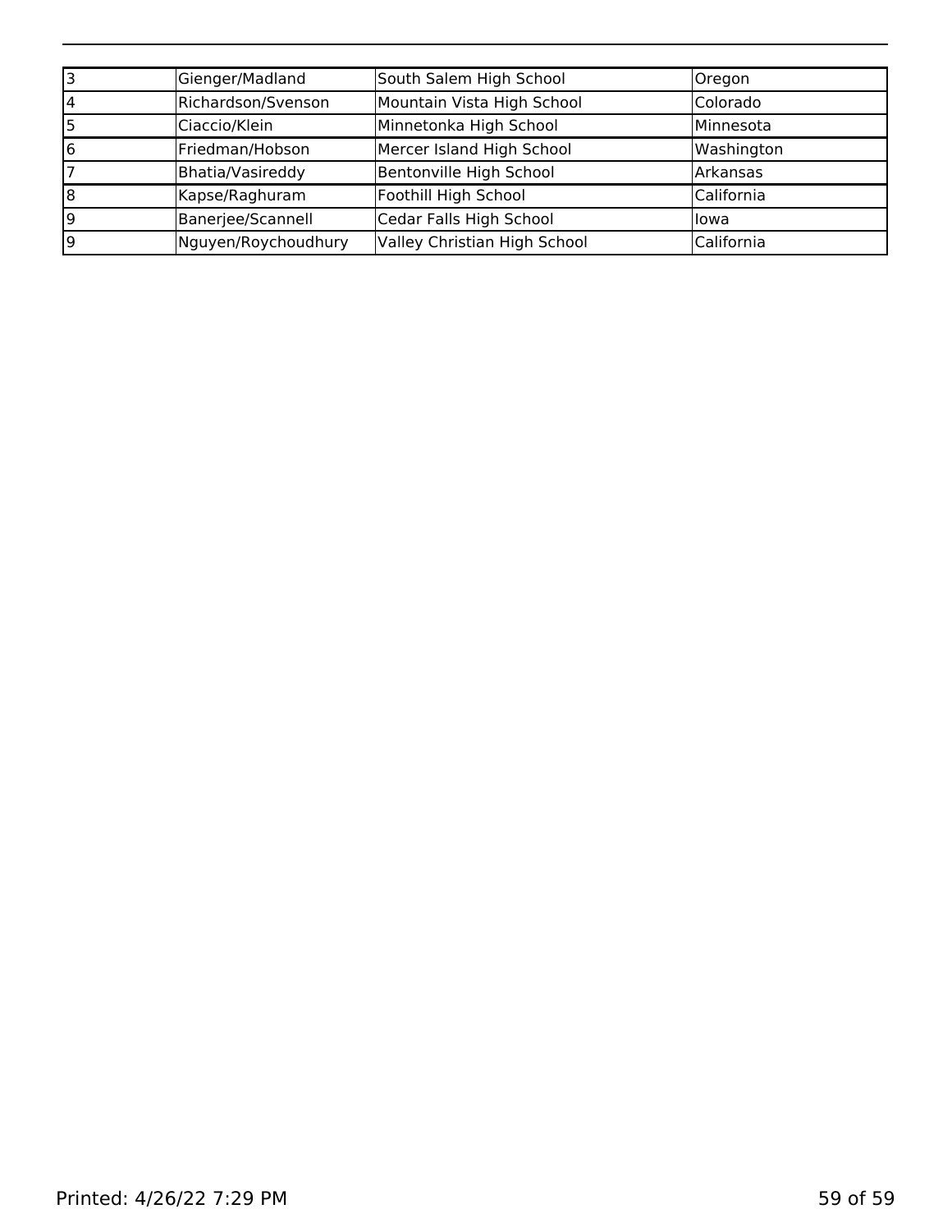| | | | |
|---|---|---|---|
| 3 | Gienger/Madland | South Salem High School | Oregon |
| 4 | Richardson/Svenson | Mountain Vista High School | Colorado |
| 5 | Ciaccio/Klein | Minnetonka High School | Minnesota |
| 6 | Friedman/Hobson | Mercer Island High School | Washington |
| 7 | Bhatia/Vasireddy | Bentonville High School | Arkansas |
| 8 | Kapse/Raghuram | Foothill High School | California |
| 9 | Banerjee/Scannell | Cedar Falls High School | Iowa |
| 9 | Nguyen/Roychoudhury | Valley Christian High School | California |

Printed: 4/26/22 7:29 PM